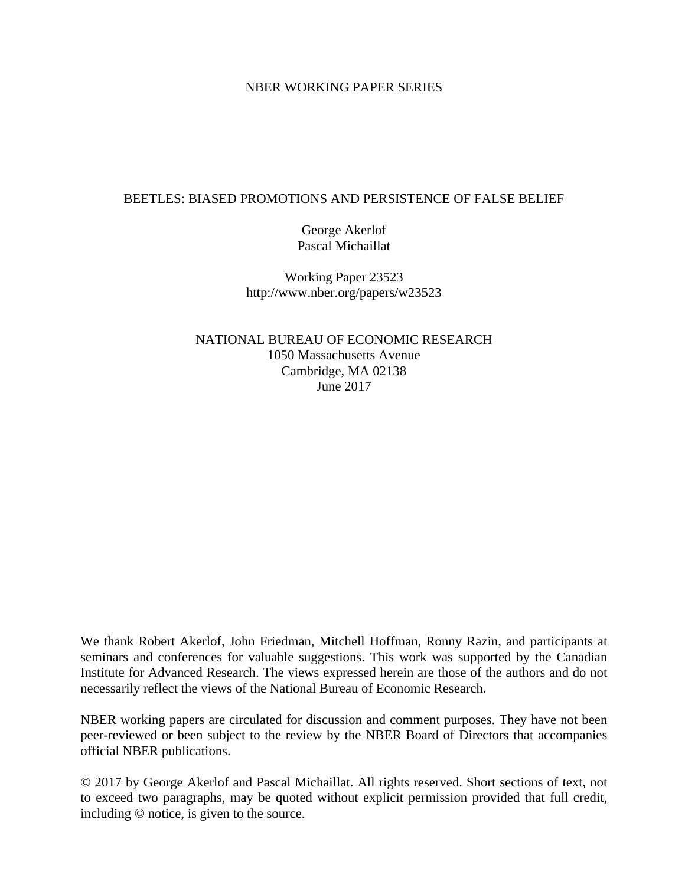NBER WORKING PAPER SERIES

# BEETLES: BIASED PROMOTIONS AND PERSISTENCE OF FALSE BELIEF

George Akerlof
Pascal Michaillat

Working Paper 23523
http://www.nber.org/papers/w23523

NATIONAL BUREAU OF ECONOMIC RESEARCH
1050 Massachusetts Avenue
Cambridge, MA 02138
June 2017

We thank Robert Akerlof, John Friedman, Mitchell Hoffman, Ronny Razin, and participants at seminars and conferences for valuable suggestions. This work was supported by the Canadian Institute for Advanced Research. The views expressed herein are those of the authors and do not necessarily reflect the views of the National Bureau of Economic Research.

NBER working papers are circulated for discussion and comment purposes. They have not been peer-reviewed or been subject to the review by the NBER Board of Directors that accompanies official NBER publications.

© 2017 by George Akerlof and Pascal Michaillat. All rights reserved. Short sections of text, not to exceed two paragraphs, may be quoted without explicit permission provided that full credit, including © notice, is given to the source.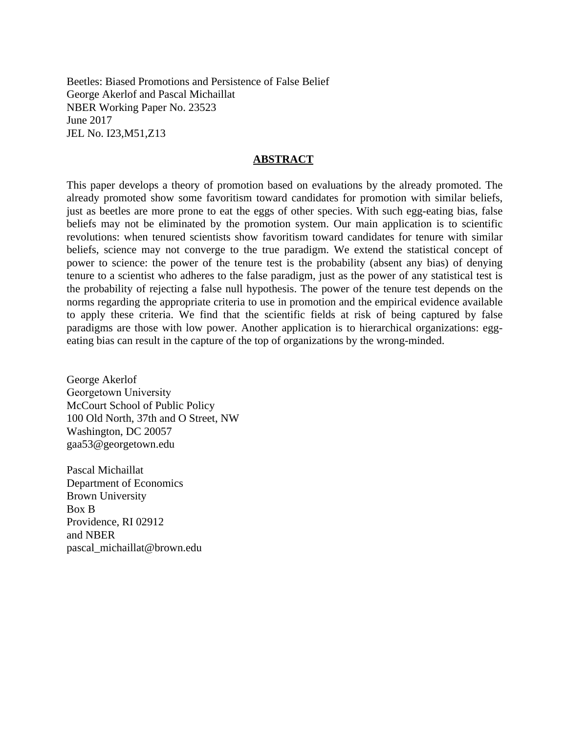Beetles: Biased Promotions and Persistence of False Belief
George Akerlof and Pascal Michaillat
NBER Working Paper No. 23523
June 2017
JEL No. I23,M51,Z13

## ABSTRACT

This paper develops a theory of promotion based on evaluations by the already promoted. The already promoted show some favoritism toward candidates for promotion with similar beliefs, just as beetles are more prone to eat the eggs of other species. With such egg-eating bias, false beliefs may not be eliminated by the promotion system. Our main application is to scientific revolutions: when tenured scientists show favoritism toward candidates for tenure with similar beliefs, science may not converge to the true paradigm. We extend the statistical concept of power to science: the power of the tenure test is the probability (absent any bias) of denying tenure to a scientist who adheres to the false paradigm, just as the power of any statistical test is the probability of rejecting a false null hypothesis. The power of the tenure test depends on the norms regarding the appropriate criteria to use in promotion and the empirical evidence available to apply these criteria. We find that the scientific fields at risk of being captured by false paradigms are those with low power. Another application is to hierarchical organizations: egg-eating bias can result in the capture of the top of organizations by the wrong-minded.

George Akerlof
Georgetown University
McCourt School of Public Policy
100 Old North, 37th and O Street, NW
Washington, DC 20057
gaa53@georgetown.edu

Pascal Michaillat
Department of Economics
Brown University
Box B
Providence, RI 02912
and NBER
pascal_michaillat@brown.edu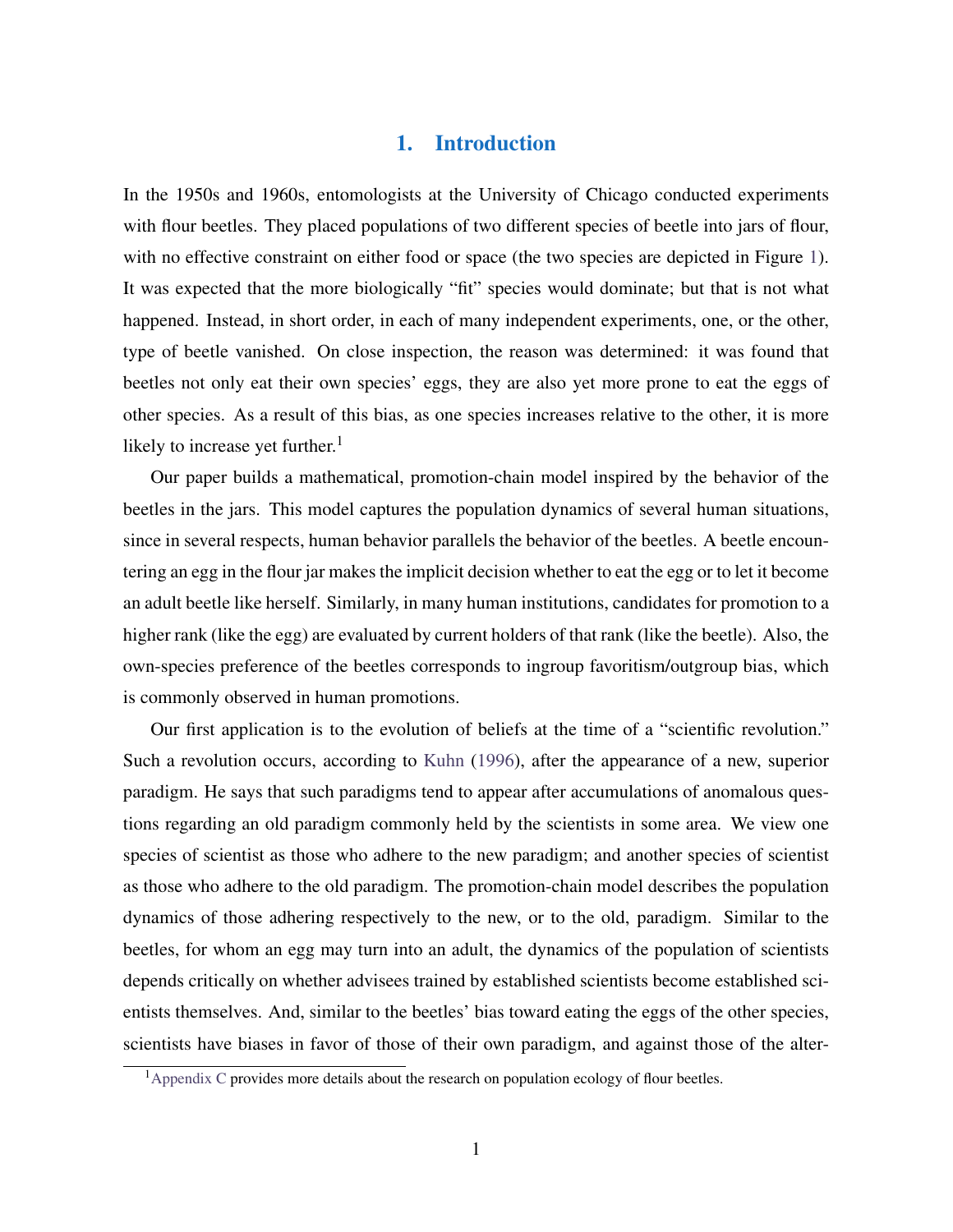# 1. Introduction

In the 1950s and 1960s, entomologists at the University of Chicago conducted experiments with flour beetles. They placed populations of two different species of beetle into jars of flour, with no effective constraint on either food or space (the two species are depicted in Figure 1). It was expected that the more biologically "fit" species would dominate; but that is not what happened. Instead, in short order, in each of many independent experiments, one, or the other, type of beetle vanished. On close inspection, the reason was determined: it was found that beetles not only eat their own species' eggs, they are also yet more prone to eat the eggs of other species. As a result of this bias, as one species increases relative to the other, it is more likely to increase yet further.[1]

Our paper builds a mathematical, promotion-chain model inspired by the behavior of the beetles in the jars. This model captures the population dynamics of several human situations, since in several respects, human behavior parallels the behavior of the beetles. A beetle encountering an egg in the flour jar makes the implicit decision whether to eat the egg or to let it become an adult beetle like herself. Similarly, in many human institutions, candidates for promotion to a higher rank (like the egg) are evaluated by current holders of that rank (like the beetle). Also, the own-species preference of the beetles corresponds to ingroup favoritism/outgroup bias, which is commonly observed in human promotions.

Our first application is to the evolution of beliefs at the time of a "scientific revolution." Such a revolution occurs, according to Kuhn (1996), after the appearance of a new, superior paradigm. He says that such paradigms tend to appear after accumulations of anomalous questions regarding an old paradigm commonly held by the scientists in some area. We view one species of scientist as those who adhere to the new paradigm; and another species of scientist as those who adhere to the old paradigm. The promotion-chain model describes the population dynamics of those adhering respectively to the new, or to the old, paradigm. Similar to the beetles, for whom an egg may turn into an adult, the dynamics of the population of scientists depends critically on whether advisees trained by established scientists become established scientists themselves. And, similar to the beetles' bias toward eating the eggs of the other species, scientists have biases in favor of those of their own paradigm, and against those of the alter-

[1] Appendix C provides more details about the research on population ecology of flour beetles.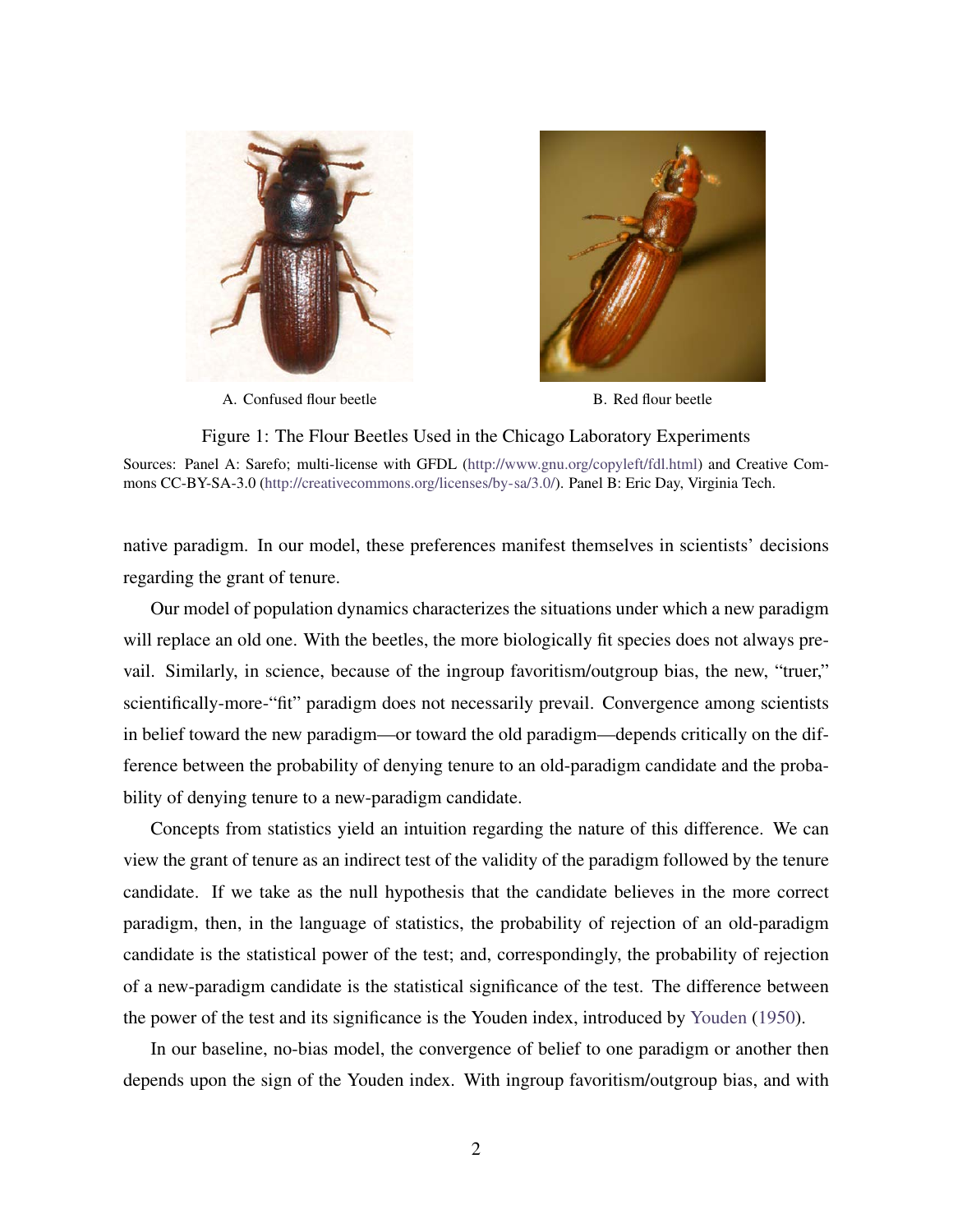A. Confused flour beetle

B. Red flour beetle

Figure 1: The Flour Beetles Used in the Chicago Laboratory Experiments

Sources: Panel A: Sarefo; multi-license with GFDL (http://www.gnu.org/copyleft/fdl.html) and Creative Commons CC-BY-SA-3.0 (http://creativecommons.org/licenses/by-sa/3.0/). Panel B: Eric Day, Virginia Tech.

native paradigm. In our model, these preferences manifest themselves in scientists' decisions regarding the grant of tenure.

Our model of population dynamics characterizes the situations under which a new paradigm will replace an old one. With the beetles, the more biologically fit species does not always prevail. Similarly, in science, because of the ingroup favoritism/outgroup bias, the new, "truer," scientifically-more-"fit" paradigm does not necessarily prevail. Convergence among scientists in belief toward the new paradigm—or toward the old paradigm—depends critically on the difference between the probability of denying tenure to an old-paradigm candidate and the probability of denying tenure to a new-paradigm candidate.

Concepts from statistics yield an intuition regarding the nature of this difference. We can view the grant of tenure as an indirect test of the validity of the paradigm followed by the tenure candidate. If we take as the null hypothesis that the candidate believes in the more correct paradigm, then, in the language of statistics, the probability of rejection of an old-paradigm candidate is the statistical power of the test; and, correspondingly, the probability of rejection of a new-paradigm candidate is the statistical significance of the test. The difference between the power of the test and its significance is the Youden index, introduced by Youden (1950).

In our baseline, no-bias model, the convergence of belief to one paradigm or another then depends upon the sign of the Youden index. With ingroup favoritism/outgroup bias, and with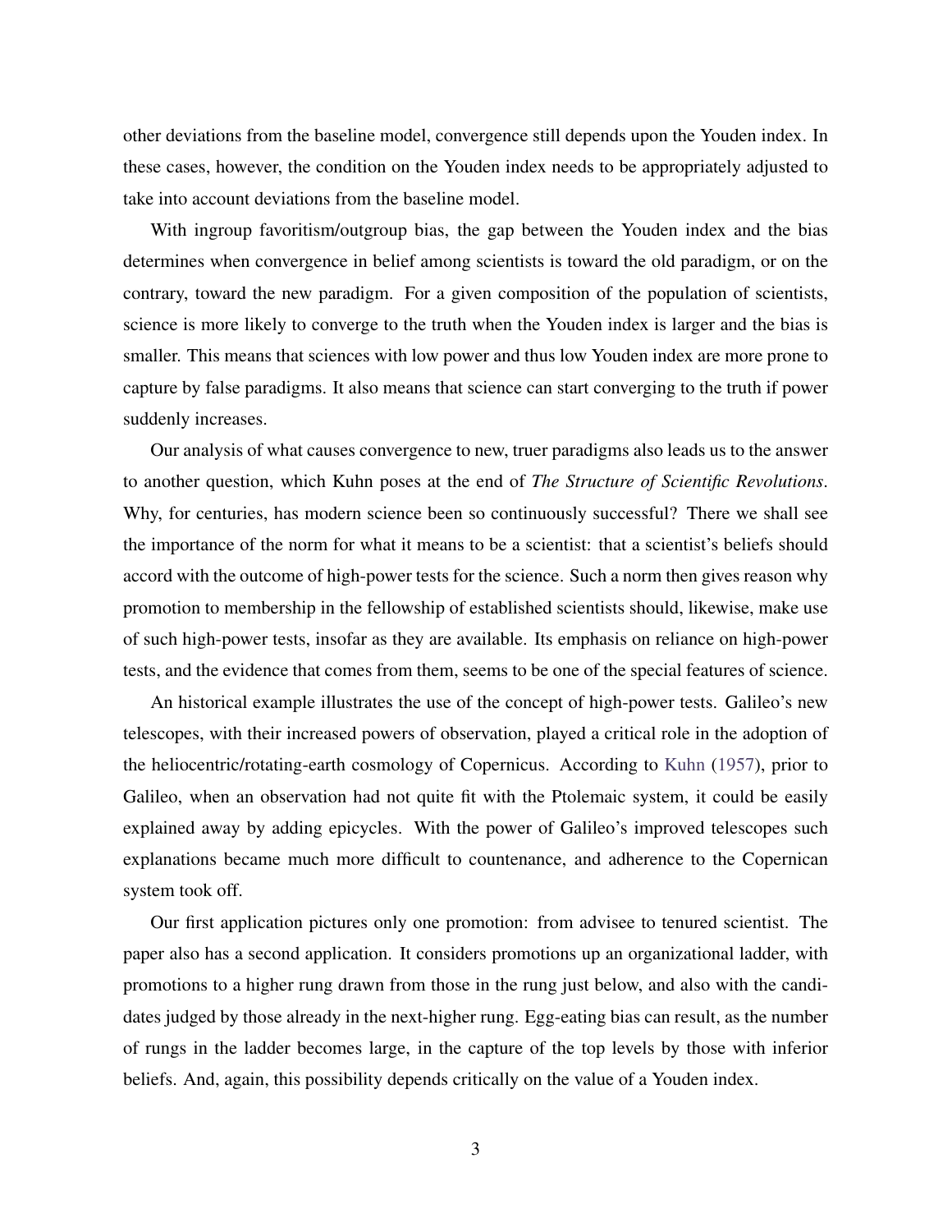other deviations from the baseline model, convergence still depends upon the Youden index. In these cases, however, the condition on the Youden index needs to be appropriately adjusted to take into account deviations from the baseline model.

With ingroup favoritism/outgroup bias, the gap between the Youden index and the bias determines when convergence in belief among scientists is toward the old paradigm, or on the contrary, toward the new paradigm. For a given composition of the population of scientists, science is more likely to converge to the truth when the Youden index is larger and the bias is smaller. This means that sciences with low power and thus low Youden index are more prone to capture by false paradigms. It also means that science can start converging to the truth if power suddenly increases.

Our analysis of what causes convergence to new, truer paradigms also leads us to the answer to another question, which Kuhn poses at the end of *The Structure of Scientific Revolutions*. Why, for centuries, has modern science been so continuously successful? There we shall see the importance of the norm for what it means to be a scientist: that a scientist's beliefs should accord with the outcome of high-power tests for the science. Such a norm then gives reason why promotion to membership in the fellowship of established scientists should, likewise, make use of such high-power tests, insofar as they are available. Its emphasis on reliance on high-power tests, and the evidence that comes from them, seems to be one of the special features of science.

An historical example illustrates the use of the concept of high-power tests. Galileo's new telescopes, with their increased powers of observation, played a critical role in the adoption of the heliocentric/rotating-earth cosmology of Copernicus. According to Kuhn (1957), prior to Galileo, when an observation had not quite fit with the Ptolemaic system, it could be easily explained away by adding epicycles. With the power of Galileo's improved telescopes such explanations became much more difficult to countenance, and adherence to the Copernican system took off.

Our first application pictures only one promotion: from advisee to tenured scientist. The paper also has a second application. It considers promotions up an organizational ladder, with promotions to a higher rung drawn from those in the rung just below, and also with the candidates judged by those already in the next-higher rung. Egg-eating bias can result, as the number of rungs in the ladder becomes large, in the capture of the top levels by those with inferior beliefs. And, again, this possibility depends critically on the value of a Youden index.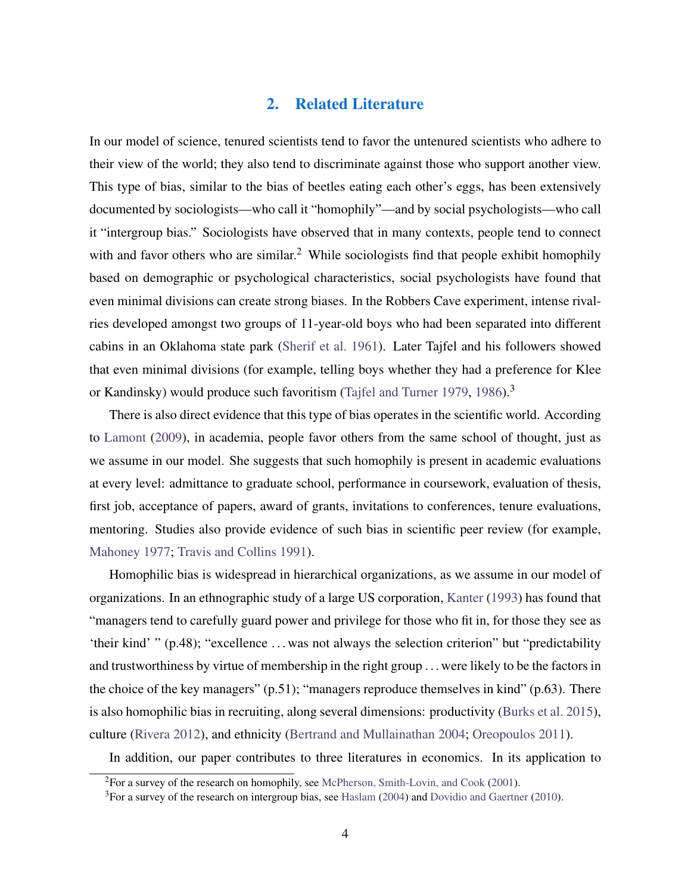## 2. Related Literature

In our model of science, tenured scientists tend to favor the untenured scientists who adhere to their view of the world; they also tend to discriminate against those who support another view. This type of bias, similar to the bias of beetles eating each other's eggs, has been extensively documented by sociologists—who call it "homophily"—and by social psychologists—who call it "intergroup bias." Sociologists have observed that in many contexts, people tend to connect with and favor others who are similar.[2] While sociologists find that people exhibit homophily based on demographic or psychological characteristics, social psychologists have found that even minimal divisions can create strong biases. In the Robbers Cave experiment, intense rivalries developed amongst two groups of 11-year-old boys who had been separated into different cabins in an Oklahoma state park (Sherif et al. 1961). Later Tajfel and his followers showed that even minimal divisions (for example, telling boys whether they had a preference for Klee or Kandinsky) would produce such favoritism (Tajfel and Turner 1979, 1986).[3]

There is also direct evidence that this type of bias operates in the scientific world. According to Lamont (2009), in academia, people favor others from the same school of thought, just as we assume in our model. She suggests that such homophily is present in academic evaluations at every level: admittance to graduate school, performance in coursework, evaluation of thesis, first job, acceptance of papers, award of grants, invitations to conferences, tenure evaluations, mentoring. Studies also provide evidence of such bias in scientific peer review (for example, Mahoney 1977; Travis and Collins 1991).

Homophilic bias is widespread in hierarchical organizations, as we assume in our model of organizations. In an ethnographic study of a large US corporation, Kanter (1993) has found that "managers tend to carefully guard power and privilege for those who fit in, for those they see as 'their kind' " (p.48); "excellence ... was not always the selection criterion" but "predictability and trustworthiness by virtue of membership in the right group ... were likely to be the factors in the choice of the key managers" (p.51); "managers reproduce themselves in kind" (p.63). There is also homophilic bias in recruiting, along several dimensions: productivity (Burks et al. 2015), culture (Rivera 2012), and ethnicity (Bertrand and Mullainathan 2004; Oreopoulos 2011).

In addition, our paper contributes to three literatures in economics. In its application to

[2] For a survey of the research on homophily, see McPherson, Smith-Lovin, and Cook (2001).

[3] For a survey of the research on intergroup bias, see Haslam (2004) and Dovidio and Gaertner (2010).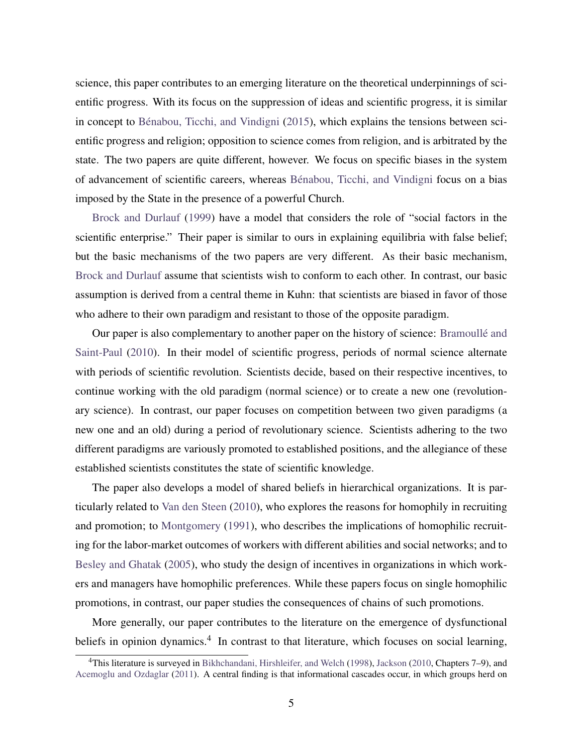science, this paper contributes to an emerging literature on the theoretical underpinnings of scientific progress. With its focus on the suppression of ideas and scientific progress, it is similar in concept to Bénabou, Ticchi, and Vindigni (2015), which explains the tensions between scientific progress and religion; opposition to science comes from religion, and is arbitrated by the state. The two papers are quite different, however. We focus on specific biases in the system of advancement of scientific careers, whereas Bénabou, Ticchi, and Vindigni focus on a bias imposed by the State in the presence of a powerful Church.

Brock and Durlauf (1999) have a model that considers the role of "social factors in the scientific enterprise." Their paper is similar to ours in explaining equilibria with false belief; but the basic mechanisms of the two papers are very different. As their basic mechanism, Brock and Durlauf assume that scientists wish to conform to each other. In contrast, our basic assumption is derived from a central theme in Kuhn: that scientists are biased in favor of those who adhere to their own paradigm and resistant to those of the opposite paradigm.

Our paper is also complementary to another paper on the history of science: Bramoullé and Saint-Paul (2010). In their model of scientific progress, periods of normal science alternate with periods of scientific revolution. Scientists decide, based on their respective incentives, to continue working with the old paradigm (normal science) or to create a new one (revolutionary science). In contrast, our paper focuses on competition between two given paradigms (a new one and an old) during a period of revolutionary science. Scientists adhering to the two different paradigms are variously promoted to established positions, and the allegiance of these established scientists constitutes the state of scientific knowledge.

The paper also develops a model of shared beliefs in hierarchical organizations. It is particularly related to Van den Steen (2010), who explores the reasons for homophily in recruiting and promotion; to Montgomery (1991), who describes the implications of homophilic recruiting for the labor-market outcomes of workers with different abilities and social networks; and to Besley and Ghatak (2005), who study the design of incentives in organizations in which workers and managers have homophilic preferences. While these papers focus on single homophilic promotions, in contrast, our paper studies the consequences of chains of such promotions.

More generally, our paper contributes to the literature on the emergence of dysfunctional beliefs in opinion dynamics.[4] In contrast to that literature, which focuses on social learning,

[4]This literature is surveyed in Bikhchandani, Hirshleifer, and Welch (1998), Jackson (2010, Chapters 7–9), and Acemoglu and Ozdaglar (2011). A central finding is that informational cascades occur, in which groups herd on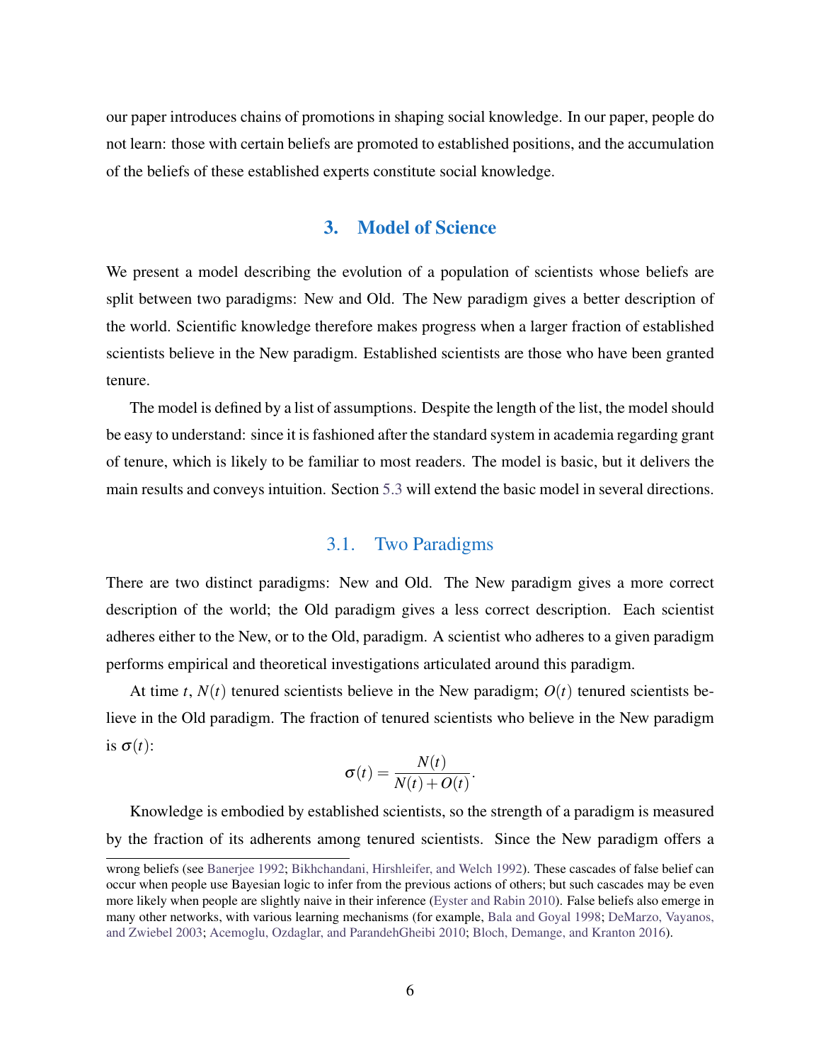our paper introduces chains of promotions in shaping social knowledge. In our paper, people do not learn: those with certain beliefs are promoted to established positions, and the accumulation of the beliefs of these established experts constitute social knowledge.

## 3. Model of Science

We present a model describing the evolution of a population of scientists whose beliefs are split between two paradigms: New and Old. The New paradigm gives a better description of the world. Scientific knowledge therefore makes progress when a larger fraction of established scientists believe in the New paradigm. Established scientists are those who have been granted tenure.

The model is defined by a list of assumptions. Despite the length of the list, the model should be easy to understand: since it is fashioned after the standard system in academia regarding grant of tenure, which is likely to be familiar to most readers. The model is basic, but it delivers the main results and conveys intuition. Section 5.3 will extend the basic model in several directions.

### 3.1. Two Paradigms

There are two distinct paradigms: New and Old. The New paradigm gives a more correct description of the world; the Old paradigm gives a less correct description. Each scientist adheres either to the New, or to the Old, paradigm. A scientist who adheres to a given paradigm performs empirical and theoretical investigations articulated around this paradigm.

At time $t$, $N(t)$ tenured scientists believe in the New paradigm; $O(t)$ tenured scientists believe in the Old paradigm. The fraction of tenured scientists who believe in the New paradigm is $\sigma(t)$:

$$\sigma(t) = \frac{N(t)}{N(t)+O(t)}.$$

Knowledge is embodied by established scientists, so the strength of a paradigm is measured by the fraction of its adherents among tenured scientists. Since the New paradigm offers a

---

wrong beliefs (see Banerjee 1992; Bikhchandani, Hirshleifer, and Welch 1992). These cascades of false belief can occur when people use Bayesian logic to infer from the previous actions of others; but such cascades may be even more likely when people are slightly naive in their inference (Eyster and Rabin 2010). False beliefs also emerge in many other networks, with various learning mechanisms (for example, Bala and Goyal 1998; DeMarzo, Vayanos, and Zwiebel 2003; Acemoglu, Ozdaglar, and ParandehGheibi 2010; Bloch, Demange, and Kranton 2016).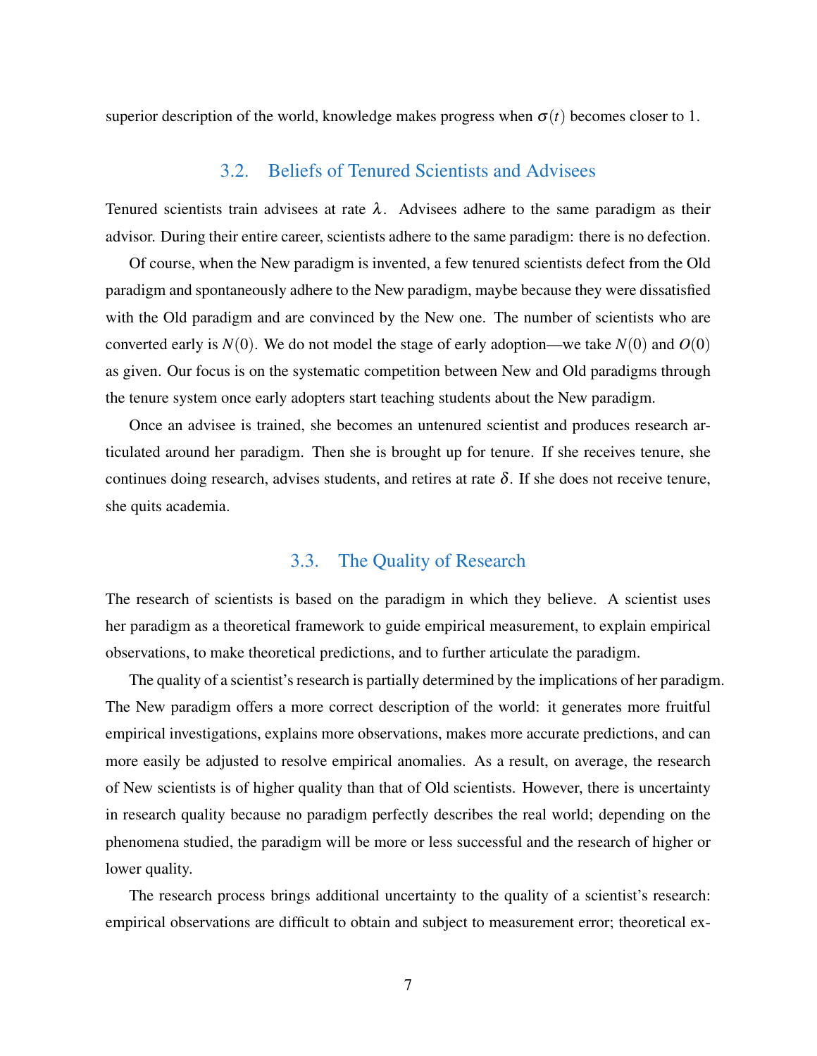superior description of the world, knowledge makes progress when $\sigma(t)$ becomes closer to 1.

## 3.2. Beliefs of Tenured Scientists and Advisees

Tenured scientists train advisees at rate $\lambda$. Advisees adhere to the same paradigm as their advisor. During their entire career, scientists adhere to the same paradigm: there is no defection.

Of course, when the New paradigm is invented, a few tenured scientists defect from the Old paradigm and spontaneously adhere to the New paradigm, maybe because they were dissatisfied with the Old paradigm and are convinced by the New one. The number of scientists who are converted early is $N(0)$. We do not model the stage of early adoption—we take $N(0)$ and $O(0)$ as given. Our focus is on the systematic competition between New and Old paradigms through the tenure system once early adopters start teaching students about the New paradigm.

Once an advisee is trained, she becomes an untenured scientist and produces research articulated around her paradigm. Then she is brought up for tenure. If she receives tenure, she continues doing research, advises students, and retires at rate $\delta$. If she does not receive tenure, she quits academia.

## 3.3. The Quality of Research

The research of scientists is based on the paradigm in which they believe. A scientist uses her paradigm as a theoretical framework to guide empirical measurement, to explain empirical observations, to make theoretical predictions, and to further articulate the paradigm.

The quality of a scientist's research is partially determined by the implications of her paradigm. The New paradigm offers a more correct description of the world: it generates more fruitful empirical investigations, explains more observations, makes more accurate predictions, and can more easily be adjusted to resolve empirical anomalies. As a result, on average, the research of New scientists is of higher quality than that of Old scientists. However, there is uncertainty in research quality because no paradigm perfectly describes the real world; depending on the phenomena studied, the paradigm will be more or less successful and the research of higher or lower quality.

The research process brings additional uncertainty to the quality of a scientist's research: empirical observations are difficult to obtain and subject to measurement error; theoretical ex-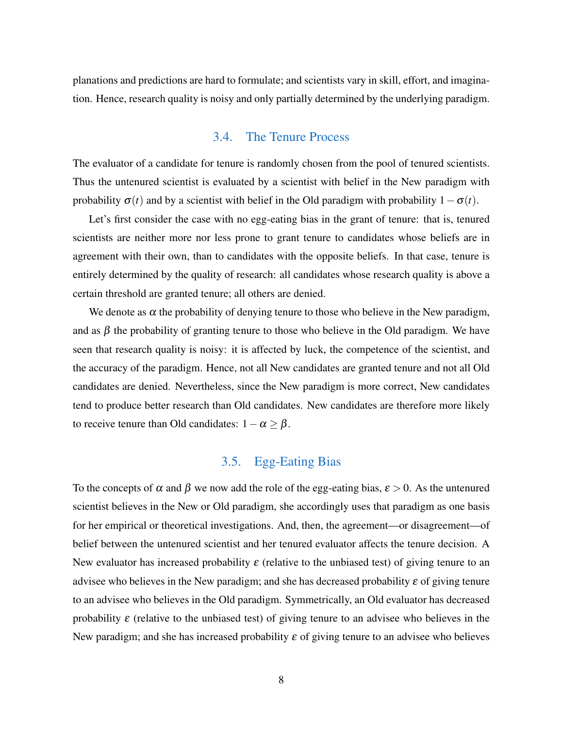planations and predictions are hard to formulate; and scientists vary in skill, effort, and imagination. Hence, research quality is noisy and only partially determined by the underlying paradigm.

### 3.4. The Tenure Process

The evaluator of a candidate for tenure is randomly chosen from the pool of tenured scientists. Thus the untenured scientist is evaluated by a scientist with belief in the New paradigm with probability $\sigma(t)$ and by a scientist with belief in the Old paradigm with probability $1-\sigma(t)$.

Let's first consider the case with no egg-eating bias in the grant of tenure: that is, tenured scientists are neither more nor less prone to grant tenure to candidates whose beliefs are in agreement with their own, than to candidates with the opposite beliefs. In that case, tenure is entirely determined by the quality of research: all candidates whose research quality is above a certain threshold are granted tenure; all others are denied.

We denote as $\alpha$ the probability of denying tenure to those who believe in the New paradigm, and as $\beta$ the probability of granting tenure to those who believe in the Old paradigm. We have seen that research quality is noisy: it is affected by luck, the competence of the scientist, and the accuracy of the paradigm. Hence, not all New candidates are granted tenure and not all Old candidates are denied. Nevertheless, since the New paradigm is more correct, New candidates tend to produce better research than Old candidates. New candidates are therefore more likely to receive tenure than Old candidates: $1-\alpha \geq \beta$.

### 3.5. Egg-Eating Bias

To the concepts of $\alpha$ and $\beta$ we now add the role of the egg-eating bias, $\varepsilon > 0$. As the untenured scientist believes in the New or Old paradigm, she accordingly uses that paradigm as one basis for her empirical or theoretical investigations. And, then, the agreement—or disagreement—of belief between the untenured scientist and her tenured evaluator affects the tenure decision. A New evaluator has increased probability $\varepsilon$ (relative to the unbiased test) of giving tenure to an advisee who believes in the New paradigm; and she has decreased probability $\varepsilon$ of giving tenure to an advisee who believes in the Old paradigm. Symmetrically, an Old evaluator has decreased probability $\varepsilon$ (relative to the unbiased test) of giving tenure to an advisee who believes in the New paradigm; and she has increased probability $\varepsilon$ of giving tenure to an advisee who believes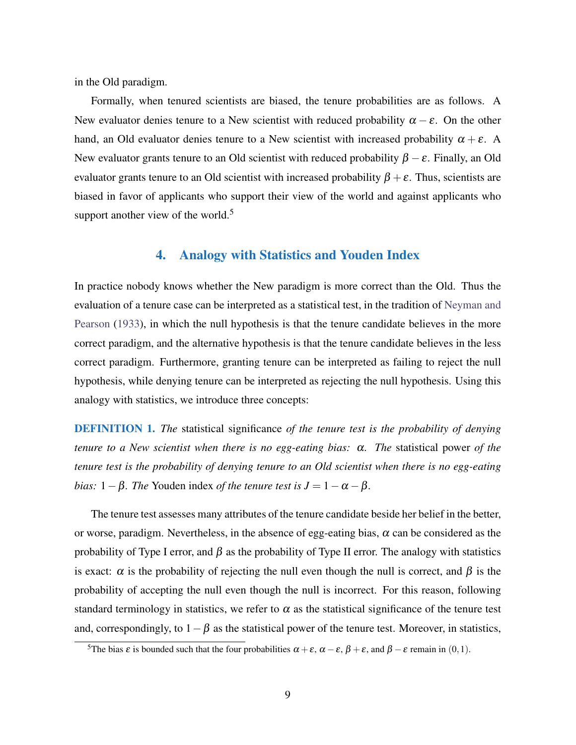in the Old paradigm.

Formally, when tenured scientists are biased, the tenure probabilities are as follows. A New evaluator denies tenure to a New scientist with reduced probability $\alpha - \varepsilon$. On the other hand, an Old evaluator denies tenure to a New scientist with increased probability $\alpha + \varepsilon$. A New evaluator grants tenure to an Old scientist with reduced probability $\beta - \varepsilon$. Finally, an Old evaluator grants tenure to an Old scientist with increased probability $\beta + \varepsilon$. Thus, scientists are biased in favor of applicants who support their view of the world and against applicants who support another view of the world.[5]

## 4. Analogy with Statistics and Youden Index

In practice nobody knows whether the New paradigm is more correct than the Old. Thus the evaluation of a tenure case can be interpreted as a statistical test, in the tradition of Neyman and Pearson (1933), in which the null hypothesis is that the tenure candidate believes in the more correct paradigm, and the alternative hypothesis is that the tenure candidate believes in the less correct paradigm. Furthermore, granting tenure can be interpreted as failing to reject the null hypothesis, while denying tenure can be interpreted as rejecting the null hypothesis. Using this analogy with statistics, we introduce three concepts:

**DEFINITION 1.** *The* statistical significance *of the tenure test is the probability of denying tenure to a New scientist when there is no egg-eating bias: $\alpha$. The* statistical power *of the tenure test is the probability of denying tenure to an Old scientist when there is no egg-eating bias: $1 - \beta$. The* Youden index *of the tenure test is $J = 1 - \alpha - \beta$.*

The tenure test assesses many attributes of the tenure candidate beside her belief in the better, or worse, paradigm. Nevertheless, in the absence of egg-eating bias, $\alpha$ can be considered as the probability of Type I error, and $\beta$ as the probability of Type II error. The analogy with statistics is exact: $\alpha$ is the probability of rejecting the null even though the null is correct, and $\beta$ is the probability of accepting the null even though the null is incorrect. For this reason, following standard terminology in statistics, we refer to $\alpha$ as the statistical significance of the tenure test and, correspondingly, to $1 - \beta$ as the statistical power of the tenure test. Moreover, in statistics,

[5] The bias $\varepsilon$ is bounded such that the four probabilities $\alpha + \varepsilon$, $\alpha - \varepsilon$, $\beta + \varepsilon$, and $\beta - \varepsilon$ remain in $(0, 1)$.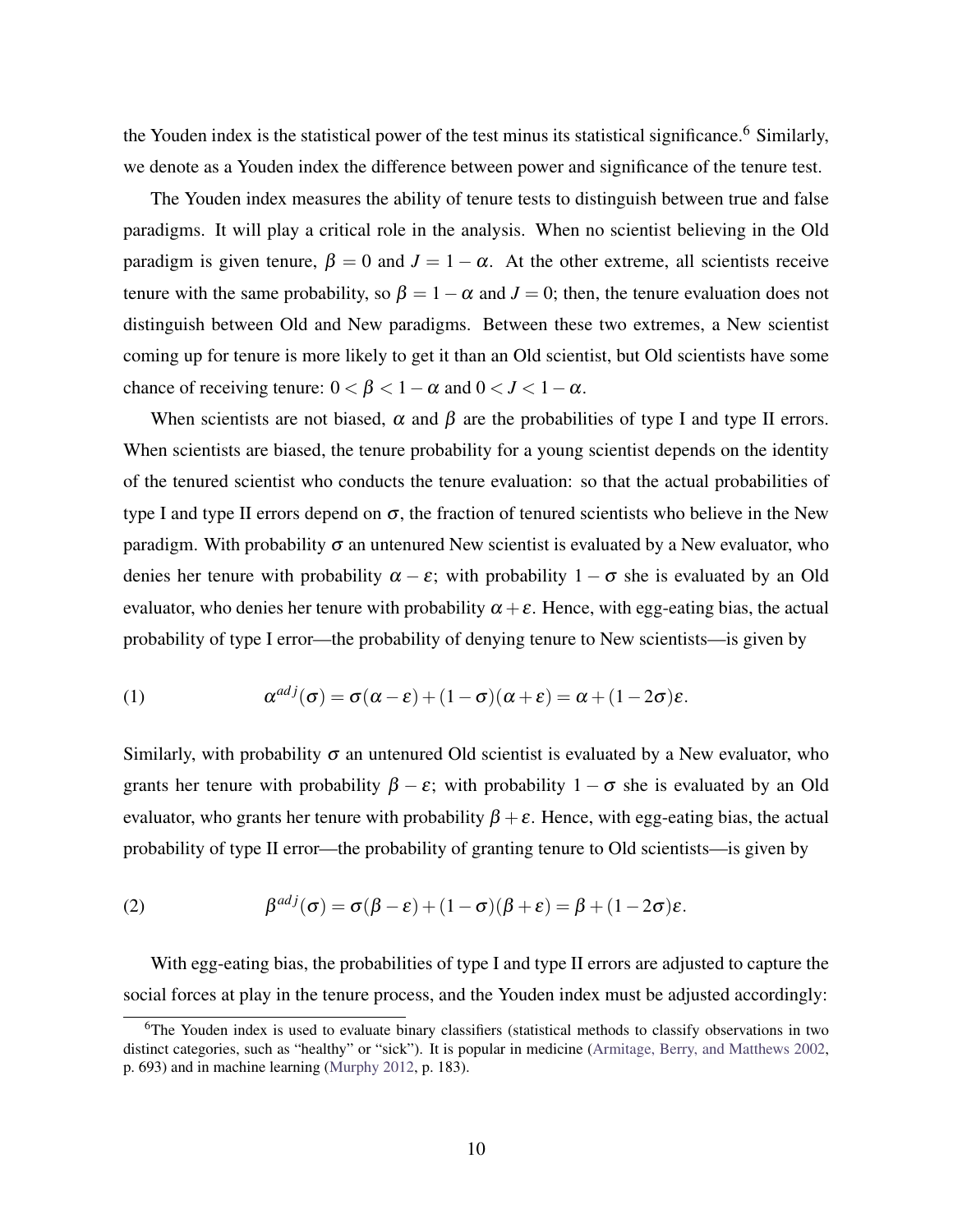the Youden index is the statistical power of the test minus its statistical significance.[6] Similarly, we denote as a Youden index the difference between power and significance of the tenure test.

The Youden index measures the ability of tenure tests to distinguish between true and false paradigms. It will play a critical role in the analysis. When no scientist believing in the Old paradigm is given tenure, $\beta = 0$ and $J = 1 - \alpha$. At the other extreme, all scientists receive tenure with the same probability, so $\beta = 1 - \alpha$ and $J = 0$; then, the tenure evaluation does not distinguish between Old and New paradigms. Between these two extremes, a New scientist coming up for tenure is more likely to get it than an Old scientist, but Old scientists have some chance of receiving tenure: $0 < \beta < 1 - \alpha$ and $0 < J < 1 - \alpha$.

When scientists are not biased, $\alpha$ and $\beta$ are the probabilities of type I and type II errors. When scientists are biased, the tenure probability for a young scientist depends on the identity of the tenured scientist who conducts the tenure evaluation: so that the actual probabilities of type I and type II errors depend on $\sigma$, the fraction of tenured scientists who believe in the New paradigm. With probability $\sigma$ an untenured New scientist is evaluated by a New evaluator, who denies her tenure with probability $\alpha - \varepsilon$; with probability $1 - \sigma$ she is evaluated by an Old evaluator, who denies her tenure with probability $\alpha + \varepsilon$. Hence, with egg-eating bias, the actual probability of type I error—the probability of denying tenure to New scientists—is given by

$$\alpha^{adj}(\sigma) = \sigma(\alpha - \varepsilon) + (1 - \sigma)(\alpha + \varepsilon) = \alpha + (1 - 2\sigma)\varepsilon. \tag{1}$$

Similarly, with probability $\sigma$ an untenured Old scientist is evaluated by a New evaluator, who grants her tenure with probability $\beta - \varepsilon$; with probability $1 - \sigma$ she is evaluated by an Old evaluator, who grants her tenure with probability $\beta + \varepsilon$. Hence, with egg-eating bias, the actual probability of type II error—the probability of granting tenure to Old scientists—is given by

$$\beta^{adj}(\sigma) = \sigma(\beta - \varepsilon) + (1 - \sigma)(\beta + \varepsilon) = \beta + (1 - 2\sigma)\varepsilon. \tag{2}$$

With egg-eating bias, the probabilities of type I and type II errors are adjusted to capture the social forces at play in the tenure process, and the Youden index must be adjusted accordingly:

[6] The Youden index is used to evaluate binary classifiers (statistical methods to classify observations in two distinct categories, such as "healthy" or "sick"). It is popular in medicine (Armitage, Berry, and Matthews 2002, p. 693) and in machine learning (Murphy 2012, p. 183).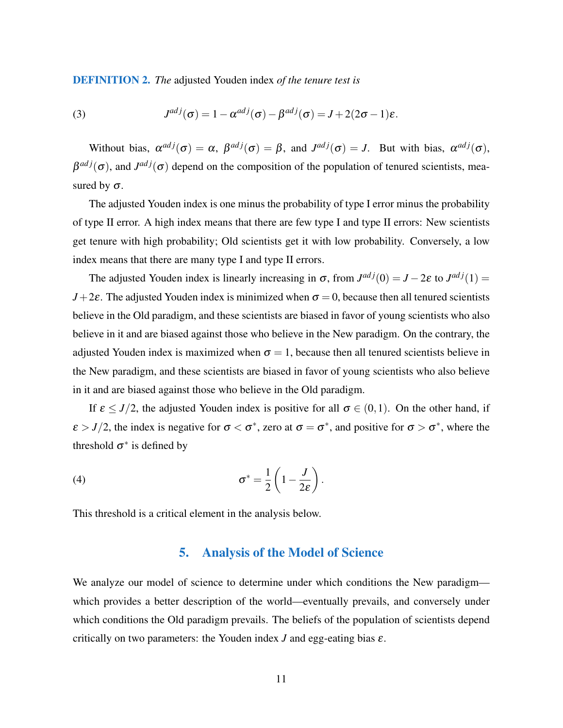**DEFINITION 2.** *The* adjusted Youden index *of the tenure test is*

$$J^{adj}(\sigma) = 1 - \alpha^{adj}(\sigma) - \beta^{adj}(\sigma) = J + 2(2\sigma - 1)\varepsilon. \tag{3}$$

Without bias, $\alpha^{adj}(\sigma) = \alpha$, $\beta^{adj}(\sigma) = \beta$, and $J^{adj}(\sigma) = J$. But with bias, $\alpha^{adj}(\sigma)$, $\beta^{adj}(\sigma)$, and $J^{adj}(\sigma)$ depend on the composition of the population of tenured scientists, measured by $\sigma$.

The adjusted Youden index is one minus the probability of type I error minus the probability of type II error. A high index means that there are few type I and type II errors: New scientists get tenure with high probability; Old scientists get it with low probability. Conversely, a low index means that there are many type I and type II errors.

The adjusted Youden index is linearly increasing in $\sigma$, from $J^{adj}(0) = J - 2\varepsilon$ to $J^{adj}(1) = J + 2\varepsilon$. The adjusted Youden index is minimized when $\sigma = 0$, because then all tenured scientists believe in the Old paradigm, and these scientists are biased in favor of young scientists who also believe in it and are biased against those who believe in the New paradigm. On the contrary, the adjusted Youden index is maximized when $\sigma = 1$, because then all tenured scientists believe in the New paradigm, and these scientists are biased in favor of young scientists who also believe in it and are biased against those who believe in the Old paradigm.

If $\varepsilon \leq J/2$, the adjusted Youden index is positive for all $\sigma \in (0,1)$. On the other hand, if $\varepsilon > J/2$, the index is negative for $\sigma < \sigma^*$, zero at $\sigma = \sigma^*$, and positive for $\sigma > \sigma^*$, where the threshold $\sigma^*$ is defined by

$$\sigma^* = \frac{1}{2}\left(1 - \frac{J}{2\varepsilon}\right). \tag{4}$$

This threshold is a critical element in the analysis below.

## 5. Analysis of the Model of Science

We analyze our model of science to determine under which conditions the New paradigm—which provides a better description of the world—eventually prevails, and conversely under which conditions the Old paradigm prevails. The beliefs of the population of scientists depend critically on two parameters: the Youden index $J$ and egg-eating bias $\varepsilon$.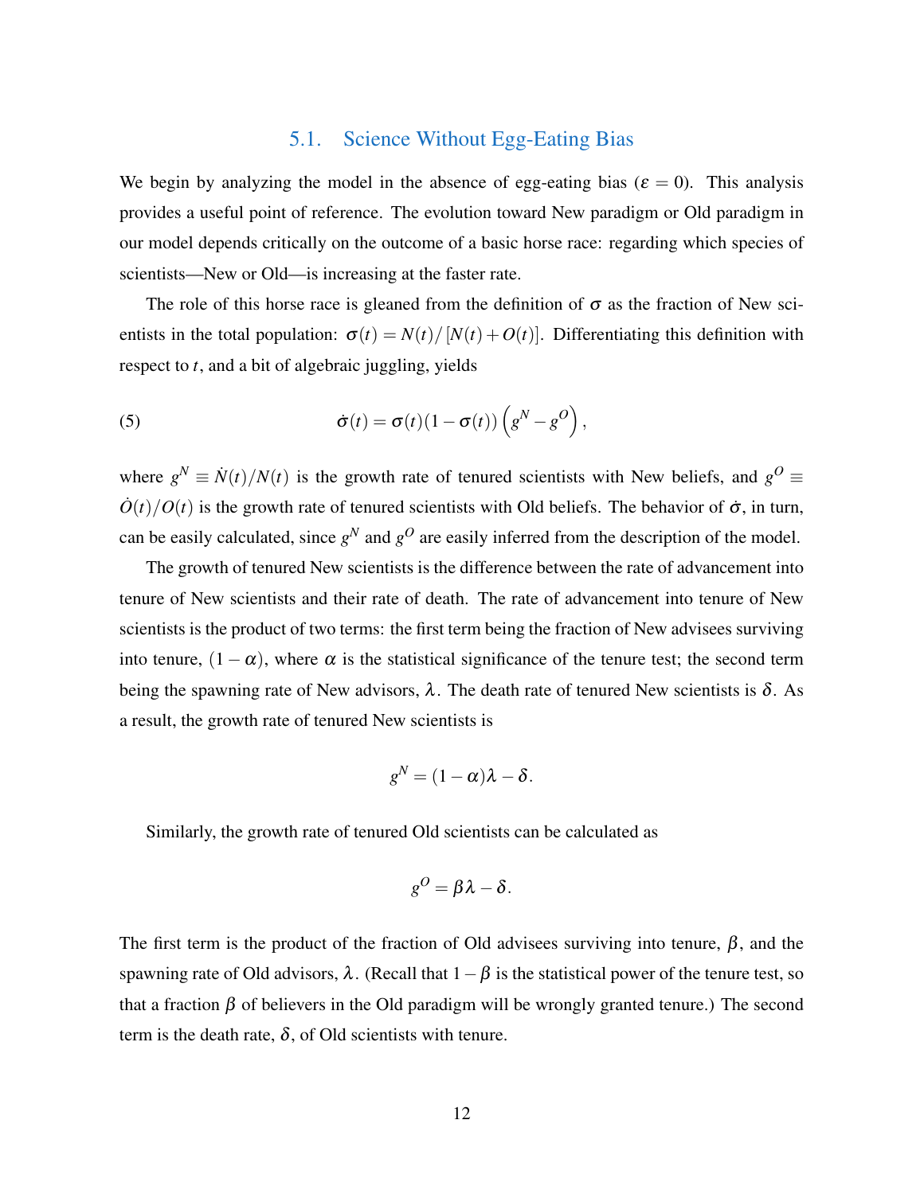### 5.1. Science Without Egg-Eating Bias

We begin by analyzing the model in the absence of egg-eating bias ($\varepsilon = 0$). This analysis provides a useful point of reference. The evolution toward New paradigm or Old paradigm in our model depends critically on the outcome of a basic horse race: regarding which species of scientists—New or Old—is increasing at the faster rate.

The role of this horse race is gleaned from the definition of $\sigma$ as the fraction of New scientists in the total population: $\sigma(t) = N(t)/[N(t) + O(t)]$. Differentiating this definition with respect to $t$, and a bit of algebraic juggling, yields

$$\dot{\sigma}(t) = \sigma(t)(1 - \sigma(t))\left(g^N - g^O\right), \tag{5}$$

where $g^N \equiv \dot{N}(t)/N(t)$ is the growth rate of tenured scientists with New beliefs, and $g^O \equiv \dot{O}(t)/O(t)$ is the growth rate of tenured scientists with Old beliefs. The behavior of $\dot{\sigma}$, in turn, can be easily calculated, since $g^N$ and $g^O$ are easily inferred from the description of the model.

The growth of tenured New scientists is the difference between the rate of advancement into tenure of New scientists and their rate of death. The rate of advancement into tenure of New scientists is the product of two terms: the first term being the fraction of New advisees surviving into tenure, $(1 - \alpha)$, where $\alpha$ is the statistical significance of the tenure test; the second term being the spawning rate of New advisors, $\lambda$. The death rate of tenured New scientists is $\delta$. As a result, the growth rate of tenured New scientists is

$$g^N = (1 - \alpha)\lambda - \delta.$$

Similarly, the growth rate of tenured Old scientists can be calculated as

$$g^O = \beta\lambda - \delta.$$

The first term is the product of the fraction of Old advisees surviving into tenure, $\beta$, and the spawning rate of Old advisors, $\lambda$. (Recall that $1 - \beta$ is the statistical power of the tenure test, so that a fraction $\beta$ of believers in the Old paradigm will be wrongly granted tenure.) The second term is the death rate, $\delta$, of Old scientists with tenure.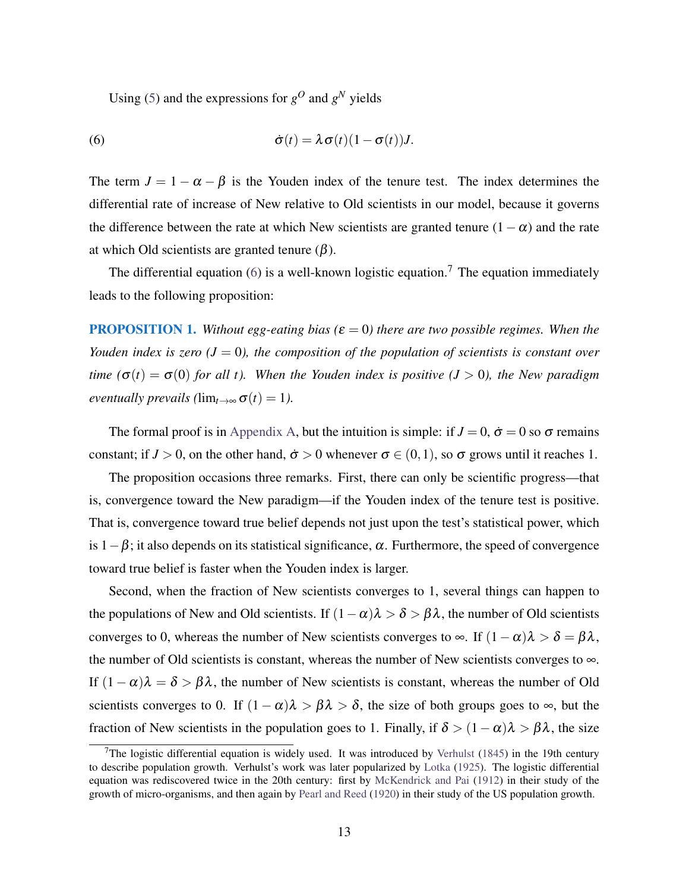Using (5) and the expressions for $g^O$ and $g^N$ yields

$$\dot{\sigma}(t) = \lambda \sigma(t)(1 - \sigma(t))J. \tag{6}$$

The term $J = 1 - \alpha - \beta$ is the Youden index of the tenure test. The index determines the differential rate of increase of New relative to Old scientists in our model, because it governs the difference between the rate at which New scientists are granted tenure $(1 - \alpha)$ and the rate at which Old scientists are granted tenure $(\beta)$.

The differential equation (6) is a well-known logistic equation.[7] The equation immediately leads to the following proposition:

**PROPOSITION 1.** *Without egg-eating bias ($\varepsilon = 0$) there are two possible regimes. When the Youden index is zero ($J = 0$), the composition of the population of scientists is constant over time ($\sigma(t) = \sigma(0)$ for all $t$). When the Youden index is positive ($J > 0$), the New paradigm eventually prevails ($\lim_{t\to\infty} \sigma(t) = 1$).*

The formal proof is in Appendix A, but the intuition is simple: if $J = 0$, $\dot{\sigma} = 0$ so $\sigma$ remains constant; if $J > 0$, on the other hand, $\dot{\sigma} > 0$ whenever $\sigma \in (0, 1)$, so $\sigma$ grows until it reaches 1.

The proposition occasions three remarks. First, there can only be scientific progress—that is, convergence toward the New paradigm—if the Youden index of the tenure test is positive. That is, convergence toward true belief depends not just upon the test's statistical power, which is $1 - \beta$; it also depends on its statistical significance, $\alpha$. Furthermore, the speed of convergence toward true belief is faster when the Youden index is larger.

Second, when the fraction of New scientists converges to 1, several things can happen to the populations of New and Old scientists. If $(1 - \alpha)\lambda > \delta > \beta\lambda$, the number of Old scientists converges to 0, whereas the number of New scientists converges to $\infty$. If $(1 - \alpha)\lambda > \delta = \beta\lambda$, the number of Old scientists is constant, whereas the number of New scientists converges to $\infty$. If $(1 - \alpha)\lambda = \delta > \beta\lambda$, the number of New scientists is constant, whereas the number of Old scientists converges to 0. If $(1 - \alpha)\lambda > \beta\lambda > \delta$, the size of both groups goes to $\infty$, but the fraction of New scientists in the population goes to 1. Finally, if $\delta > (1 - \alpha)\lambda > \beta\lambda$, the size

[7] The logistic differential equation is widely used. It was introduced by Verhulst (1845) in the 19th century to describe population growth. Verhulst's work was later popularized by Lotka (1925). The logistic differential equation was rediscovered twice in the 20th century: first by McKendrick and Pai (1912) in their study of the growth of micro-organisms, and then again by Pearl and Reed (1920) in their study of the US population growth.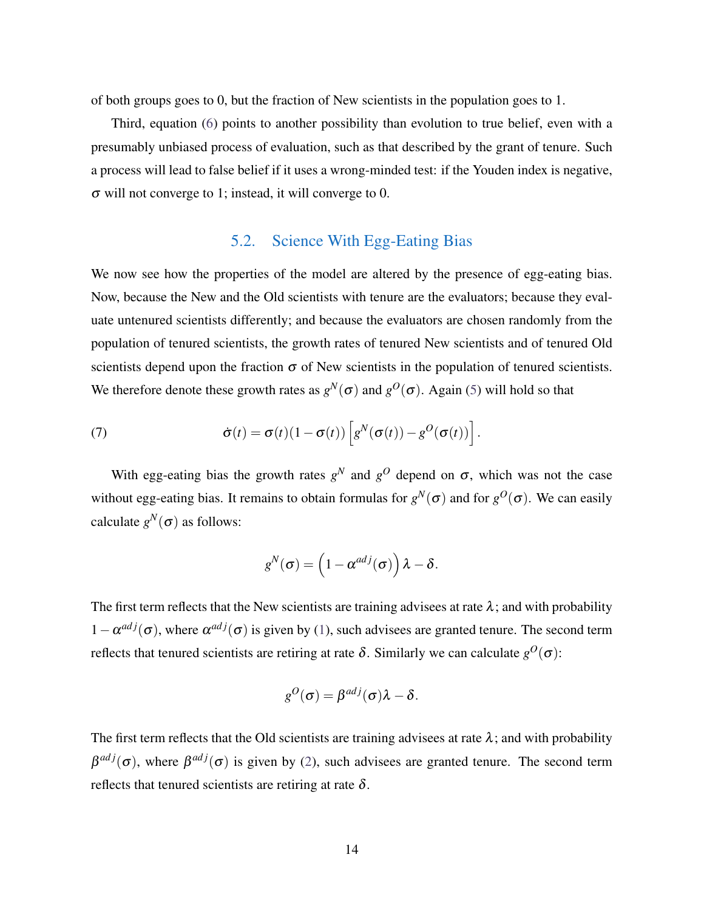of both groups goes to 0, but the fraction of New scientists in the population goes to 1.

Third, equation (6) points to another possibility than evolution to true belief, even with a presumably unbiased process of evaluation, such as that described by the grant of tenure. Such a process will lead to false belief if it uses a wrong-minded test: if the Youden index is negative, $\sigma$ will not converge to 1; instead, it will converge to 0.

### 5.2. Science With Egg-Eating Bias

We now see how the properties of the model are altered by the presence of egg-eating bias. Now, because the New and the Old scientists with tenure are the evaluators; because they evaluate untenured scientists differently; and because the evaluators are chosen randomly from the population of tenured scientists, the growth rates of tenured New scientists and of tenured Old scientists depend upon the fraction $\sigma$ of New scientists in the population of tenured scientists. We therefore denote these growth rates as $g^N(\sigma)$ and $g^O(\sigma)$. Again (5) will hold so that

$$\dot{\sigma}(t) = \sigma(t)(1-\sigma(t))\left[g^N(\sigma(t)) - g^O(\sigma(t))\right]. \tag{7}$$

With egg-eating bias the growth rates $g^N$ and $g^O$ depend on $\sigma$, which was not the case without egg-eating bias. It remains to obtain formulas for $g^N(\sigma)$ and for $g^O(\sigma)$. We can easily calculate $g^N(\sigma)$ as follows:

$$g^N(\sigma) = \left(1 - \alpha^{adj}(\sigma)\right)\lambda - \delta.$$

The first term reflects that the New scientists are training advisees at rate $\lambda$; and with probability $1 - \alpha^{adj}(\sigma)$, where $\alpha^{adj}(\sigma)$ is given by (1), such advisees are granted tenure. The second term reflects that tenured scientists are retiring at rate $\delta$. Similarly we can calculate $g^O(\sigma)$:

$$g^O(\sigma) = \beta^{adj}(\sigma)\lambda - \delta.$$

The first term reflects that the Old scientists are training advisees at rate $\lambda$; and with probability $\beta^{adj}(\sigma)$, where $\beta^{adj}(\sigma)$ is given by (2), such advisees are granted tenure. The second term reflects that tenured scientists are retiring at rate $\delta$.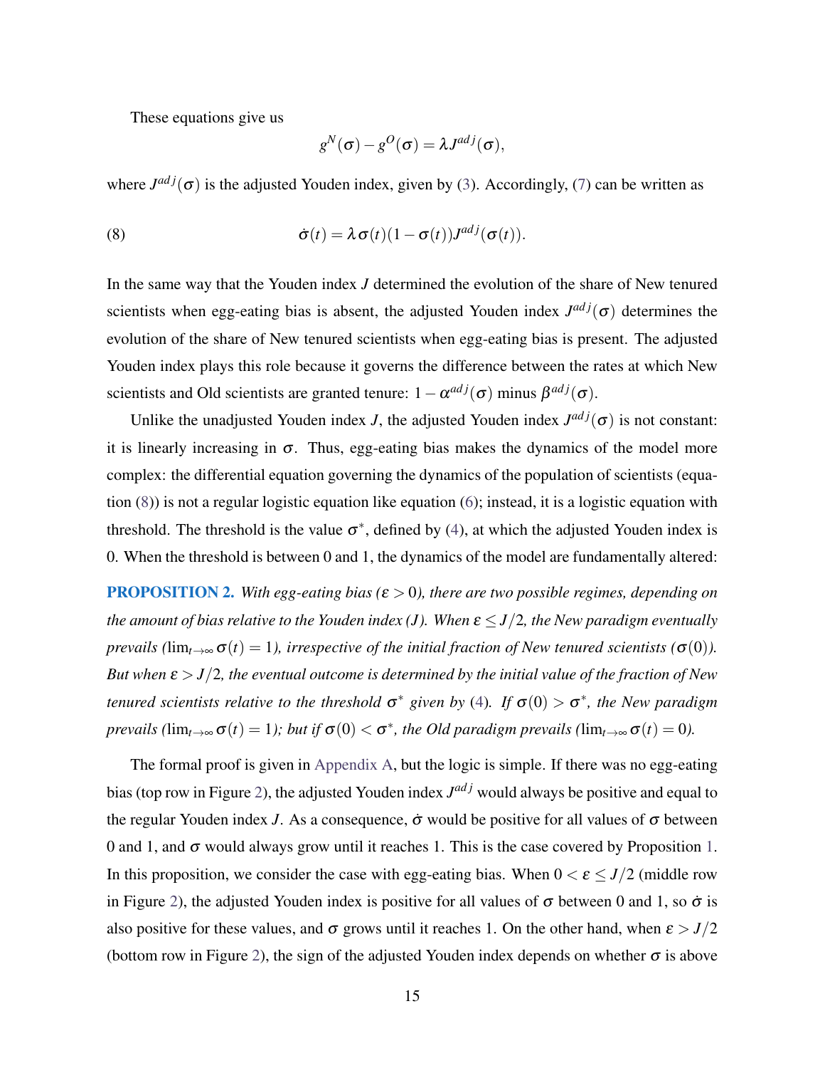These equations give us

$$g^N(\sigma) - g^O(\sigma) = \lambda J^{adj}(\sigma),$$

where $J^{adj}(\sigma)$ is the adjusted Youden index, given by (3). Accordingly, (7) can be written as

$$\dot{\sigma}(t) = \lambda \sigma(t)(1-\sigma(t)) J^{adj}(\sigma(t)). \tag{8}$$

In the same way that the Youden index $J$ determined the evolution of the share of New tenured scientists when egg-eating bias is absent, the adjusted Youden index $J^{adj}(\sigma)$ determines the evolution of the share of New tenured scientists when egg-eating bias is present. The adjusted Youden index plays this role because it governs the difference between the rates at which New scientists and Old scientists are granted tenure: $1-\alpha^{adj}(\sigma)$ minus $\beta^{adj}(\sigma)$.

Unlike the unadjusted Youden index $J$, the adjusted Youden index $J^{adj}(\sigma)$ is not constant: it is linearly increasing in $\sigma$. Thus, egg-eating bias makes the dynamics of the model more complex: the differential equation governing the dynamics of the population of scientists (equation (8)) is not a regular logistic equation like equation (6); instead, it is a logistic equation with threshold. The threshold is the value $\sigma^*$, defined by (4), at which the adjusted Youden index is 0. When the threshold is between 0 and 1, the dynamics of the model are fundamentally altered:

**PROPOSITION 2.** *With egg-eating bias ($\varepsilon > 0$), there are two possible regimes, depending on the amount of bias relative to the Youden index ($J$). When $\varepsilon \leq J/2$, the New paradigm eventually prevails ($\lim_{t\to\infty} \sigma(t) = 1$), irrespective of the initial fraction of New tenured scientists ($\sigma(0)$). But when $\varepsilon > J/2$, the eventual outcome is determined by the initial value of the fraction of New tenured scientists relative to the threshold $\sigma^*$ given by (4). If $\sigma(0) > \sigma^*$, the New paradigm prevails ($\lim_{t\to\infty} \sigma(t) = 1$); but if $\sigma(0) < \sigma^*$, the Old paradigm prevails ($\lim_{t\to\infty} \sigma(t) = 0$).*

The formal proof is given in Appendix A, but the logic is simple. If there was no egg-eating bias (top row in Figure 2), the adjusted Youden index $J^{adj}$ would always be positive and equal to the regular Youden index $J$. As a consequence, $\dot{\sigma}$ would be positive for all values of $\sigma$ between 0 and 1, and $\sigma$ would always grow until it reaches 1. This is the case covered by Proposition 1. In this proposition, we consider the case with egg-eating bias. When $0 < \varepsilon \leq J/2$ (middle row in Figure 2), the adjusted Youden index is positive for all values of $\sigma$ between 0 and 1, so $\dot{\sigma}$ is also positive for these values, and $\sigma$ grows until it reaches 1. On the other hand, when $\varepsilon > J/2$ (bottom row in Figure 2), the sign of the adjusted Youden index depends on whether $\sigma$ is above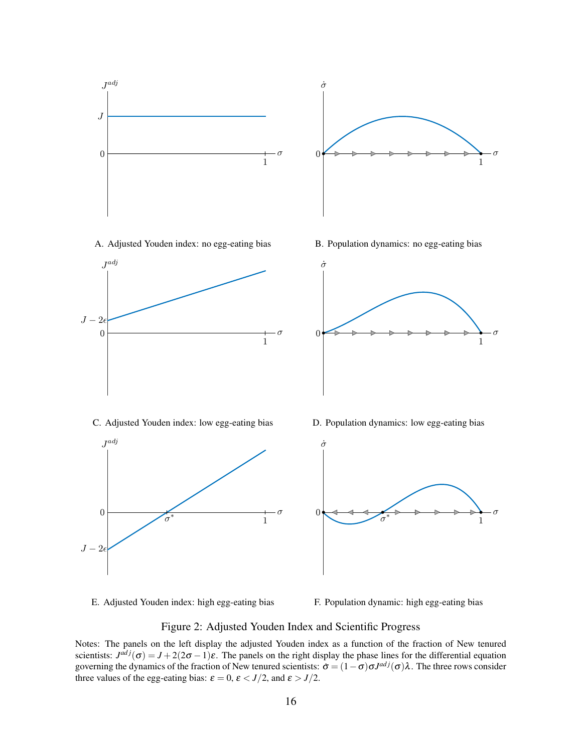A. Adjusted Youden index: no egg-eating bias

B. Population dynamics: no egg-eating bias

C. Adjusted Youden index: low egg-eating bias

D. Population dynamics: low egg-eating bias

E. Adjusted Youden index: high egg-eating bias

F. Population dynamic: high egg-eating bias

Figure 2: Adjusted Youden Index and Scientific Progress

Notes: The panels on the left display the adjusted Youden index as a function of the fraction of New tenured scientists: $J^{adj}(\sigma) = J + 2(2\sigma - 1)\varepsilon$. The panels on the right display the phase lines for the differential equation governing the dynamics of the fraction of New tenured scientists: $\dot{\sigma} = (1-\sigma)\sigma J^{adj}(\sigma)\lambda$. The three rows consider three values of the egg-eating bias: $\varepsilon = 0$, $\varepsilon < J/2$, and $\varepsilon > J/2$.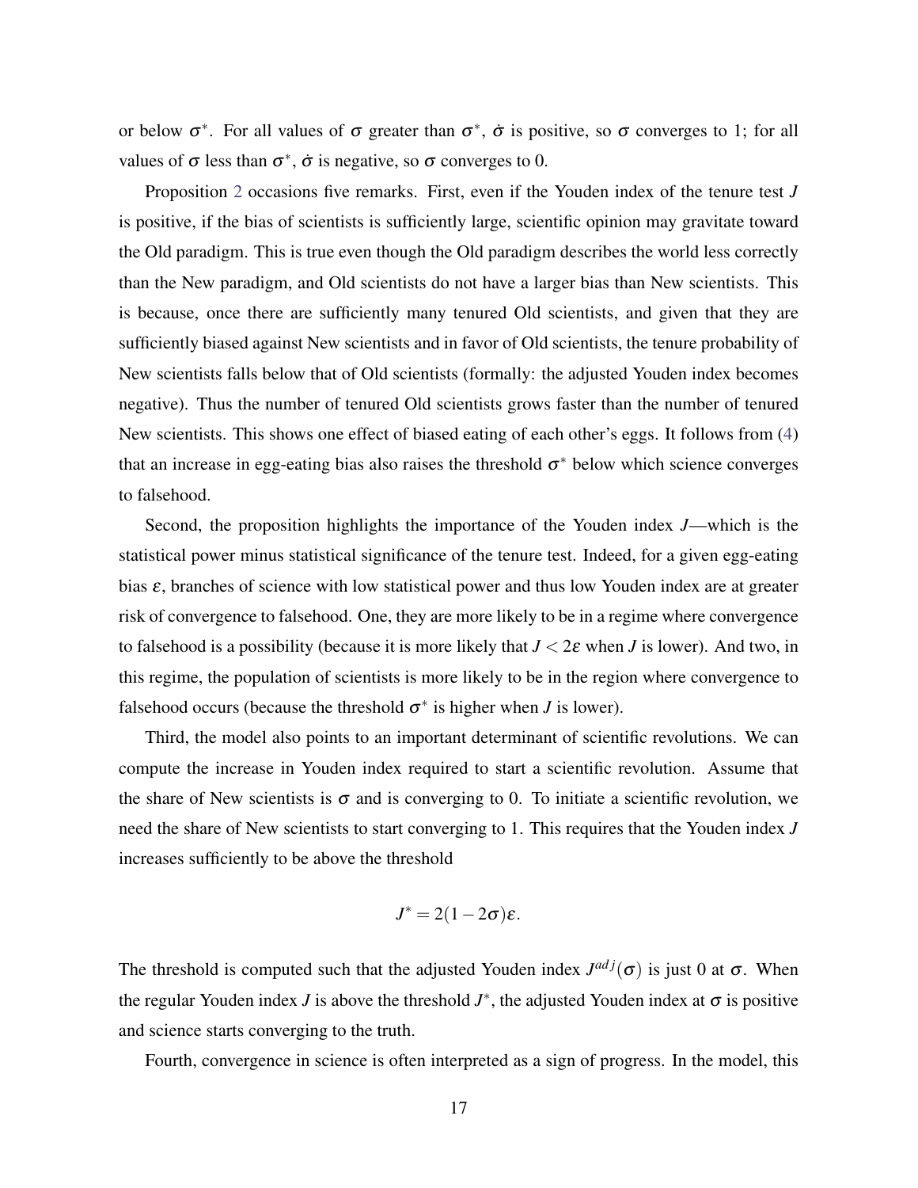or below $\sigma^*$. For all values of $\sigma$ greater than $\sigma^*$, $\dot{\sigma}$ is positive, so $\sigma$ converges to 1; for all values of $\sigma$ less than $\sigma^*$, $\dot{\sigma}$ is negative, so $\sigma$ converges to 0.

Proposition 2 occasions five remarks. First, even if the Youden index of the tenure test $J$ is positive, if the bias of scientists is sufficiently large, scientific opinion may gravitate toward the Old paradigm. This is true even though the Old paradigm describes the world less correctly than the New paradigm, and Old scientists do not have a larger bias than New scientists. This is because, once there are sufficiently many tenured Old scientists, and given that they are sufficiently biased against New scientists and in favor of Old scientists, the tenure probability of New scientists falls below that of Old scientists (formally: the adjusted Youden index becomes negative). Thus the number of tenured Old scientists grows faster than the number of tenured New scientists. This shows one effect of biased eating of each other's eggs. It follows from (4) that an increase in egg-eating bias also raises the threshold $\sigma^*$ below which science converges to falsehood.

Second, the proposition highlights the importance of the Youden index $J$—which is the statistical power minus statistical significance of the tenure test. Indeed, for a given egg-eating bias $\varepsilon$, branches of science with low statistical power and thus low Youden index are at greater risk of convergence to falsehood. One, they are more likely to be in a regime where convergence to falsehood is a possibility (because it is more likely that $J < 2\varepsilon$ when $J$ is lower). And two, in this regime, the population of scientists is more likely to be in the region where convergence to falsehood occurs (because the threshold $\sigma^*$ is higher when $J$ is lower).

Third, the model also points to an important determinant of scientific revolutions. We can compute the increase in Youden index required to start a scientific revolution. Assume that the share of New scientists is $\sigma$ and is converging to 0. To initiate a scientific revolution, we need the share of New scientists to start converging to 1. This requires that the Youden index $J$ increases sufficiently to be above the threshold

$$J^* = 2(1-2\sigma)\varepsilon.$$

The threshold is computed such that the adjusted Youden index $J^{adj}(\sigma)$ is just 0 at $\sigma$. When the regular Youden index $J$ is above the threshold $J^*$, the adjusted Youden index at $\sigma$ is positive and science starts converging to the truth.

Fourth, convergence in science is often interpreted as a sign of progress. In the model, this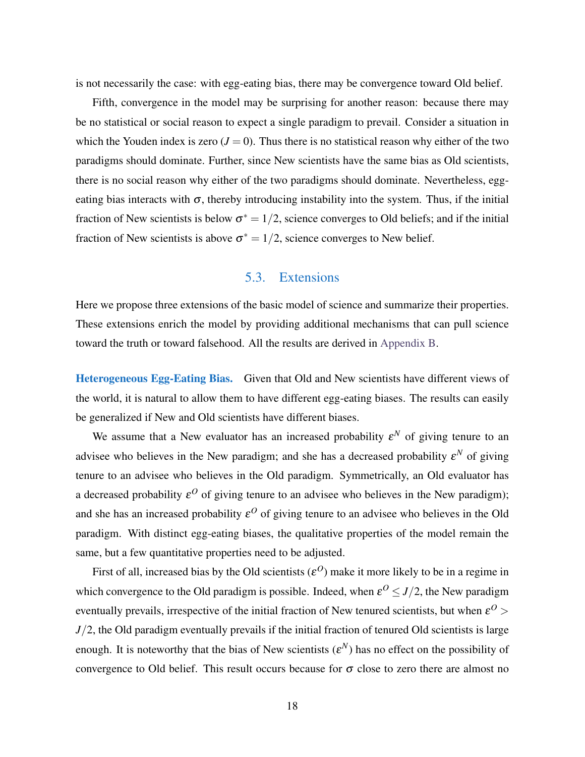is not necessarily the case: with egg-eating bias, there may be convergence toward Old belief.

Fifth, convergence in the model may be surprising for another reason: because there may be no statistical or social reason to expect a single paradigm to prevail. Consider a situation in which the Youden index is zero ($J = 0$). Thus there is no statistical reason why either of the two paradigms should dominate. Further, since New scientists have the same bias as Old scientists, there is no social reason why either of the two paradigms should dominate. Nevertheless, egg-eating bias interacts with $\sigma$, thereby introducing instability into the system. Thus, if the initial fraction of New scientists is below $\sigma^* = 1/2$, science converges to Old beliefs; and if the initial fraction of New scientists is above $\sigma^* = 1/2$, science converges to New belief.

## 5.3. Extensions

Here we propose three extensions of the basic model of science and summarize their properties. These extensions enrich the model by providing additional mechanisms that can pull science toward the truth or toward falsehood. All the results are derived in Appendix B.

**Heterogeneous Egg-Eating Bias.** Given that Old and New scientists have different views of the world, it is natural to allow them to have different egg-eating biases. The results can easily be generalized if New and Old scientists have different biases.

We assume that a New evaluator has an increased probability $\varepsilon^N$ of giving tenure to an advisee who believes in the New paradigm; and she has a decreased probability $\varepsilon^N$ of giving tenure to an advisee who believes in the Old paradigm. Symmetrically, an Old evaluator has a decreased probability $\varepsilon^O$ of giving tenure to an advisee who believes in the New paradigm); and she has an increased probability $\varepsilon^O$ of giving tenure to an advisee who believes in the Old paradigm. With distinct egg-eating biases, the qualitative properties of the model remain the same, but a few quantitative properties need to be adjusted.

First of all, increased bias by the Old scientists ($\varepsilon^O$) make it more likely to be in a regime in which convergence to the Old paradigm is possible. Indeed, when $\varepsilon^O \leq J/2$, the New paradigm eventually prevails, irrespective of the initial fraction of New tenured scientists, but when $\varepsilon^O > J/2$, the Old paradigm eventually prevails if the initial fraction of tenured Old scientists is large enough. It is noteworthy that the bias of New scientists ($\varepsilon^N$) has no effect on the possibility of convergence to Old belief. This result occurs because for $\sigma$ close to zero there are almost no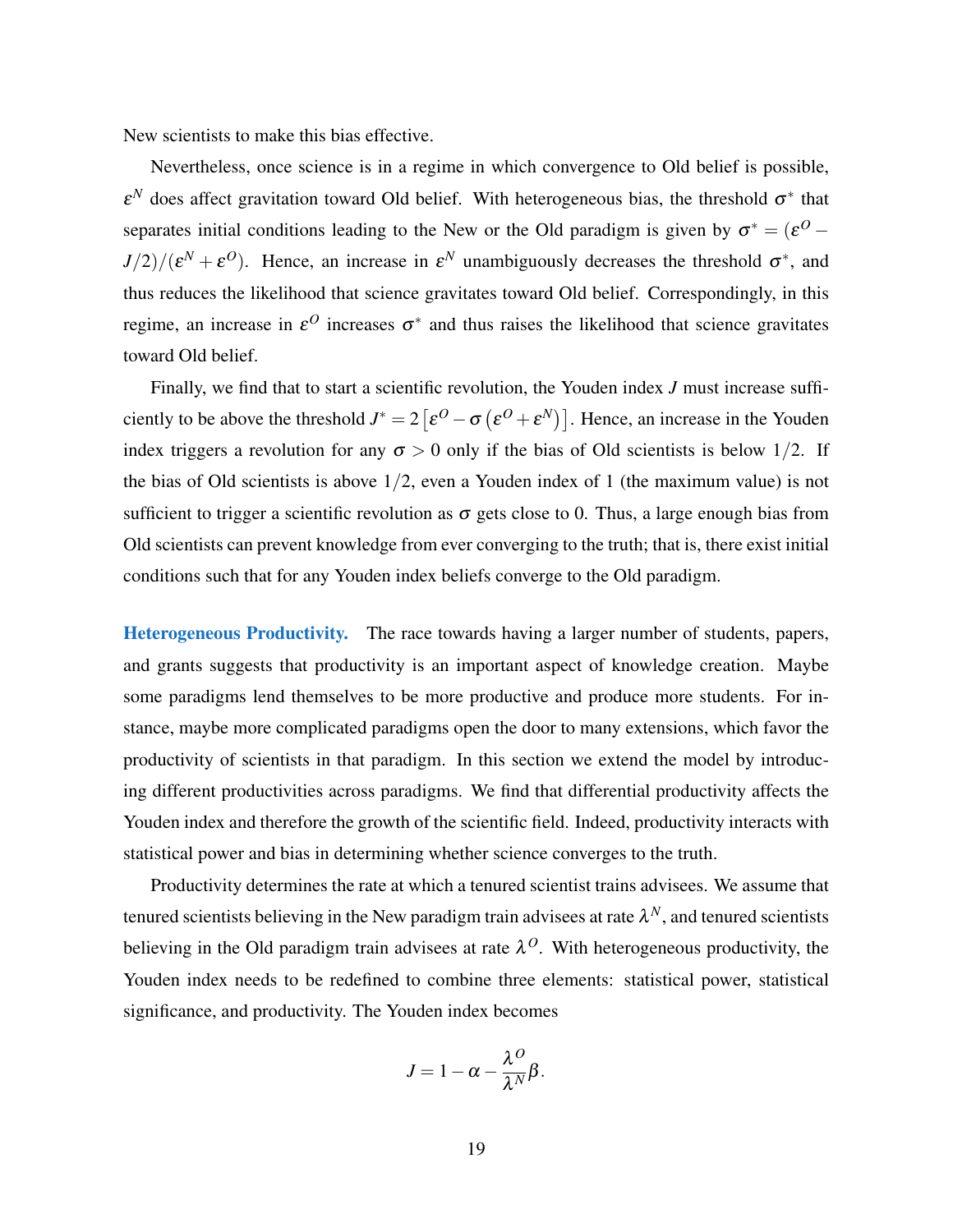New scientists to make this bias effective.

Nevertheless, once science is in a regime in which convergence to Old belief is possible, $\varepsilon^N$ does affect gravitation toward Old belief. With heterogeneous bias, the threshold $\sigma^*$ that separates initial conditions leading to the New or the Old paradigm is given by $\sigma^* = (\varepsilon^O - J/2)/(\varepsilon^N + \varepsilon^O)$. Hence, an increase in $\varepsilon^N$ unambiguously decreases the threshold $\sigma^*$, and thus reduces the likelihood that science gravitates toward Old belief. Correspondingly, in this regime, an increase in $\varepsilon^O$ increases $\sigma^*$ and thus raises the likelihood that science gravitates toward Old belief.

Finally, we find that to start a scientific revolution, the Youden index $J$ must increase sufficiently to be above the threshold $J^* = 2\left[\varepsilon^O - \sigma\left(\varepsilon^O + \varepsilon^N\right)\right]$. Hence, an increase in the Youden index triggers a revolution for any $\sigma > 0$ only if the bias of Old scientists is below $1/2$. If the bias of Old scientists is above $1/2$, even a Youden index of 1 (the maximum value) is not sufficient to trigger a scientific revolution as $\sigma$ gets close to 0. Thus, a large enough bias from Old scientists can prevent knowledge from ever converging to the truth; that is, there exist initial conditions such that for any Youden index beliefs converge to the Old paradigm.

**Heterogeneous Productivity.** The race towards having a larger number of students, papers, and grants suggests that productivity is an important aspect of knowledge creation. Maybe some paradigms lend themselves to be more productive and produce more students. For instance, maybe more complicated paradigms open the door to many extensions, which favor the productivity of scientists in that paradigm. In this section we extend the model by introducing different productivities across paradigms. We find that differential productivity affects the Youden index and therefore the growth of the scientific field. Indeed, productivity interacts with statistical power and bias in determining whether science converges to the truth.

Productivity determines the rate at which a tenured scientist trains advisees. We assume that tenured scientists believing in the New paradigm train advisees at rate $\lambda^N$, and tenured scientists believing in the Old paradigm train advisees at rate $\lambda^O$. With heterogeneous productivity, the Youden index needs to be redefined to combine three elements: statistical power, statistical significance, and productivity. The Youden index becomes

$$J = 1 - \alpha - \frac{\lambda^O}{\lambda^N}\beta.$$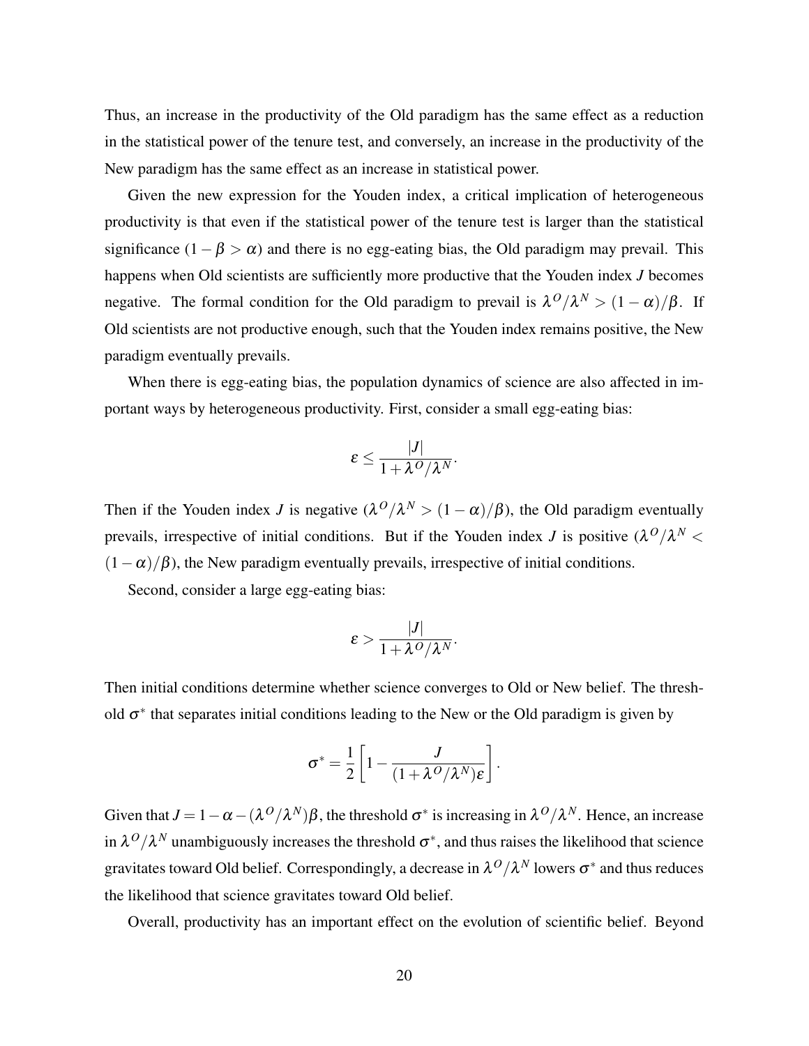Thus, an increase in the productivity of the Old paradigm has the same effect as a reduction in the statistical power of the tenure test, and conversely, an increase in the productivity of the New paradigm has the same effect as an increase in statistical power.

Given the new expression for the Youden index, a critical implication of heterogeneous productivity is that even if the statistical power of the tenure test is larger than the statistical significance ($1-\beta > \alpha$) and there is no egg-eating bias, the Old paradigm may prevail. This happens when Old scientists are sufficiently more productive that the Youden index $J$ becomes negative. The formal condition for the Old paradigm to prevail is $\lambda^O/\lambda^N > (1-\alpha)/\beta$. If Old scientists are not productive enough, such that the Youden index remains positive, the New paradigm eventually prevails.

When there is egg-eating bias, the population dynamics of science are also affected in important ways by heterogeneous productivity. First, consider a small egg-eating bias:

$$\varepsilon \leq \frac{|J|}{1+\lambda^O/\lambda^N}.$$

Then if the Youden index $J$ is negative ($\lambda^O/\lambda^N > (1-\alpha)/\beta$), the Old paradigm eventually prevails, irrespective of initial conditions. But if the Youden index $J$ is positive ($\lambda^O/\lambda^N < (1-\alpha)/\beta$), the New paradigm eventually prevails, irrespective of initial conditions.

Second, consider a large egg-eating bias:

$$\varepsilon > \frac{|J|}{1+\lambda^O/\lambda^N}.$$

Then initial conditions determine whether science converges to Old or New belief. The threshold $\sigma^*$ that separates initial conditions leading to the New or the Old paradigm is given by

$$\sigma^* = \frac{1}{2}\left[1 - \frac{J}{(1+\lambda^O/\lambda^N)\varepsilon}\right].$$

Given that $J = 1-\alpha-(\lambda^O/\lambda^N)\beta$, the threshold $\sigma^*$ is increasing in $\lambda^O/\lambda^N$. Hence, an increase in $\lambda^O/\lambda^N$ unambiguously increases the threshold $\sigma^*$, and thus raises the likelihood that science gravitates toward Old belief. Correspondingly, a decrease in $\lambda^O/\lambda^N$ lowers $\sigma^*$ and thus reduces the likelihood that science gravitates toward Old belief.

Overall, productivity has an important effect on the evolution of scientific belief. Beyond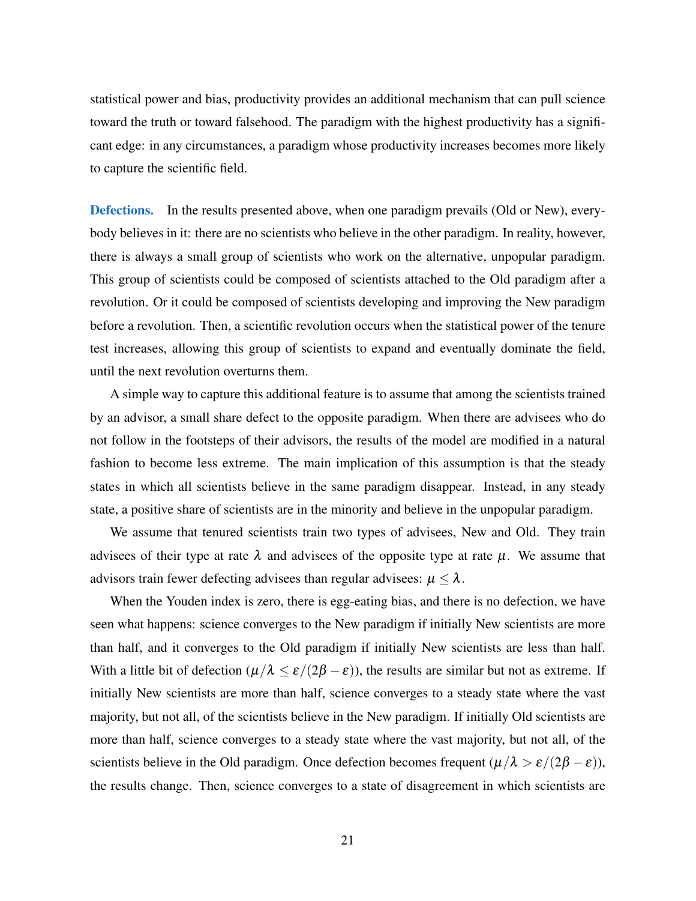statistical power and bias, productivity provides an additional mechanism that can pull science toward the truth or toward falsehood. The paradigm with the highest productivity has a significant edge: in any circumstances, a paradigm whose productivity increases becomes more likely to capture the scientific field.

**Defections.** In the results presented above, when one paradigm prevails (Old or New), everybody believes in it: there are no scientists who believe in the other paradigm. In reality, however, there is always a small group of scientists who work on the alternative, unpopular paradigm. This group of scientists could be composed of scientists attached to the Old paradigm after a revolution. Or it could be composed of scientists developing and improving the New paradigm before a revolution. Then, a scientific revolution occurs when the statistical power of the tenure test increases, allowing this group of scientists to expand and eventually dominate the field, until the next revolution overturns them.

A simple way to capture this additional feature is to assume that among the scientists trained by an advisor, a small share defect to the opposite paradigm. When there are advisees who do not follow in the footsteps of their advisors, the results of the model are modified in a natural fashion to become less extreme. The main implication of this assumption is that the steady states in which all scientists believe in the same paradigm disappear. Instead, in any steady state, a positive share of scientists are in the minority and believe in the unpopular paradigm.

We assume that tenured scientists train two types of advisees, New and Old. They train advisees of their type at rate $\lambda$ and advisees of the opposite type at rate $\mu$. We assume that advisors train fewer defecting advisees than regular advisees: $\mu \leq \lambda$.

When the Youden index is zero, there is egg-eating bias, and there is no defection, we have seen what happens: science converges to the New paradigm if initially New scientists are more than half, and it converges to the Old paradigm if initially New scientists are less than half. With a little bit of defection ($\mu/\lambda \leq \varepsilon/(2\beta - \varepsilon)$), the results are similar but not as extreme. If initially New scientists are more than half, science converges to a steady state where the vast majority, but not all, of the scientists believe in the New paradigm. If initially Old scientists are more than half, science converges to a steady state where the vast majority, but not all, of the scientists believe in the Old paradigm. Once defection becomes frequent ($\mu/\lambda > \varepsilon/(2\beta - \varepsilon)$), the results change. Then, science converges to a state of disagreement in which scientists are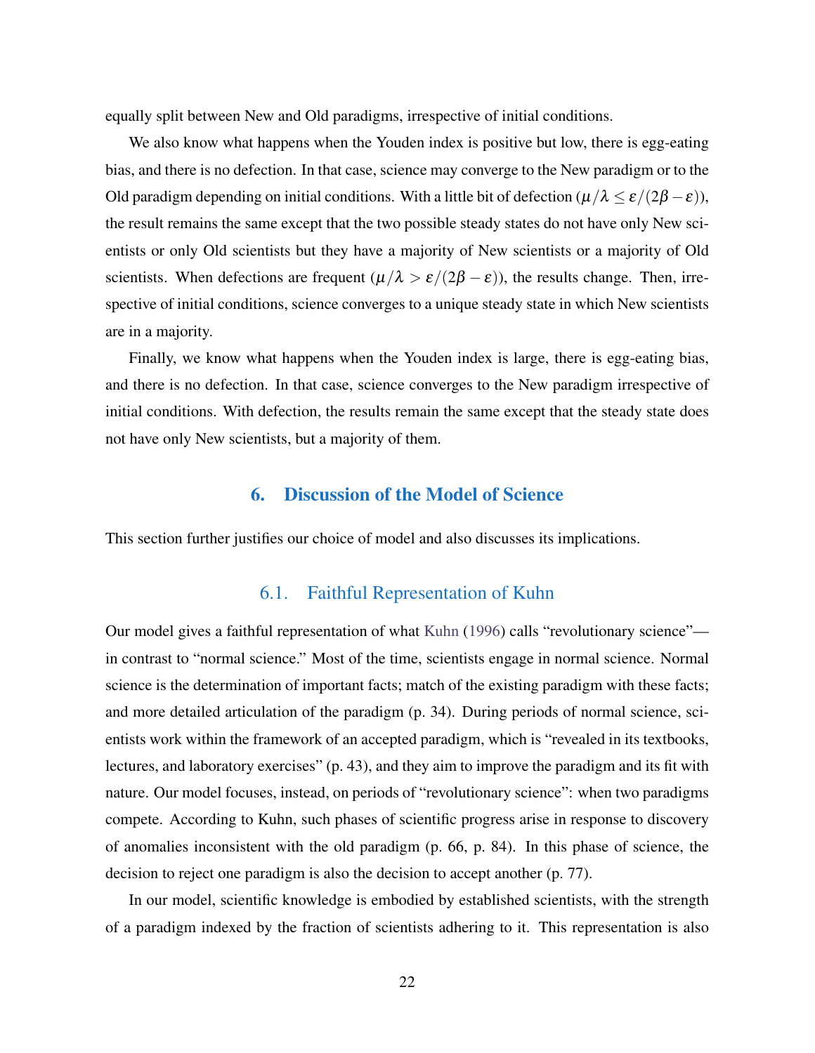equally split between New and Old paradigms, irrespective of initial conditions.

We also know what happens when the Youden index is positive but low, there is egg-eating bias, and there is no defection. In that case, science may converge to the New paradigm or to the Old paradigm depending on initial conditions. With a little bit of defection ($\mu/\lambda \leq \varepsilon/(2\beta - \varepsilon)$), the result remains the same except that the two possible steady states do not have only New scientists or only Old scientists but they have a majority of New scientists or a majority of Old scientists. When defections are frequent ($\mu/\lambda > \varepsilon/(2\beta - \varepsilon)$), the results change. Then, irrespective of initial conditions, science converges to a unique steady state in which New scientists are in a majority.

Finally, we know what happens when the Youden index is large, there is egg-eating bias, and there is no defection. In that case, science converges to the New paradigm irrespective of initial conditions. With defection, the results remain the same except that the steady state does not have only New scientists, but a majority of them.

## 6. Discussion of the Model of Science

This section further justifies our choice of model and also discusses its implications.

### 6.1. Faithful Representation of Kuhn

Our model gives a faithful representation of what Kuhn (1996) calls "revolutionary science"—in contrast to "normal science." Most of the time, scientists engage in normal science. Normal science is the determination of important facts; match of the existing paradigm with these facts; and more detailed articulation of the paradigm (p. 34). During periods of normal science, scientists work within the framework of an accepted paradigm, which is "revealed in its textbooks, lectures, and laboratory exercises" (p. 43), and they aim to improve the paradigm and its fit with nature. Our model focuses, instead, on periods of "revolutionary science": when two paradigms compete. According to Kuhn, such phases of scientific progress arise in response to discovery of anomalies inconsistent with the old paradigm (p. 66, p. 84). In this phase of science, the decision to reject one paradigm is also the decision to accept another (p. 77).

In our model, scientific knowledge is embodied by established scientists, with the strength of a paradigm indexed by the fraction of scientists adhering to it. This representation is also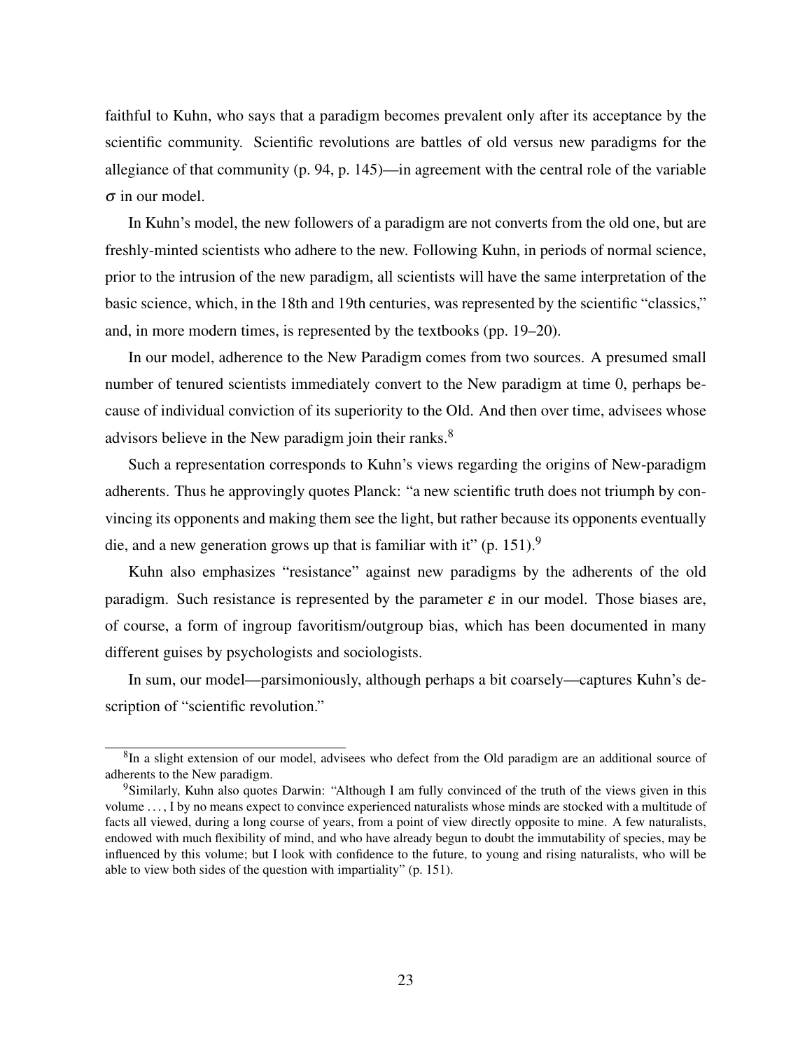faithful to Kuhn, who says that a paradigm becomes prevalent only after its acceptance by the scientific community. Scientific revolutions are battles of old versus new paradigms for the allegiance of that community (p. 94, p. 145)—in agreement with the central role of the variable $\sigma$ in our model.

In Kuhn's model, the new followers of a paradigm are not converts from the old one, but are freshly-minted scientists who adhere to the new. Following Kuhn, in periods of normal science, prior to the intrusion of the new paradigm, all scientists will have the same interpretation of the basic science, which, in the 18th and 19th centuries, was represented by the scientific "classics," and, in more modern times, is represented by the textbooks (pp. 19–20).

In our model, adherence to the New Paradigm comes from two sources. A presumed small number of tenured scientists immediately convert to the New paradigm at time 0, perhaps because of individual conviction of its superiority to the Old. And then over time, advisees whose advisors believe in the New paradigm join their ranks.[8]

Such a representation corresponds to Kuhn's views regarding the origins of New-paradigm adherents. Thus he approvingly quotes Planck: "a new scientific truth does not triumph by convincing its opponents and making them see the light, but rather because its opponents eventually die, and a new generation grows up that is familiar with it" (p. 151).[9]

Kuhn also emphasizes "resistance" against new paradigms by the adherents of the old paradigm. Such resistance is represented by the parameter $\varepsilon$ in our model. Those biases are, of course, a form of ingroup favoritism/outgroup bias, which has been documented in many different guises by psychologists and sociologists.

In sum, our model—parsimoniously, although perhaps a bit coarsely—captures Kuhn's description of "scientific revolution."

[8]In a slight extension of our model, advisees who defect from the Old paradigm are an additional source of adherents to the New paradigm.

[9]Similarly, Kuhn also quotes Darwin: "Although I am fully convinced of the truth of the views given in this volume . . . , I by no means expect to convince experienced naturalists whose minds are stocked with a multitude of facts all viewed, during a long course of years, from a point of view directly opposite to mine. A few naturalists, endowed with much flexibility of mind, and who have already begun to doubt the immutability of species, may be influenced by this volume; but I look with confidence to the future, to young and rising naturalists, who will be able to view both sides of the question with impartiality" (p. 151).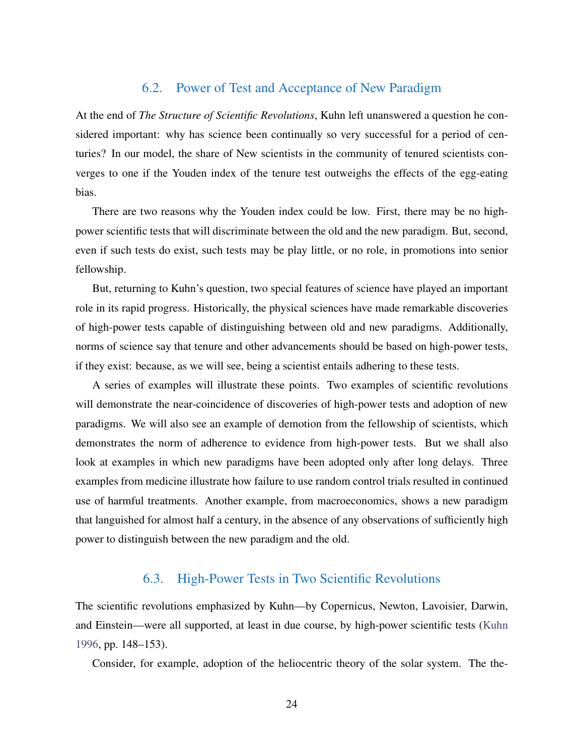## 6.2. Power of Test and Acceptance of New Paradigm

At the end of *The Structure of Scientific Revolutions*, Kuhn left unanswered a question he considered important: why has science been continually so very successful for a period of centuries? In our model, the share of New scientists in the community of tenured scientists converges to one if the Youden index of the tenure test outweighs the effects of the egg-eating bias.

There are two reasons why the Youden index could be low. First, there may be no high-power scientific tests that will discriminate between the old and the new paradigm. But, second, even if such tests do exist, such tests may be play little, or no role, in promotions into senior fellowship.

But, returning to Kuhn's question, two special features of science have played an important role in its rapid progress. Historically, the physical sciences have made remarkable discoveries of high-power tests capable of distinguishing between old and new paradigms. Additionally, norms of science say that tenure and other advancements should be based on high-power tests, if they exist: because, as we will see, being a scientist entails adhering to these tests.

A series of examples will illustrate these points. Two examples of scientific revolutions will demonstrate the near-coincidence of discoveries of high-power tests and adoption of new paradigms. We will also see an example of demotion from the fellowship of scientists, which demonstrates the norm of adherence to evidence from high-power tests. But we shall also look at examples in which new paradigms have been adopted only after long delays. Three examples from medicine illustrate how failure to use random control trials resulted in continued use of harmful treatments. Another example, from macroeconomics, shows a new paradigm that languished for almost half a century, in the absence of any observations of sufficiently high power to distinguish between the new paradigm and the old.

## 6.3. High-Power Tests in Two Scientific Revolutions

The scientific revolutions emphasized by Kuhn—by Copernicus, Newton, Lavoisier, Darwin, and Einstein—were all supported, at least in due course, by high-power scientific tests (Kuhn 1996, pp. 148–153).

Consider, for example, adoption of the heliocentric theory of the solar system. The the-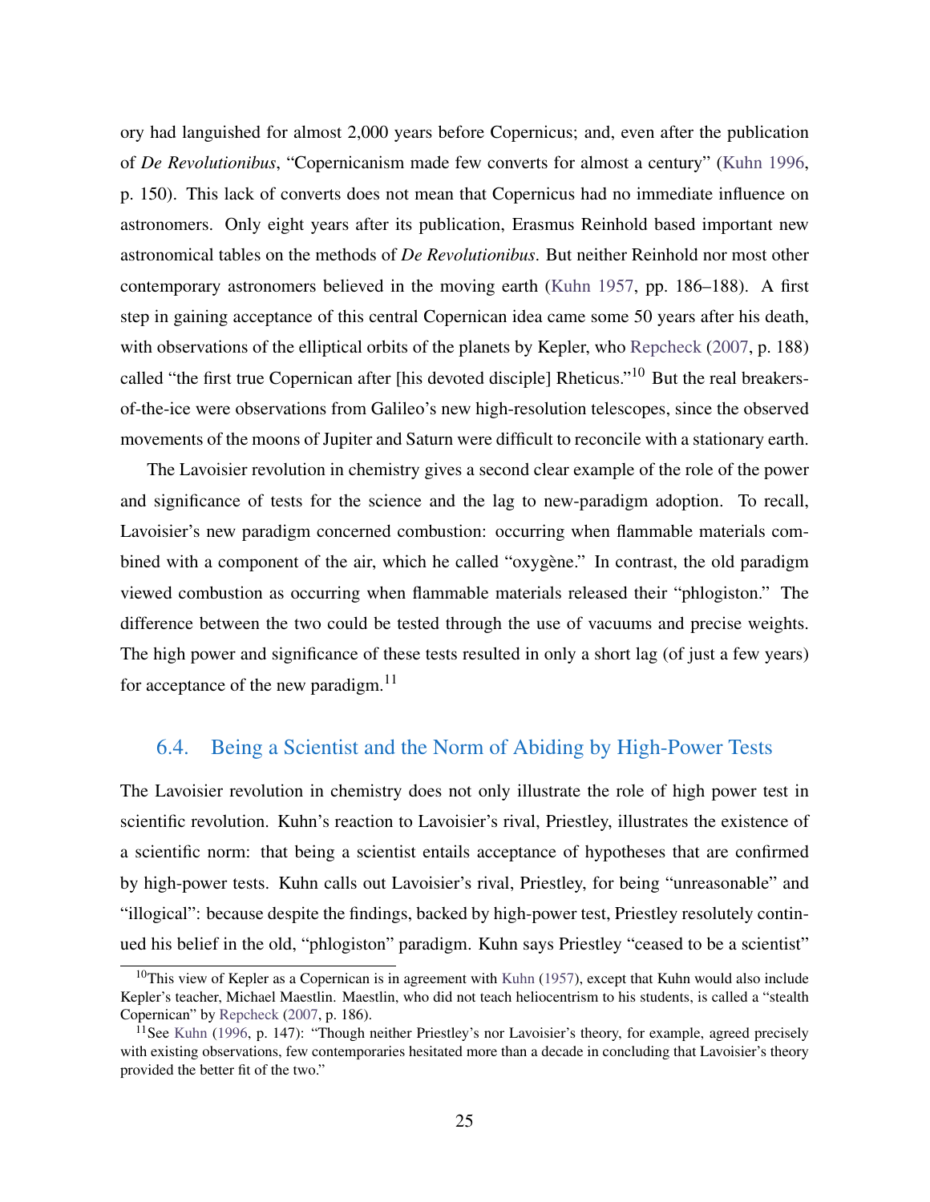ory had languished for almost 2,000 years before Copernicus; and, even after the publication of *De Revolutionibus*, "Copernicanism made few converts for almost a century" (Kuhn 1996, p. 150). This lack of converts does not mean that Copernicus had no immediate influence on astronomers. Only eight years after its publication, Erasmus Reinhold based important new astronomical tables on the methods of *De Revolutionibus*. But neither Reinhold nor most other contemporary astronomers believed in the moving earth (Kuhn 1957, pp. 186–188). A first step in gaining acceptance of this central Copernican idea came some 50 years after his death, with observations of the elliptical orbits of the planets by Kepler, who Repcheck (2007, p. 188) called "the first true Copernican after [his devoted disciple] Rheticus."[10] But the real breakers-of-the-ice were observations from Galileo's new high-resolution telescopes, since the observed movements of the moons of Jupiter and Saturn were difficult to reconcile with a stationary earth.

The Lavoisier revolution in chemistry gives a second clear example of the role of the power and significance of tests for the science and the lag to new-paradigm adoption. To recall, Lavoisier's new paradigm concerned combustion: occurring when flammable materials combined with a component of the air, which he called "oxygène." In contrast, the old paradigm viewed combustion as occurring when flammable materials released their "phlogiston." The difference between the two could be tested through the use of vacuums and precise weights. The high power and significance of these tests resulted in only a short lag (of just a few years) for acceptance of the new paradigm.[11]

## 6.4. Being a Scientist and the Norm of Abiding by High-Power Tests

The Lavoisier revolution in chemistry does not only illustrate the role of high power test in scientific revolution. Kuhn's reaction to Lavoisier's rival, Priestley, illustrates the existence of a scientific norm: that being a scientist entails acceptance of hypotheses that are confirmed by high-power tests. Kuhn calls out Lavoisier's rival, Priestley, for being "unreasonable" and "illogical": because despite the findings, backed by high-power test, Priestley resolutely continued his belief in the old, "phlogiston" paradigm. Kuhn says Priestley "ceased to be a scientist"

[10] This view of Kepler as a Copernican is in agreement with Kuhn (1957), except that Kuhn would also include Kepler's teacher, Michael Maestlin. Maestlin, who did not teach heliocentrism to his students, is called a "stealth Copernican" by Repcheck (2007, p. 186).

[11] See Kuhn (1996, p. 147): "Though neither Priestley's nor Lavoisier's theory, for example, agreed precisely with existing observations, few contemporaries hesitated more than a decade in concluding that Lavoisier's theory provided the better fit of the two."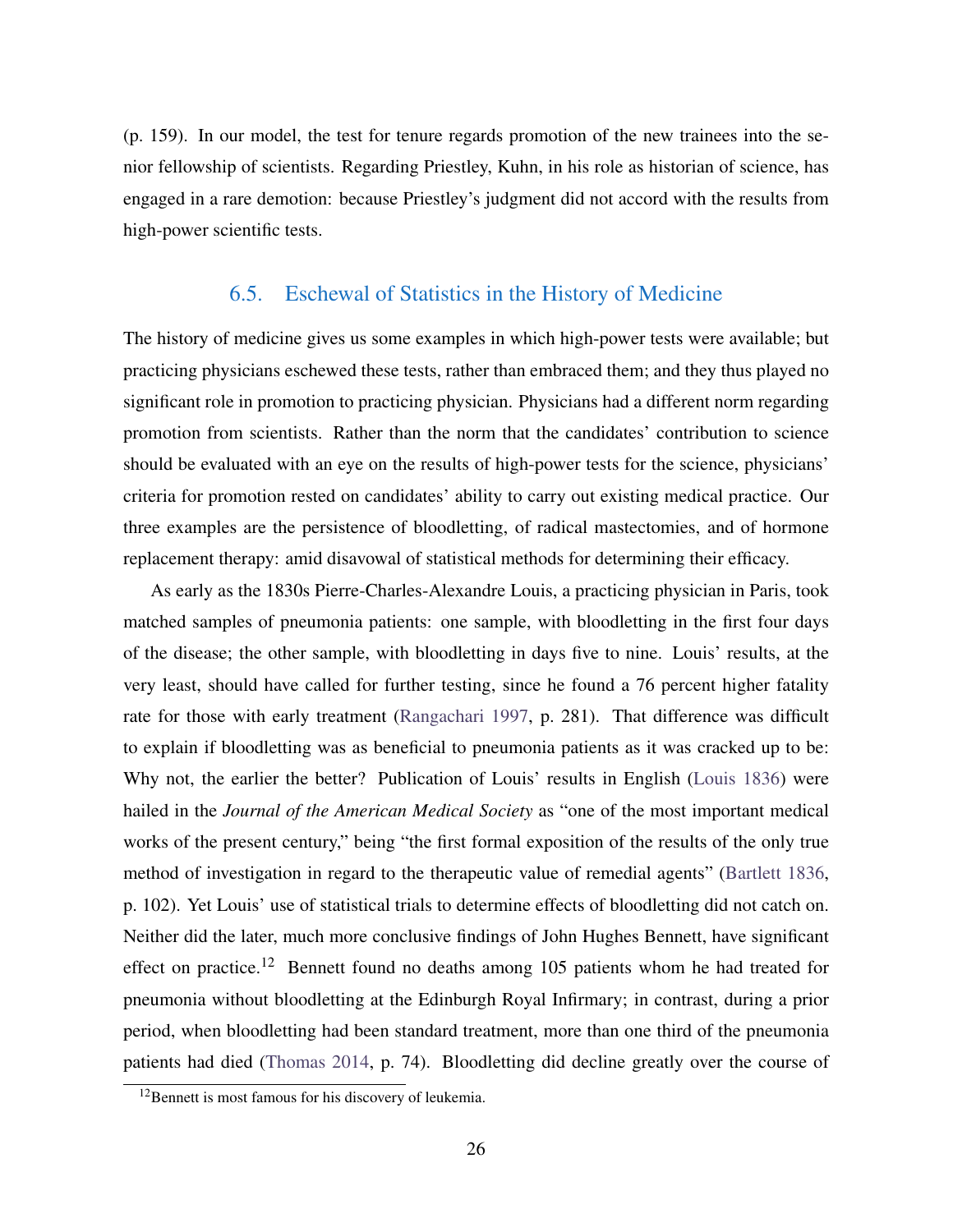(p. 159). In our model, the test for tenure regards promotion of the new trainees into the senior fellowship of scientists. Regarding Priestley, Kuhn, in his role as historian of science, has engaged in a rare demotion: because Priestley's judgment did not accord with the results from high-power scientific tests.

## 6.5. Eschewal of Statistics in the History of Medicine

The history of medicine gives us some examples in which high-power tests were available; but practicing physicians eschewed these tests, rather than embraced them; and they thus played no significant role in promotion to practicing physician. Physicians had a different norm regarding promotion from scientists. Rather than the norm that the candidates' contribution to science should be evaluated with an eye on the results of high-power tests for the science, physicians' criteria for promotion rested on candidates' ability to carry out existing medical practice. Our three examples are the persistence of bloodletting, of radical mastectomies, and of hormone replacement therapy: amid disavowal of statistical methods for determining their efficacy.

As early as the 1830s Pierre-Charles-Alexandre Louis, a practicing physician in Paris, took matched samples of pneumonia patients: one sample, with bloodletting in the first four days of the disease; the other sample, with bloodletting in days five to nine. Louis' results, at the very least, should have called for further testing, since he found a 76 percent higher fatality rate for those with early treatment (Rangachari 1997, p. 281). That difference was difficult to explain if bloodletting was as beneficial to pneumonia patients as it was cracked up to be: Why not, the earlier the better? Publication of Louis' results in English (Louis 1836) were hailed in the *Journal of the American Medical Society* as "one of the most important medical works of the present century," being "the first formal exposition of the results of the only true method of investigation in regard to the therapeutic value of remedial agents" (Bartlett 1836, p. 102). Yet Louis' use of statistical trials to determine effects of bloodletting did not catch on. Neither did the later, much more conclusive findings of John Hughes Bennett, have significant effect on practice.[12] Bennett found no deaths among 105 patients whom he had treated for pneumonia without bloodletting at the Edinburgh Royal Infirmary; in contrast, during a prior period, when bloodletting had been standard treatment, more than one third of the pneumonia patients had died (Thomas 2014, p. 74). Bloodletting did decline greatly over the course of

[12] Bennett is most famous for his discovery of leukemia.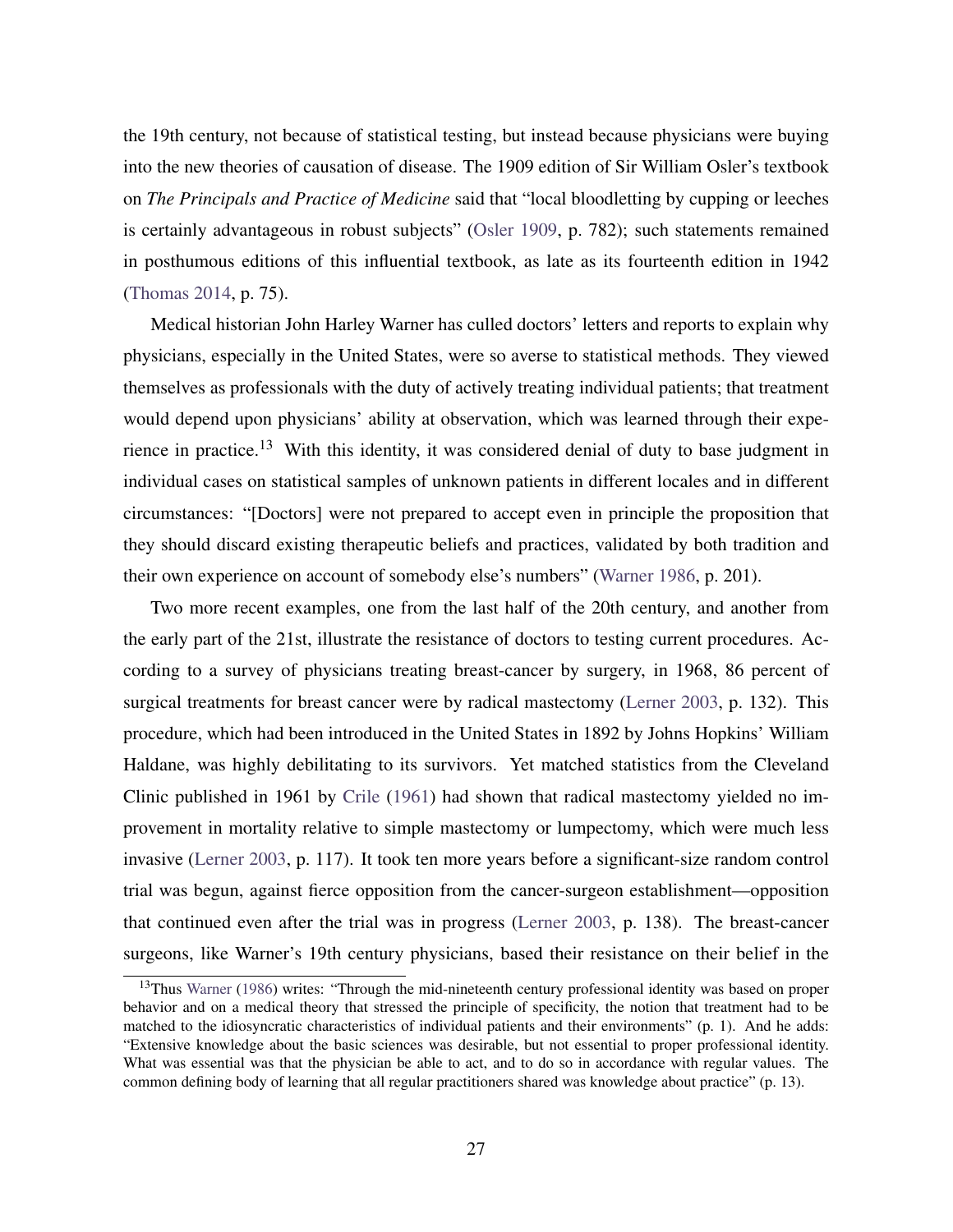the 19th century, not because of statistical testing, but instead because physicians were buying into the new theories of causation of disease. The 1909 edition of Sir William Osler's textbook on *The Principals and Practice of Medicine* said that "local bloodletting by cupping or leeches is certainly advantageous in robust subjects" (Osler 1909, p. 782); such statements remained in posthumous editions of this influential textbook, as late as its fourteenth edition in 1942 (Thomas 2014, p. 75).

Medical historian John Harley Warner has culled doctors' letters and reports to explain why physicians, especially in the United States, were so averse to statistical methods. They viewed themselves as professionals with the duty of actively treating individual patients; that treatment would depend upon physicians' ability at observation, which was learned through their experience in practice.[13] With this identity, it was considered denial of duty to base judgment in individual cases on statistical samples of unknown patients in different locales and in different circumstances: "[Doctors] were not prepared to accept even in principle the proposition that they should discard existing therapeutic beliefs and practices, validated by both tradition and their own experience on account of somebody else's numbers" (Warner 1986, p. 201).

Two more recent examples, one from the last half of the 20th century, and another from the early part of the 21st, illustrate the resistance of doctors to testing current procedures. According to a survey of physicians treating breast-cancer by surgery, in 1968, 86 percent of surgical treatments for breast cancer were by radical mastectomy (Lerner 2003, p. 132). This procedure, which had been introduced in the United States in 1892 by Johns Hopkins' William Haldane, was highly debilitating to its survivors. Yet matched statistics from the Cleveland Clinic published in 1961 by Crile (1961) had shown that radical mastectomy yielded no improvement in mortality relative to simple mastectomy or lumpectomy, which were much less invasive (Lerner 2003, p. 117). It took ten more years before a significant-size random control trial was begun, against fierce opposition from the cancer-surgeon establishment—opposition that continued even after the trial was in progress (Lerner 2003, p. 138). The breast-cancer surgeons, like Warner's 19th century physicians, based their resistance on their belief in the

[13] Thus Warner (1986) writes: "Through the mid-nineteenth century professional identity was based on proper behavior and on a medical theory that stressed the principle of specificity, the notion that treatment had to be matched to the idiosyncratic characteristics of individual patients and their environments" (p. 1). And he adds: "Extensive knowledge about the basic sciences was desirable, but not essential to proper professional identity. What was essential was that the physician be able to act, and to do so in accordance with regular values. The common defining body of learning that all regular practitioners shared was knowledge about practice" (p. 13).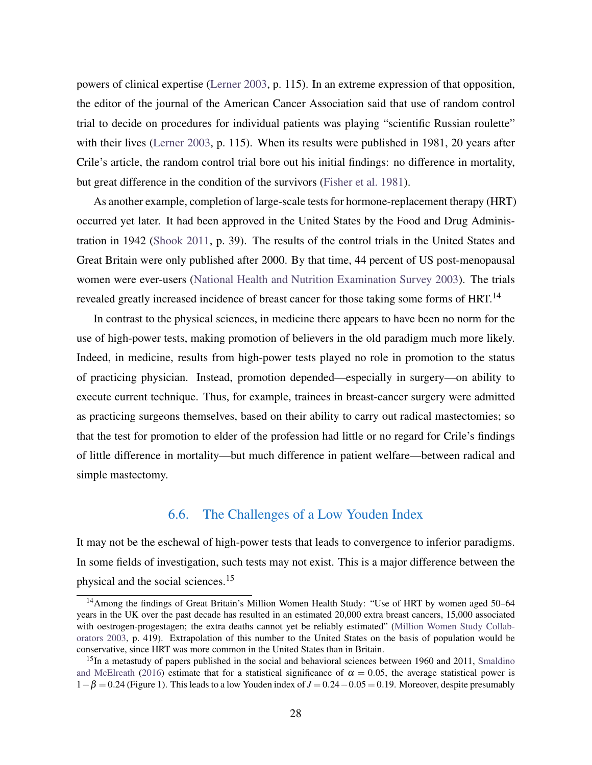powers of clinical expertise (Lerner 2003, p. 115). In an extreme expression of that opposition, the editor of the journal of the American Cancer Association said that use of random control trial to decide on procedures for individual patients was playing "scientific Russian roulette" with their lives (Lerner 2003, p. 115). When its results were published in 1981, 20 years after Crile's article, the random control trial bore out his initial findings: no difference in mortality, but great difference in the condition of the survivors (Fisher et al. 1981).

As another example, completion of large-scale tests for hormone-replacement therapy (HRT) occurred yet later. It had been approved in the United States by the Food and Drug Administration in 1942 (Shook 2011, p. 39). The results of the control trials in the United States and Great Britain were only published after 2000. By that time, 44 percent of US post-menopausal women were ever-users (National Health and Nutrition Examination Survey 2003). The trials revealed greatly increased incidence of breast cancer for those taking some forms of HRT.[14]

In contrast to the physical sciences, in medicine there appears to have been no norm for the use of high-power tests, making promotion of believers in the old paradigm much more likely. Indeed, in medicine, results from high-power tests played no role in promotion to the status of practicing physician. Instead, promotion depended—especially in surgery—on ability to execute current technique. Thus, for example, trainees in breast-cancer surgery were admitted as practicing surgeons themselves, based on their ability to carry out radical mastectomies; so that the test for promotion to elder of the profession had little or no regard for Crile's findings of little difference in mortality—but much difference in patient welfare—between radical and simple mastectomy.

### 6.6. The Challenges of a Low Youden Index

It may not be the eschewal of high-power tests that leads to convergence to inferior paradigms. In some fields of investigation, such tests may not exist. This is a major difference between the physical and the social sciences.[15]

[14] Among the findings of Great Britain's Million Women Health Study: "Use of HRT by women aged 50–64 years in the UK over the past decade has resulted in an estimated 20,000 extra breast cancers, 15,000 associated with oestrogen-progestagen; the extra deaths cannot yet be reliably estimated" (Million Women Study Collaborators 2003, p. 419). Extrapolation of this number to the United States on the basis of population would be conservative, since HRT was more common in the United States than in Britain.

[15] In a metastudy of papers published in the social and behavioral sciences between 1960 and 2011, Smaldino and McElreath (2016) estimate that for a statistical significance of $\alpha = 0.05$, the average statistical power is $1 - \beta = 0.24$ (Figure 1). This leads to a low Youden index of $J = 0.24 - 0.05 = 0.19$. Moreover, despite presumably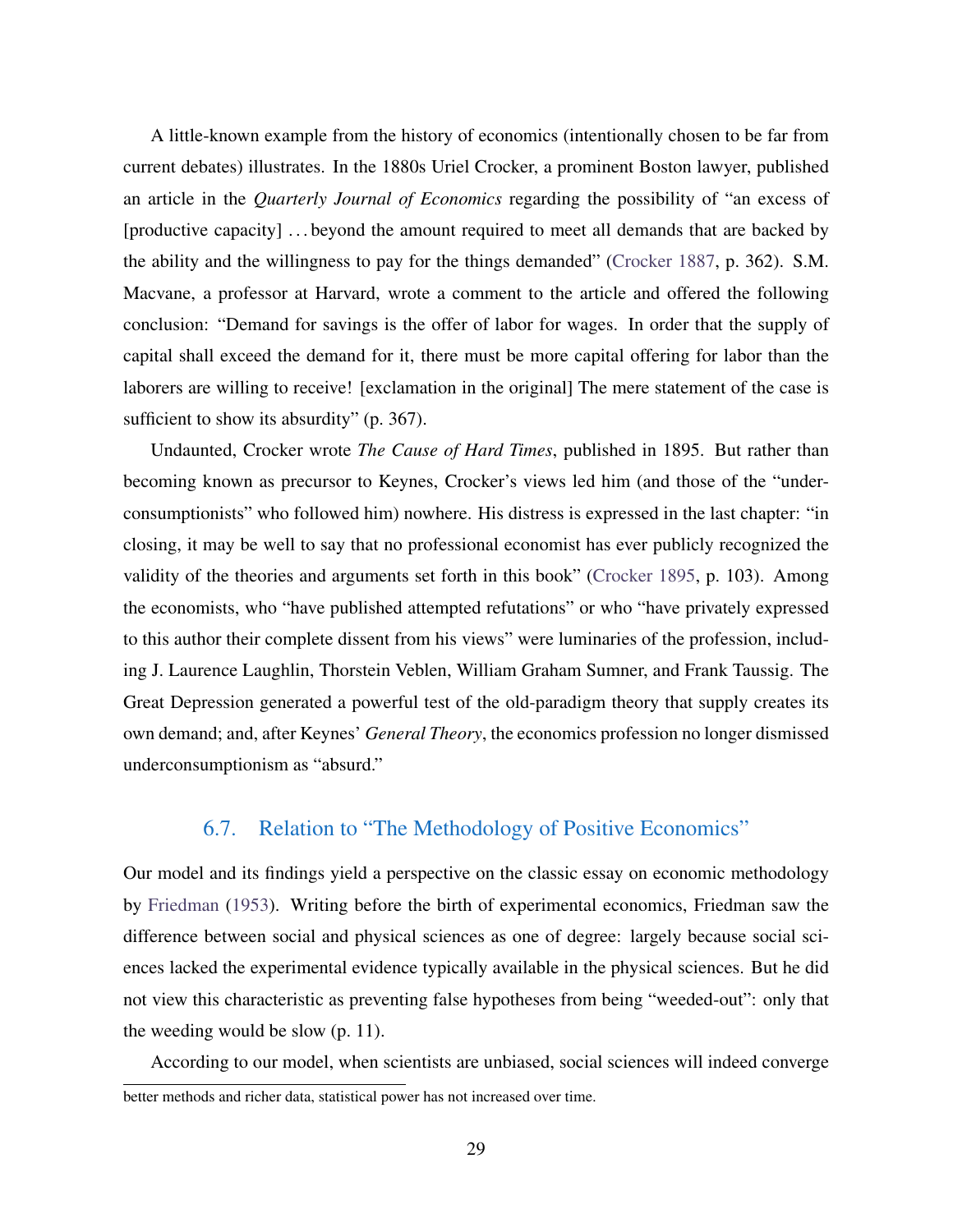A little-known example from the history of economics (intentionally chosen to be far from current debates) illustrates. In the 1880s Uriel Crocker, a prominent Boston lawyer, published an article in the *Quarterly Journal of Economics* regarding the possibility of "an excess of [productive capacity] . . . beyond the amount required to meet all demands that are backed by the ability and the willingness to pay for the things demanded" (Crocker 1887, p. 362). S.M. Macvane, a professor at Harvard, wrote a comment to the article and offered the following conclusion: "Demand for savings is the offer of labor for wages. In order that the supply of capital shall exceed the demand for it, there must be more capital offering for labor than the laborers are willing to receive! [exclamation in the original] The mere statement of the case is sufficient to show its absurdity" (p. 367).

Undaunted, Crocker wrote *The Cause of Hard Times*, published in 1895. But rather than becoming known as precursor to Keynes, Crocker's views led him (and those of the "underconsumptionists" who followed him) nowhere. His distress is expressed in the last chapter: "in closing, it may be well to say that no professional economist has ever publicly recognized the validity of the theories and arguments set forth in this book" (Crocker 1895, p. 103). Among the economists, who "have published attempted refutations" or who "have privately expressed to this author their complete dissent from his views" were luminaries of the profession, including J. Laurence Laughlin, Thorstein Veblen, William Graham Sumner, and Frank Taussig. The Great Depression generated a powerful test of the old-paradigm theory that supply creates its own demand; and, after Keynes' *General Theory*, the economics profession no longer dismissed underconsumptionism as "absurd."

### 6.7. Relation to "The Methodology of Positive Economics"

Our model and its findings yield a perspective on the classic essay on economic methodology by Friedman (1953). Writing before the birth of experimental economics, Friedman saw the difference between social and physical sciences as one of degree: largely because social sciences lacked the experimental evidence typically available in the physical sciences. But he did not view this characteristic as preventing false hypotheses from being "weeded-out": only that the weeding would be slow (p. 11).

According to our model, when scientists are unbiased, social sciences will indeed converge

better methods and richer data, statistical power has not increased over time.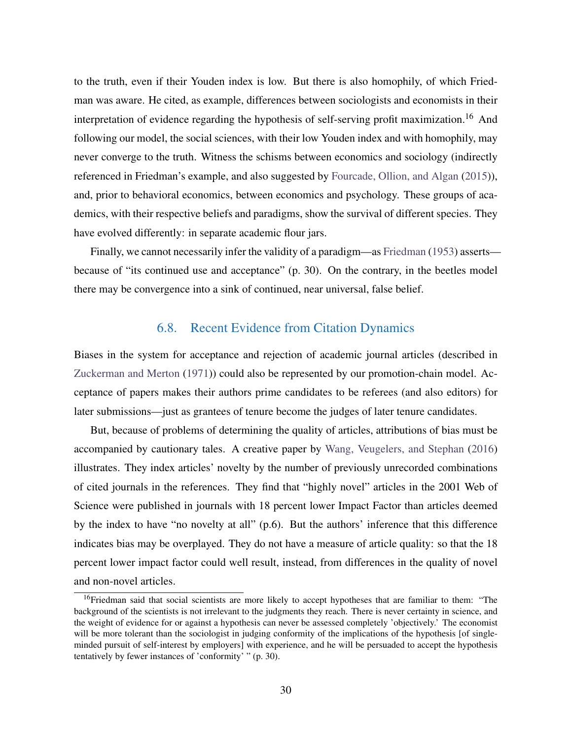to the truth, even if their Youden index is low. But there is also homophily, of which Friedman was aware. He cited, as example, differences between sociologists and economists in their interpretation of evidence regarding the hypothesis of self-serving profit maximization.[16] And following our model, the social sciences, with their low Youden index and with homophily, may never converge to the truth. Witness the schisms between economics and sociology (indirectly referenced in Friedman's example, and also suggested by Fourcade, Ollion, and Algan (2015)), and, prior to behavioral economics, between economics and psychology. These groups of academics, with their respective beliefs and paradigms, show the survival of different species. They have evolved differently: in separate academic flour jars.

Finally, we cannot necessarily infer the validity of a paradigm—as Friedman (1953) asserts—because of "its continued use and acceptance" (p. 30). On the contrary, in the beetles model there may be convergence into a sink of continued, near universal, false belief.

### 6.8. Recent Evidence from Citation Dynamics

Biases in the system for acceptance and rejection of academic journal articles (described in Zuckerman and Merton (1971)) could also be represented by our promotion-chain model. Acceptance of papers makes their authors prime candidates to be referees (and also editors) for later submissions—just as grantees of tenure become the judges of later tenure candidates.

But, because of problems of determining the quality of articles, attributions of bias must be accompanied by cautionary tales. A creative paper by Wang, Veugelers, and Stephan (2016) illustrates. They index articles' novelty by the number of previously unrecorded combinations of cited journals in the references. They find that "highly novel" articles in the 2001 Web of Science were published in journals with 18 percent lower Impact Factor than articles deemed by the index to have "no novelty at all" (p.6). But the authors' inference that this difference indicates bias may be overplayed. They do not have a measure of article quality: so that the 18 percent lower impact factor could well result, instead, from differences in the quality of novel and non-novel articles.

[16] Friedman said that social scientists are more likely to accept hypotheses that are familiar to them: "The background of the scientists is not irrelevant to the judgments they reach. There is never certainty in science, and the weight of evidence for or against a hypothesis can never be assessed completely 'objectively.' The economist will be more tolerant than the sociologist in judging conformity of the implications of the hypothesis [of single-minded pursuit of self-interest by employers] with experience, and he will be persuaded to accept the hypothesis tentatively by fewer instances of 'conformity' " (p. 30).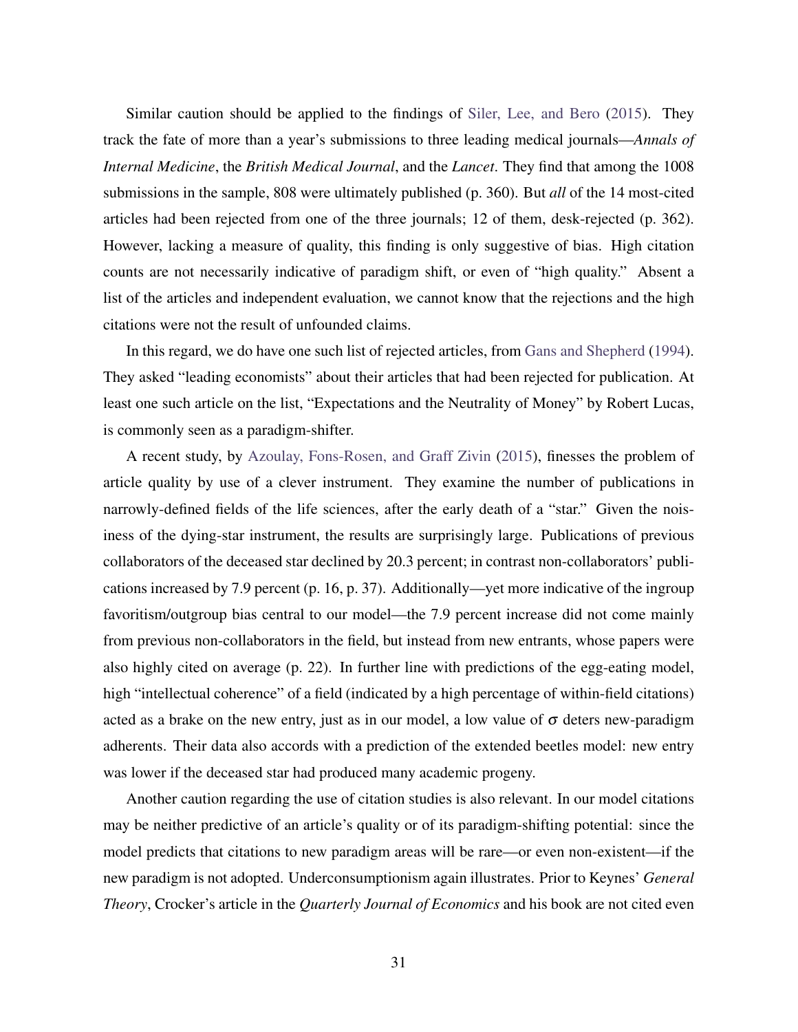Similar caution should be applied to the findings of Siler, Lee, and Bero (2015). They track the fate of more than a year's submissions to three leading medical journals—*Annals of Internal Medicine*, the *British Medical Journal*, and the *Lancet*. They find that among the 1008 submissions in the sample, 808 were ultimately published (p. 360). But *all* of the 14 most-cited articles had been rejected from one of the three journals; 12 of them, desk-rejected (p. 362). However, lacking a measure of quality, this finding is only suggestive of bias. High citation counts are not necessarily indicative of paradigm shift, or even of "high quality." Absent a list of the articles and independent evaluation, we cannot know that the rejections and the high citations were not the result of unfounded claims.

In this regard, we do have one such list of rejected articles, from Gans and Shepherd (1994). They asked "leading economists" about their articles that had been rejected for publication. At least one such article on the list, "Expectations and the Neutrality of Money" by Robert Lucas, is commonly seen as a paradigm-shifter.

A recent study, by Azoulay, Fons-Rosen, and Graff Zivin (2015), finesses the problem of article quality by use of a clever instrument. They examine the number of publications in narrowly-defined fields of the life sciences, after the early death of a "star." Given the noisiness of the dying-star instrument, the results are surprisingly large. Publications of previous collaborators of the deceased star declined by 20.3 percent; in contrast non-collaborators' publications increased by 7.9 percent (p. 16, p. 37). Additionally—yet more indicative of the ingroup favoritism/outgroup bias central to our model—the 7.9 percent increase did not come mainly from previous non-collaborators in the field, but instead from new entrants, whose papers were also highly cited on average (p. 22). In further line with predictions of the egg-eating model, high "intellectual coherence" of a field (indicated by a high percentage of within-field citations) acted as a brake on the new entry, just as in our model, a low value of $\sigma$ deters new-paradigm adherents. Their data also accords with a prediction of the extended beetles model: new entry was lower if the deceased star had produced many academic progeny.

Another caution regarding the use of citation studies is also relevant. In our model citations may be neither predictive of an article's quality or of its paradigm-shifting potential: since the model predicts that citations to new paradigm areas will be rare—or even non-existent—if the new paradigm is not adopted. Underconsumptionism again illustrates. Prior to Keynes' *General Theory*, Crocker's article in the *Quarterly Journal of Economics* and his book are not cited even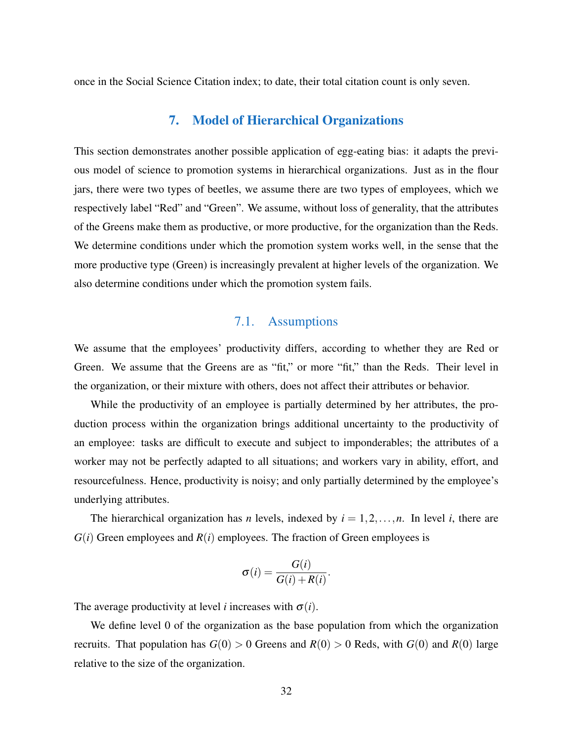once in the Social Science Citation index; to date, their total citation count is only seven.

## 7. Model of Hierarchical Organizations

This section demonstrates another possible application of egg-eating bias: it adapts the previous model of science to promotion systems in hierarchical organizations. Just as in the flour jars, there were two types of beetles, we assume there are two types of employees, which we respectively label "Red" and "Green". We assume, without loss of generality, that the attributes of the Greens make them as productive, or more productive, for the organization than the Reds. We determine conditions under which the promotion system works well, in the sense that the more productive type (Green) is increasingly prevalent at higher levels of the organization. We also determine conditions under which the promotion system fails.

### 7.1. Assumptions

We assume that the employees' productivity differs, according to whether they are Red or Green. We assume that the Greens are as "fit," or more "fit," than the Reds. Their level in the organization, or their mixture with others, does not affect their attributes or behavior.

While the productivity of an employee is partially determined by her attributes, the production process within the organization brings additional uncertainty to the productivity of an employee: tasks are difficult to execute and subject to imponderables; the attributes of a worker may not be perfectly adapted to all situations; and workers vary in ability, effort, and resourcefulness. Hence, productivity is noisy; and only partially determined by the employee's underlying attributes.

The hierarchical organization has $n$ levels, indexed by $i = 1, 2, \ldots, n$. In level $i$, there are $G(i)$ Green employees and $R(i)$ employees. The fraction of Green employees is

$$\sigma(i) = \frac{G(i)}{G(i) + R(i)}.$$

The average productivity at level $i$ increases with $\sigma(i)$.

We define level 0 of the organization as the base population from which the organization recruits. That population has $G(0) > 0$ Greens and $R(0) > 0$ Reds, with $G(0)$ and $R(0)$ large relative to the size of the organization.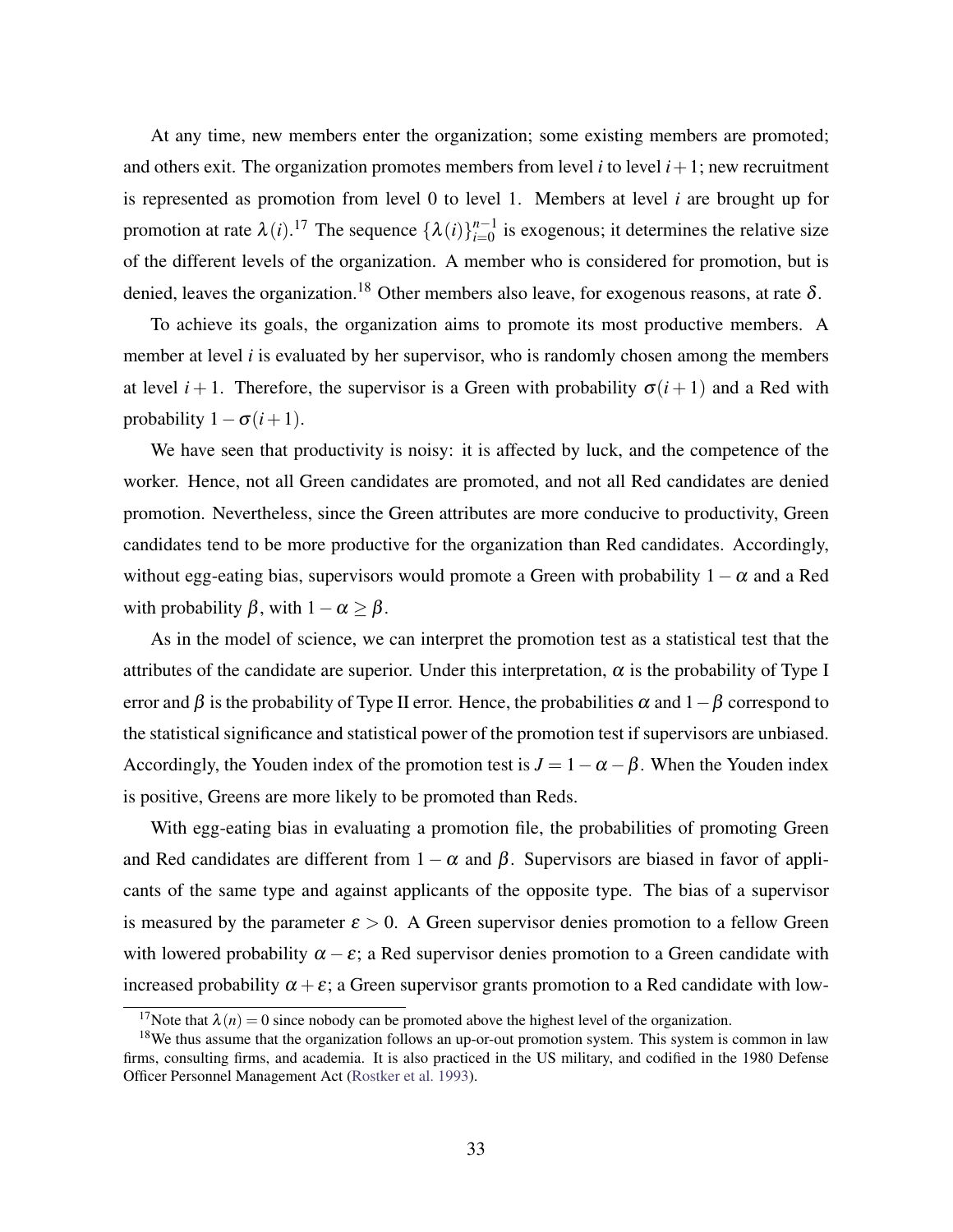At any time, new members enter the organization; some existing members are promoted; and others exit. The organization promotes members from level $i$ to level $i+1$; new recruitment is represented as promotion from level 0 to level 1. Members at level $i$ are brought up for promotion at rate $\lambda(i)$.[17] The sequence $\{\lambda(i)\}_{i=0}^{n-1}$ is exogenous; it determines the relative size of the different levels of the organization. A member who is considered for promotion, but is denied, leaves the organization.[18] Other members also leave, for exogenous reasons, at rate $\delta$.

To achieve its goals, the organization aims to promote its most productive members. A member at level $i$ is evaluated by her supervisor, who is randomly chosen among the members at level $i+1$. Therefore, the supervisor is a Green with probability $\sigma(i+1)$ and a Red with probability $1-\sigma(i+1)$.

We have seen that productivity is noisy: it is affected by luck, and the competence of the worker. Hence, not all Green candidates are promoted, and not all Red candidates are denied promotion. Nevertheless, since the Green attributes are more conducive to productivity, Green candidates tend to be more productive for the organization than Red candidates. Accordingly, without egg-eating bias, supervisors would promote a Green with probability $1-\alpha$ and a Red with probability $\beta$, with $1-\alpha \geq \beta$.

As in the model of science, we can interpret the promotion test as a statistical test that the attributes of the candidate are superior. Under this interpretation, $\alpha$ is the probability of Type I error and $\beta$ is the probability of Type II error. Hence, the probabilities $\alpha$ and $1-\beta$ correspond to the statistical significance and statistical power of the promotion test if supervisors are unbiased. Accordingly, the Youden index of the promotion test is $J = 1-\alpha-\beta$. When the Youden index is positive, Greens are more likely to be promoted than Reds.

With egg-eating bias in evaluating a promotion file, the probabilities of promoting Green and Red candidates are different from $1-\alpha$ and $\beta$. Supervisors are biased in favor of applicants of the same type and against applicants of the opposite type. The bias of a supervisor is measured by the parameter $\varepsilon > 0$. A Green supervisor denies promotion to a fellow Green with lowered probability $\alpha - \varepsilon$; a Red supervisor denies promotion to a Green candidate with increased probability $\alpha + \varepsilon$; a Green supervisor grants promotion to a Red candidate with low-

[17] Note that $\lambda(n) = 0$ since nobody can be promoted above the highest level of the organization.

[18] We thus assume that the organization follows an up-or-out promotion system. This system is common in law firms, consulting firms, and academia. It is also practiced in the US military, and codified in the 1980 Defense Officer Personnel Management Act (Rostker et al. 1993).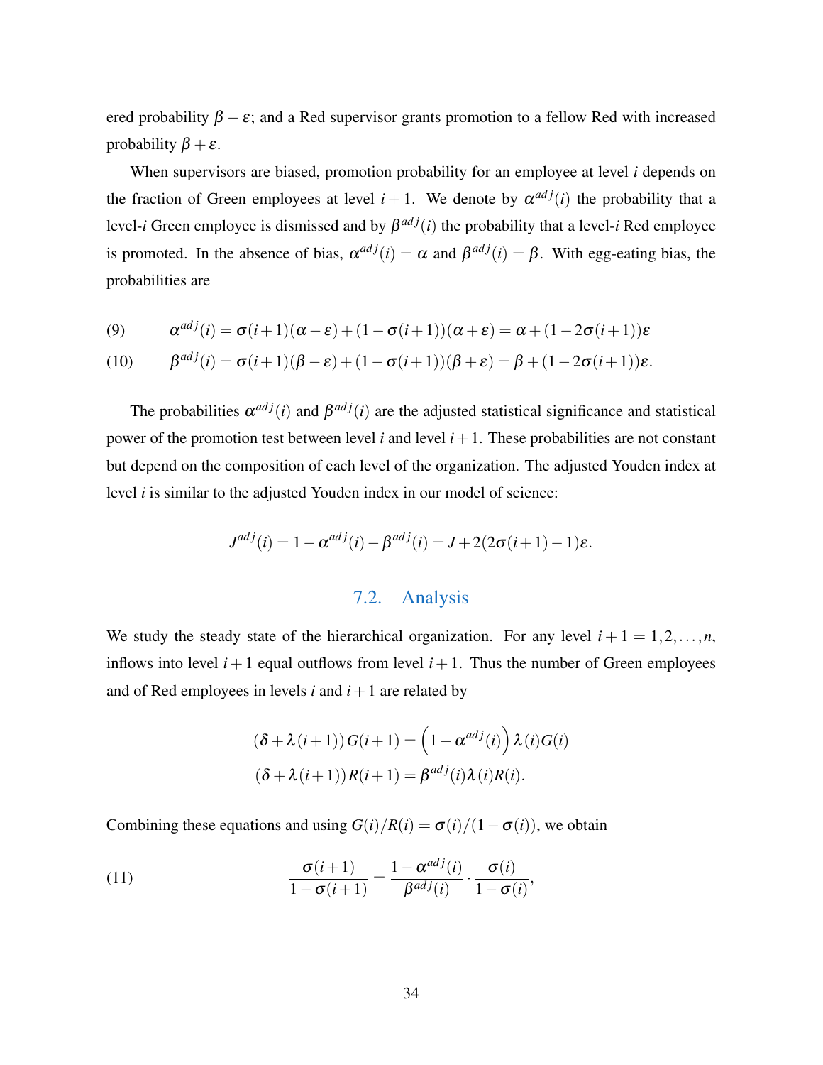ered probability $\beta - \varepsilon$; and a Red supervisor grants promotion to a fellow Red with increased probability $\beta + \varepsilon$.

When supervisors are biased, promotion probability for an employee at level $i$ depends on the fraction of Green employees at level $i+1$. We denote by $\alpha^{adj}(i)$ the probability that a level-$i$ Green employee is dismissed and by $\beta^{adj}(i)$ the probability that a level-$i$ Red employee is promoted. In the absence of bias, $\alpha^{adj}(i) = \alpha$ and $\beta^{adj}(i) = \beta$. With egg-eating bias, the probabilities are

$$\alpha^{adj}(i) = \sigma(i+1)(\alpha - \varepsilon) + (1 - \sigma(i+1))(\alpha + \varepsilon) = \alpha + (1 - 2\sigma(i+1))\varepsilon \tag{9}$$

$$\beta^{adj}(i) = \sigma(i+1)(\beta - \varepsilon) + (1 - \sigma(i+1))(\beta + \varepsilon) = \beta + (1 - 2\sigma(i+1))\varepsilon. \tag{10}$$

The probabilities $\alpha^{adj}(i)$ and $\beta^{adj}(i)$ are the adjusted statistical significance and statistical power of the promotion test between level $i$ and level $i+1$. These probabilities are not constant but depend on the composition of each level of the organization. The adjusted Youden index at level $i$ is similar to the adjusted Youden index in our model of science:

$$J^{adj}(i) = 1 - \alpha^{adj}(i) - \beta^{adj}(i) = J + 2(2\sigma(i+1) - 1)\varepsilon.$$

## 7.2. Analysis

We study the steady state of the hierarchical organization. For any level $i+1 = 1, 2, \ldots, n$, inflows into level $i+1$ equal outflows from level $i+1$. Thus the number of Green employees and of Red employees in levels $i$ and $i+1$ are related by

$$(\delta + \lambda(i+1))\, G(i+1) = \left(1 - \alpha^{adj}(i)\right) \lambda(i) G(i)$$

$$(\delta + \lambda(i+1))\, R(i+1) = \beta^{adj}(i) \lambda(i) R(i).$$

Combining these equations and using $G(i)/R(i) = \sigma(i)/(1 - \sigma(i))$, we obtain

$$\frac{\sigma(i+1)}{1 - \sigma(i+1)} = \frac{1 - \alpha^{adj}(i)}{\beta^{adj}(i)} \cdot \frac{\sigma(i)}{1 - \sigma(i)}, \tag{11}$$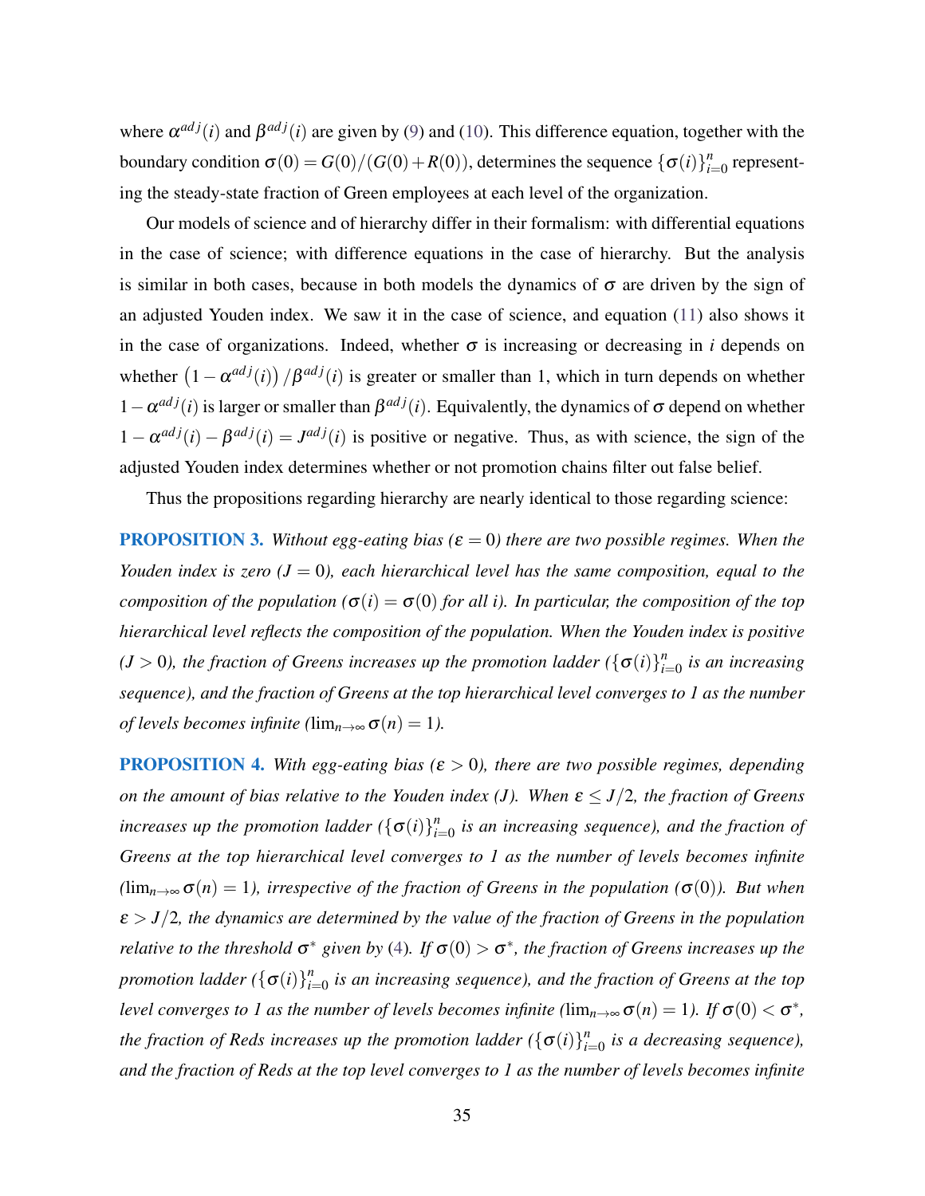where $\alpha^{adj}(i)$ and $\beta^{adj}(i)$ are given by (9) and (10). This difference equation, together with the boundary condition $\sigma(0) = G(0)/(G(0)+R(0))$, determines the sequence $\{\sigma(i)\}_{i=0}^{n}$ representing the steady-state fraction of Green employees at each level of the organization.

Our models of science and of hierarchy differ in their formalism: with differential equations in the case of science; with difference equations in the case of hierarchy. But the analysis is similar in both cases, because in both models the dynamics of $\sigma$ are driven by the sign of an adjusted Youden index. We saw it in the case of science, and equation (11) also shows it in the case of organizations. Indeed, whether $\sigma$ is increasing or decreasing in $i$ depends on whether $\left(1-\alpha^{adj}(i)\right)/\beta^{adj}(i)$ is greater or smaller than 1, which in turn depends on whether $1-\alpha^{adj}(i)$ is larger or smaller than $\beta^{adj}(i)$. Equivalently, the dynamics of $\sigma$ depend on whether $1-\alpha^{adj}(i)-\beta^{adj}(i) = J^{adj}(i)$ is positive or negative. Thus, as with science, the sign of the adjusted Youden index determines whether or not promotion chains filter out false belief.

Thus the propositions regarding hierarchy are nearly identical to those regarding science:

**PROPOSITION 3.** *Without egg-eating bias ($\varepsilon = 0$) there are two possible regimes. When the Youden index is zero ($J = 0$), each hierarchical level has the same composition, equal to the composition of the population ($\sigma(i) = \sigma(0)$ for all $i$). In particular, the composition of the top hierarchical level reflects the composition of the population. When the Youden index is positive ($J > 0$), the fraction of Greens increases up the promotion ladder ($\{\sigma(i)\}_{i=0}^{n}$ is an increasing sequence), and the fraction of Greens at the top hierarchical level converges to 1 as the number of levels becomes infinite ($\lim_{n\to\infty}\sigma(n) = 1$).*

**PROPOSITION 4.** *With egg-eating bias ($\varepsilon > 0$), there are two possible regimes, depending on the amount of bias relative to the Youden index ($J$). When $\varepsilon \leq J/2$, the fraction of Greens increases up the promotion ladder ($\{\sigma(i)\}_{i=0}^{n}$ is an increasing sequence), and the fraction of Greens at the top hierarchical level converges to 1 as the number of levels becomes infinite ($\lim_{n\to\infty}\sigma(n) = 1$), irrespective of the fraction of Greens in the population ($\sigma(0)$). But when $\varepsilon > J/2$, the dynamics are determined by the value of the fraction of Greens in the population relative to the threshold $\sigma^*$ given by (4). If $\sigma(0) > \sigma^*$, the fraction of Greens increases up the promotion ladder ($\{\sigma(i)\}_{i=0}^{n}$ is an increasing sequence), and the fraction of Greens at the top level converges to 1 as the number of levels becomes infinite ($\lim_{n\to\infty}\sigma(n) = 1$). If $\sigma(0) < \sigma^*$, the fraction of Reds increases up the promotion ladder ($\{\sigma(i)\}_{i=0}^{n}$ is a decreasing sequence), and the fraction of Reds at the top level converges to 1 as the number of levels becomes infinite*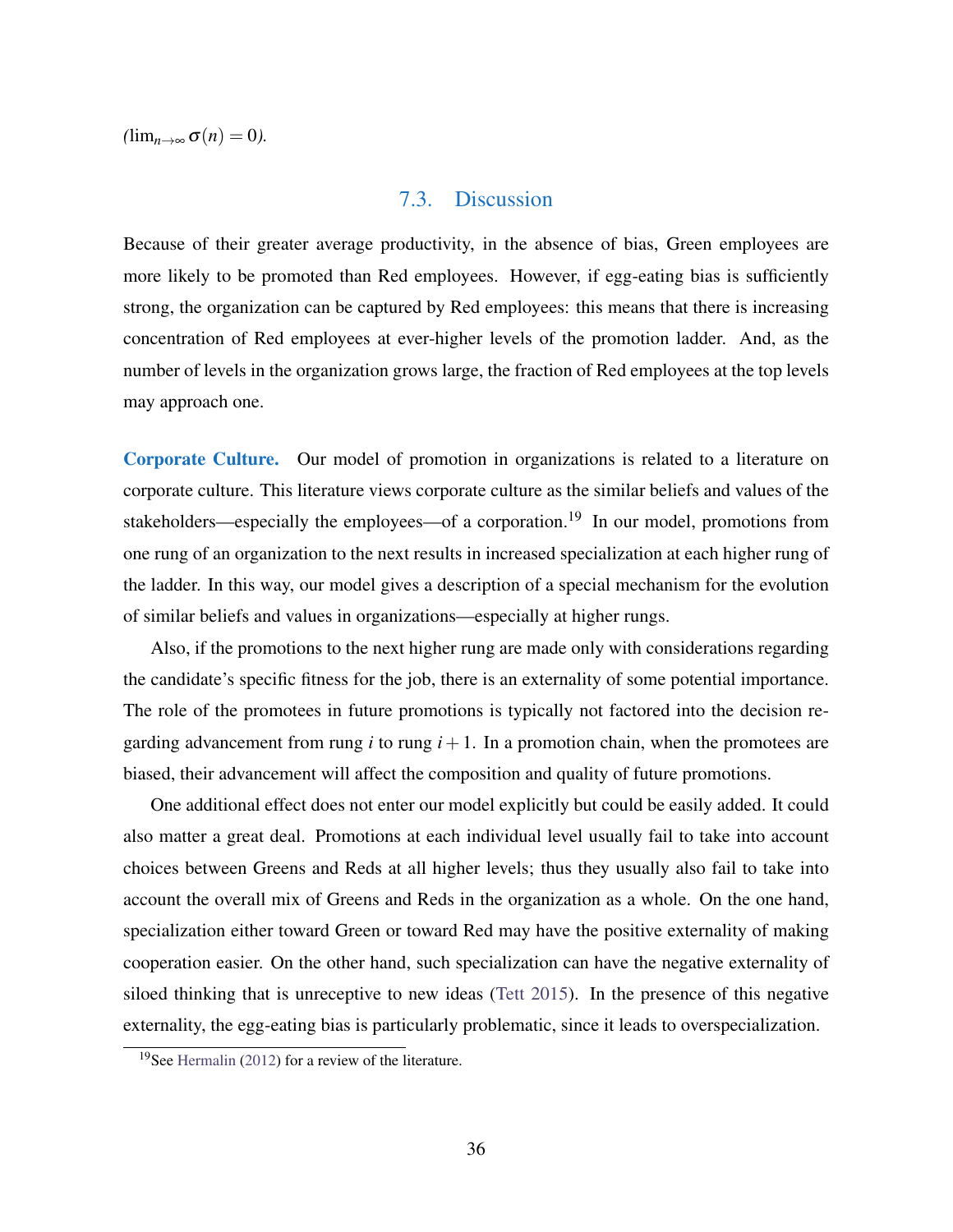($\lim_{n\to\infty} \sigma(n) = 0$).

## 7.3. Discussion

Because of their greater average productivity, in the absence of bias, Green employees are more likely to be promoted than Red employees. However, if egg-eating bias is sufficiently strong, the organization can be captured by Red employees: this means that there is increasing concentration of Red employees at ever-higher levels of the promotion ladder. And, as the number of levels in the organization grows large, the fraction of Red employees at the top levels may approach one.

**Corporate Culture.** Our model of promotion in organizations is related to a literature on corporate culture. This literature views corporate culture as the similar beliefs and values of the stakeholders—especially the employees—of a corporation.[19] In our model, promotions from one rung of an organization to the next results in increased specialization at each higher rung of the ladder. In this way, our model gives a description of a special mechanism for the evolution of similar beliefs and values in organizations—especially at higher rungs.

Also, if the promotions to the next higher rung are made only with considerations regarding the candidate's specific fitness for the job, there is an externality of some potential importance. The role of the promotees in future promotions is typically not factored into the decision regarding advancement from rung $i$ to rung $i+1$. In a promotion chain, when the promotees are biased, their advancement will affect the composition and quality of future promotions.

One additional effect does not enter our model explicitly but could be easily added. It could also matter a great deal. Promotions at each individual level usually fail to take into account choices between Greens and Reds at all higher levels; thus they usually also fail to take into account the overall mix of Greens and Reds in the organization as a whole. On the one hand, specialization either toward Green or toward Red may have the positive externality of making cooperation easier. On the other hand, such specialization can have the negative externality of siloed thinking that is unreceptive to new ideas (Tett 2015). In the presence of this negative externality, the egg-eating bias is particularly problematic, since it leads to overspecialization.

[19] See Hermalin (2012) for a review of the literature.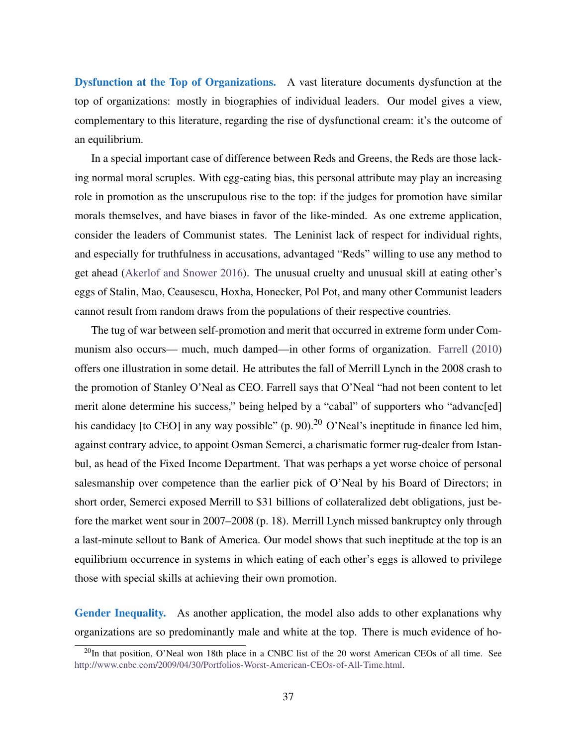**Dysfunction at the Top of Organizations.** A vast literature documents dysfunction at the top of organizations: mostly in biographies of individual leaders. Our model gives a view, complementary to this literature, regarding the rise of dysfunctional cream: it's the outcome of an equilibrium.

In a special important case of difference between Reds and Greens, the Reds are those lacking normal moral scruples. With egg-eating bias, this personal attribute may play an increasing role in promotion as the unscrupulous rise to the top: if the judges for promotion have similar morals themselves, and have biases in favor of the like-minded. As one extreme application, consider the leaders of Communist states. The Leninist lack of respect for individual rights, and especially for truthfulness in accusations, advantaged "Reds" willing to use any method to get ahead (Akerlof and Snower 2016). The unusual cruelty and unusual skill at eating other's eggs of Stalin, Mao, Ceausescu, Hoxha, Honecker, Pol Pot, and many other Communist leaders cannot result from random draws from the populations of their respective countries.

The tug of war between self-promotion and merit that occurred in extreme form under Communism also occurs— much, much damped—in other forms of organization. Farrell (2010) offers one illustration in some detail. He attributes the fall of Merrill Lynch in the 2008 crash to the promotion of Stanley O'Neal as CEO. Farrell says that O'Neal "had not been content to let merit alone determine his success," being helped by a "cabal" of supporters who "advanc[ed] his candidacy [to CEO] in any way possible" (p. 90).[20] O'Neal's ineptitude in finance led him, against contrary advice, to appoint Osman Semerci, a charismatic former rug-dealer from Istanbul, as head of the Fixed Income Department. That was perhaps a yet worse choice of personal salesmanship over competence than the earlier pick of O'Neal by his Board of Directors; in short order, Semerci exposed Merrill to $31 billions of collateralized debt obligations, just before the market went sour in 2007–2008 (p. 18). Merrill Lynch missed bankruptcy only through a last-minute sellout to Bank of America. Our model shows that such ineptitude at the top is an equilibrium occurrence in systems in which eating of each other's eggs is allowed to privilege those with special skills at achieving their own promotion.

**Gender Inequality.** As another application, the model also adds to other explanations why organizations are so predominantly male and white at the top. There is much evidence of ho-

[20] In that position, O'Neal won 18th place in a CNBC list of the 20 worst American CEOs of all time. See http://www.cnbc.com/2009/04/30/Portfolios-Worst-American-CEOs-of-All-Time.html.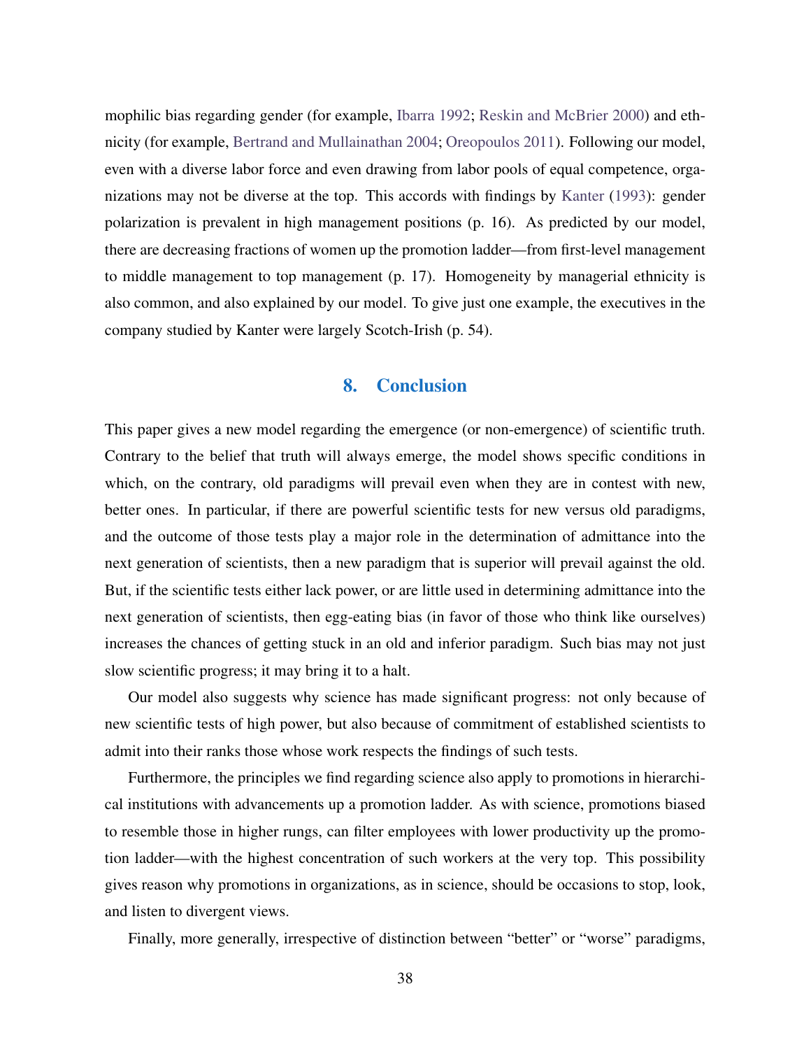mophilic bias regarding gender (for example, Ibarra 1992; Reskin and McBrier 2000) and ethnicity (for example, Bertrand and Mullainathan 2004; Oreopoulos 2011). Following our model, even with a diverse labor force and even drawing from labor pools of equal competence, organizations may not be diverse at the top. This accords with findings by Kanter (1993): gender polarization is prevalent in high management positions (p. 16). As predicted by our model, there are decreasing fractions of women up the promotion ladder—from first-level management to middle management to top management (p. 17). Homogeneity by managerial ethnicity is also common, and also explained by our model. To give just one example, the executives in the company studied by Kanter were largely Scotch-Irish (p. 54).

## 8. Conclusion

This paper gives a new model regarding the emergence (or non-emergence) of scientific truth. Contrary to the belief that truth will always emerge, the model shows specific conditions in which, on the contrary, old paradigms will prevail even when they are in contest with new, better ones. In particular, if there are powerful scientific tests for new versus old paradigms, and the outcome of those tests play a major role in the determination of admittance into the next generation of scientists, then a new paradigm that is superior will prevail against the old. But, if the scientific tests either lack power, or are little used in determining admittance into the next generation of scientists, then egg-eating bias (in favor of those who think like ourselves) increases the chances of getting stuck in an old and inferior paradigm. Such bias may not just slow scientific progress; it may bring it to a halt.

Our model also suggests why science has made significant progress: not only because of new scientific tests of high power, but also because of commitment of established scientists to admit into their ranks those whose work respects the findings of such tests.

Furthermore, the principles we find regarding science also apply to promotions in hierarchical institutions with advancements up a promotion ladder. As with science, promotions biased to resemble those in higher rungs, can filter employees with lower productivity up the promotion ladder—with the highest concentration of such workers at the very top. This possibility gives reason why promotions in organizations, as in science, should be occasions to stop, look, and listen to divergent views.

Finally, more generally, irrespective of distinction between "better" or "worse" paradigms,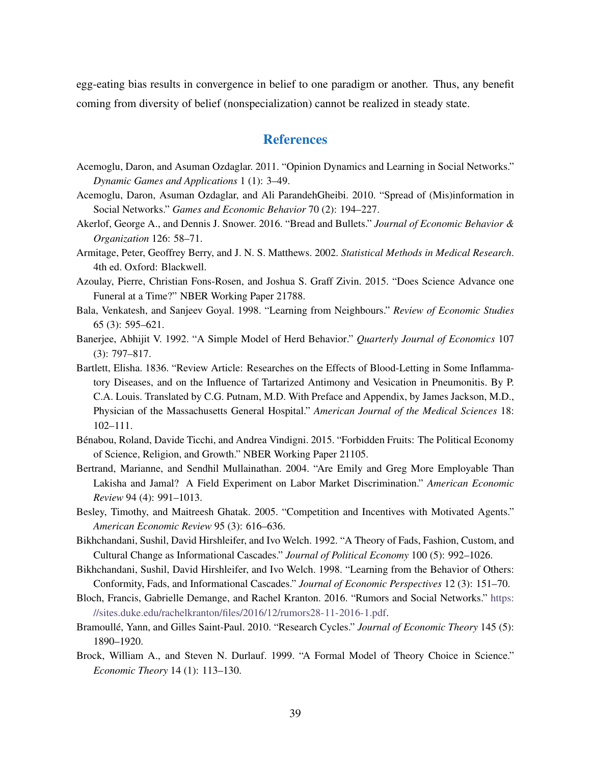egg-eating bias results in convergence in belief to one paradigm or another. Thus, any benefit coming from diversity of belief (nonspecialization) cannot be realized in steady state.

## References

Acemoglu, Daron, and Asuman Ozdaglar. 2011. "Opinion Dynamics and Learning in Social Networks." *Dynamic Games and Applications* 1 (1): 3–49.

Acemoglu, Daron, Asuman Ozdaglar, and Ali ParandehGheibi. 2010. "Spread of (Mis)information in Social Networks." *Games and Economic Behavior* 70 (2): 194–227.

Akerlof, George A., and Dennis J. Snower. 2016. "Bread and Bullets." *Journal of Economic Behavior & Organization* 126: 58–71.

Armitage, Peter, Geoffrey Berry, and J. N. S. Matthews. 2002. *Statistical Methods in Medical Research*. 4th ed. Oxford: Blackwell.

Azoulay, Pierre, Christian Fons-Rosen, and Joshua S. Graff Zivin. 2015. "Does Science Advance one Funeral at a Time?" NBER Working Paper 21788.

Bala, Venkatesh, and Sanjeev Goyal. 1998. "Learning from Neighbours." *Review of Economic Studies* 65 (3): 595–621.

Banerjee, Abhijit V. 1992. "A Simple Model of Herd Behavior." *Quarterly Journal of Economics* 107 (3): 797–817.

Bartlett, Elisha. 1836. "Review Article: Researches on the Effects of Blood-Letting in Some Inflammatory Diseases, and on the Influence of Tartarized Antimony and Vesication in Pneumonitis. By P. C.A. Louis. Translated by C.G. Putnam, M.D. With Preface and Appendix, by James Jackson, M.D., Physician of the Massachusetts General Hospital." *American Journal of the Medical Sciences* 18: 102–111.

Bénabou, Roland, Davide Ticchi, and Andrea Vindigni. 2015. "Forbidden Fruits: The Political Economy of Science, Religion, and Growth." NBER Working Paper 21105.

Bertrand, Marianne, and Sendhil Mullainathan. 2004. "Are Emily and Greg More Employable Than Lakisha and Jamal? A Field Experiment on Labor Market Discrimination." *American Economic Review* 94 (4): 991–1013.

Besley, Timothy, and Maitreesh Ghatak. 2005. "Competition and Incentives with Motivated Agents." *American Economic Review* 95 (3): 616–636.

Bikhchandani, Sushil, David Hirshleifer, and Ivo Welch. 1992. "A Theory of Fads, Fashion, Custom, and Cultural Change as Informational Cascades." *Journal of Political Economy* 100 (5): 992–1026.

Bikhchandani, Sushil, David Hirshleifer, and Ivo Welch. 1998. "Learning from the Behavior of Others: Conformity, Fads, and Informational Cascades." *Journal of Economic Perspectives* 12 (3): 151–70.

Bloch, Francis, Gabrielle Demange, and Rachel Kranton. 2016. "Rumors and Social Networks." https://sites.duke.edu/rachelkranton/files/2016/12/rumors28-11-2016-1.pdf.

Bramoullé, Yann, and Gilles Saint-Paul. 2010. "Research Cycles." *Journal of Economic Theory* 145 (5): 1890–1920.

Brock, William A., and Steven N. Durlauf. 1999. "A Formal Model of Theory Choice in Science." *Economic Theory* 14 (1): 113–130.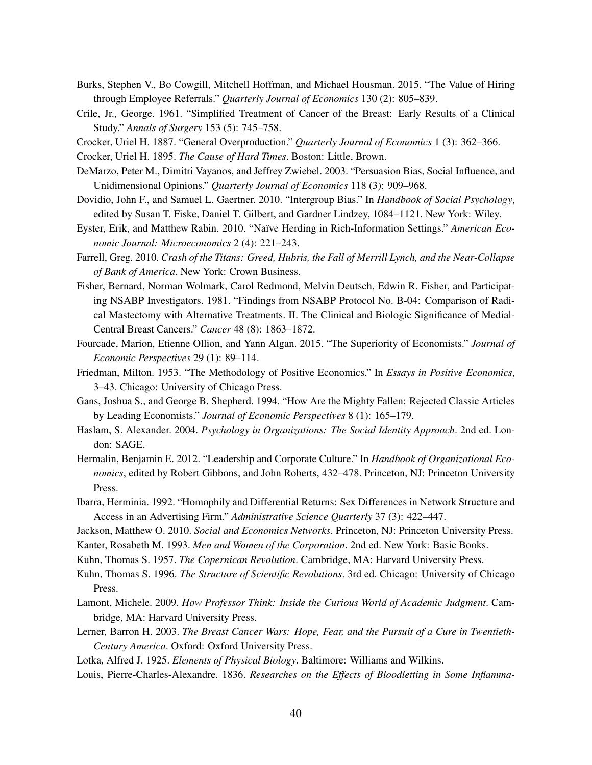Burks, Stephen V., Bo Cowgill, Mitchell Hoffman, and Michael Housman. 2015. "The Value of Hiring through Employee Referrals." *Quarterly Journal of Economics* 130 (2): 805–839.

Crile, Jr., George. 1961. "Simplified Treatment of Cancer of the Breast: Early Results of a Clinical Study." *Annals of Surgery* 153 (5): 745–758.

Crocker, Uriel H. 1887. "General Overproduction." *Quarterly Journal of Economics* 1 (3): 362–366.

Crocker, Uriel H. 1895. *The Cause of Hard Times*. Boston: Little, Brown.

DeMarzo, Peter M., Dimitri Vayanos, and Jeffrey Zwiebel. 2003. "Persuasion Bias, Social Influence, and Unidimensional Opinions." *Quarterly Journal of Economics* 118 (3): 909–968.

Dovidio, John F., and Samuel L. Gaertner. 2010. "Intergroup Bias." In *Handbook of Social Psychology*, edited by Susan T. Fiske, Daniel T. Gilbert, and Gardner Lindzey, 1084–1121. New York: Wiley.

Eyster, Erik, and Matthew Rabin. 2010. "Naïve Herding in Rich-Information Settings." *American Economic Journal: Microeconomics* 2 (4): 221–243.

Farrell, Greg. 2010. *Crash of the Titans: Greed, Hubris, the Fall of Merrill Lynch, and the Near-Collapse of Bank of America*. New York: Crown Business.

Fisher, Bernard, Norman Wolmark, Carol Redmond, Melvin Deutsch, Edwin R. Fisher, and Participating NSABP Investigators. 1981. "Findings from NSABP Protocol No. B-04: Comparison of Radical Mastectomy with Alternative Treatments. II. The Clinical and Biologic Significance of Medial-Central Breast Cancers." *Cancer* 48 (8): 1863–1872.

Fourcade, Marion, Etienne Ollion, and Yann Algan. 2015. "The Superiority of Economists." *Journal of Economic Perspectives* 29 (1): 89–114.

Friedman, Milton. 1953. "The Methodology of Positive Economics." In *Essays in Positive Economics*, 3–43. Chicago: University of Chicago Press.

Gans, Joshua S., and George B. Shepherd. 1994. "How Are the Mighty Fallen: Rejected Classic Articles by Leading Economists." *Journal of Economic Perspectives* 8 (1): 165–179.

Haslam, S. Alexander. 2004. *Psychology in Organizations: The Social Identity Approach*. 2nd ed. London: SAGE.

Hermalin, Benjamin E. 2012. "Leadership and Corporate Culture." In *Handbook of Organizational Economics*, edited by Robert Gibbons, and John Roberts, 432–478. Princeton, NJ: Princeton University Press.

Ibarra, Herminia. 1992. "Homophily and Differential Returns: Sex Differences in Network Structure and Access in an Advertising Firm." *Administrative Science Quarterly* 37 (3): 422–447.

Jackson, Matthew O. 2010. *Social and Economics Networks*. Princeton, NJ: Princeton University Press.

Kanter, Rosabeth M. 1993. *Men and Women of the Corporation*. 2nd ed. New York: Basic Books.

Kuhn, Thomas S. 1957. *The Copernican Revolution*. Cambridge, MA: Harvard University Press.

Kuhn, Thomas S. 1996. *The Structure of Scientific Revolutions*. 3rd ed. Chicago: University of Chicago Press.

Lamont, Michele. 2009. *How Professor Think: Inside the Curious World of Academic Judgment*. Cambridge, MA: Harvard University Press.

Lerner, Barron H. 2003. *The Breast Cancer Wars: Hope, Fear, and the Pursuit of a Cure in Twentieth-Century America*. Oxford: Oxford University Press.

Lotka, Alfred J. 1925. *Elements of Physical Biology*. Baltimore: Williams and Wilkins.

Louis, Pierre-Charles-Alexandre. 1836. *Researches on the Effects of Bloodletting in Some Inflamma-*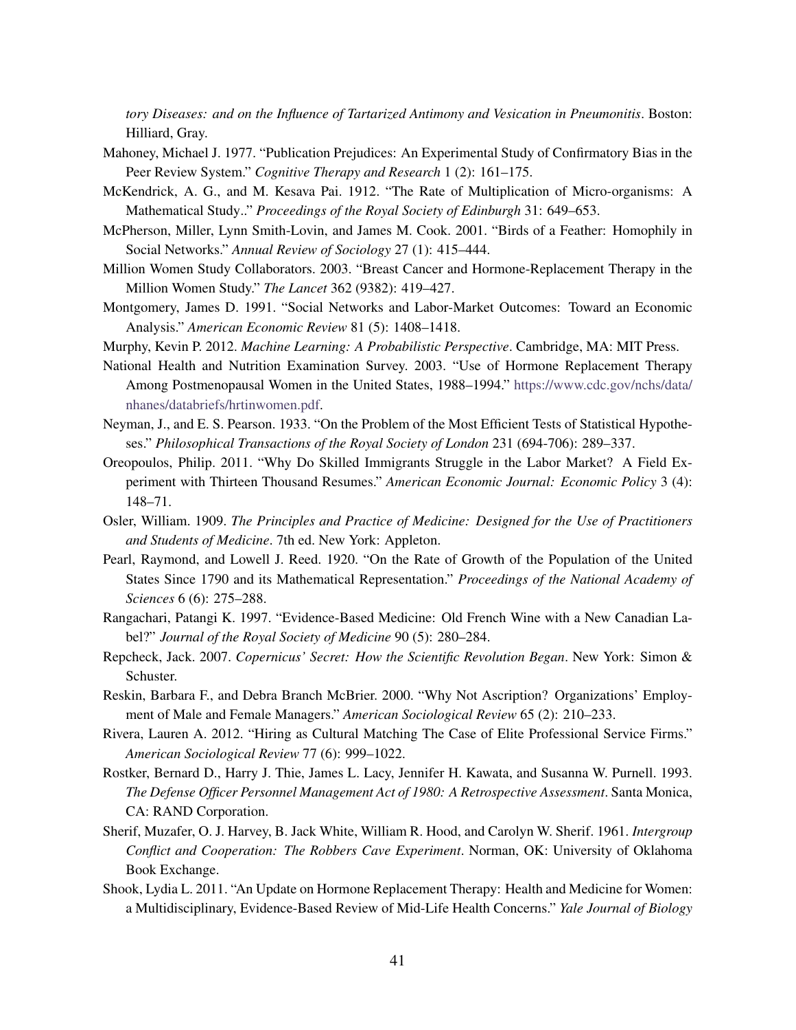*tory Diseases: and on the Influence of Tartarized Antimony and Vesication in Pneumonitis*. Boston: Hilliard, Gray.

Mahoney, Michael J. 1977. "Publication Prejudices: An Experimental Study of Confirmatory Bias in the Peer Review System." *Cognitive Therapy and Research* 1 (2): 161–175.

McKendrick, A. G., and M. Kesava Pai. 1912. "The Rate of Multiplication of Micro-organisms: A Mathematical Study.." *Proceedings of the Royal Society of Edinburgh* 31: 649–653.

McPherson, Miller, Lynn Smith-Lovin, and James M. Cook. 2001. "Birds of a Feather: Homophily in Social Networks." *Annual Review of Sociology* 27 (1): 415–444.

Million Women Study Collaborators. 2003. "Breast Cancer and Hormone-Replacement Therapy in the Million Women Study." *The Lancet* 362 (9382): 419–427.

Montgomery, James D. 1991. "Social Networks and Labor-Market Outcomes: Toward an Economic Analysis." *American Economic Review* 81 (5): 1408–1418.

Murphy, Kevin P. 2012. *Machine Learning: A Probabilistic Perspective*. Cambridge, MA: MIT Press.

National Health and Nutrition Examination Survey. 2003. "Use of Hormone Replacement Therapy Among Postmenopausal Women in the United States, 1988–1994." https://www.cdc.gov/nchs/data/nhanes/databriefs/hrtinwomen.pdf.

Neyman, J., and E. S. Pearson. 1933. "On the Problem of the Most Efficient Tests of Statistical Hypotheses." *Philosophical Transactions of the Royal Society of London* 231 (694-706): 289–337.

Oreopoulos, Philip. 2011. "Why Do Skilled Immigrants Struggle in the Labor Market? A Field Experiment with Thirteen Thousand Resumes." *American Economic Journal: Economic Policy* 3 (4): 148–71.

Osler, William. 1909. *The Principles and Practice of Medicine: Designed for the Use of Practitioners and Students of Medicine*. 7th ed. New York: Appleton.

Pearl, Raymond, and Lowell J. Reed. 1920. "On the Rate of Growth of the Population of the United States Since 1790 and its Mathematical Representation." *Proceedings of the National Academy of Sciences* 6 (6): 275–288.

Rangachari, Patangi K. 1997. "Evidence-Based Medicine: Old French Wine with a New Canadian Label?" *Journal of the Royal Society of Medicine* 90 (5): 280–284.

Repcheck, Jack. 2007. *Copernicus' Secret: How the Scientific Revolution Began*. New York: Simon & Schuster.

Reskin, Barbara F., and Debra Branch McBrier. 2000. "Why Not Ascription? Organizations' Employment of Male and Female Managers." *American Sociological Review* 65 (2): 210–233.

Rivera, Lauren A. 2012. "Hiring as Cultural Matching The Case of Elite Professional Service Firms." *American Sociological Review* 77 (6): 999–1022.

Rostker, Bernard D., Harry J. Thie, James L. Lacy, Jennifer H. Kawata, and Susanna W. Purnell. 1993. *The Defense Officer Personnel Management Act of 1980: A Retrospective Assessment*. Santa Monica, CA: RAND Corporation.

Sherif, Muzafer, O. J. Harvey, B. Jack White, William R. Hood, and Carolyn W. Sherif. 1961. *Intergroup Conflict and Cooperation: The Robbers Cave Experiment*. Norman, OK: University of Oklahoma Book Exchange.

Shook, Lydia L. 2011. "An Update on Hormone Replacement Therapy: Health and Medicine for Women: a Multidisciplinary, Evidence-Based Review of Mid-Life Health Concerns." *Yale Journal of Biology*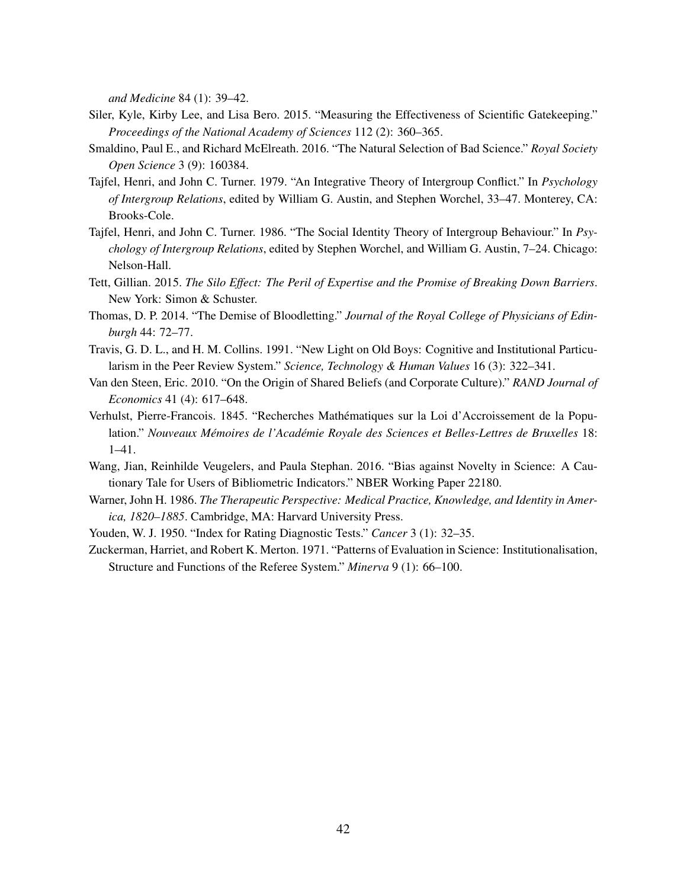*and Medicine* 84 (1): 39–42.

Siler, Kyle, Kirby Lee, and Lisa Bero. 2015. "Measuring the Effectiveness of Scientific Gatekeeping." *Proceedings of the National Academy of Sciences* 112 (2): 360–365.

Smaldino, Paul E., and Richard McElreath. 2016. "The Natural Selection of Bad Science." *Royal Society Open Science* 3 (9): 160384.

Tajfel, Henri, and John C. Turner. 1979. "An Integrative Theory of Intergroup Conflict." In *Psychology of Intergroup Relations*, edited by William G. Austin, and Stephen Worchel, 33–47. Monterey, CA: Brooks-Cole.

Tajfel, Henri, and John C. Turner. 1986. "The Social Identity Theory of Intergroup Behaviour." In *Psychology of Intergroup Relations*, edited by Stephen Worchel, and William G. Austin, 7–24. Chicago: Nelson-Hall.

Tett, Gillian. 2015. *The Silo Effect: The Peril of Expertise and the Promise of Breaking Down Barriers*. New York: Simon & Schuster.

Thomas, D. P. 2014. "The Demise of Bloodletting." *Journal of the Royal College of Physicians of Edinburgh* 44: 72–77.

Travis, G. D. L., and H. M. Collins. 1991. "New Light on Old Boys: Cognitive and Institutional Particularism in the Peer Review System." *Science, Technology & Human Values* 16 (3): 322–341.

Van den Steen, Eric. 2010. "On the Origin of Shared Beliefs (and Corporate Culture)." *RAND Journal of Economics* 41 (4): 617–648.

Verhulst, Pierre-Francois. 1845. "Recherches Mathématiques sur la Loi d'Accroissement de la Population." *Nouveaux Mémoires de l'Académie Royale des Sciences et Belles-Lettres de Bruxelles* 18: 1–41.

Wang, Jian, Reinhilde Veugelers, and Paula Stephan. 2016. "Bias against Novelty in Science: A Cautionary Tale for Users of Bibliometric Indicators." NBER Working Paper 22180.

Warner, John H. 1986. *The Therapeutic Perspective: Medical Practice, Knowledge, and Identity in America, 1820–1885*. Cambridge, MA: Harvard University Press.

Youden, W. J. 1950. "Index for Rating Diagnostic Tests." *Cancer* 3 (1): 32–35.

Zuckerman, Harriet, and Robert K. Merton. 1971. "Patterns of Evaluation in Science: Institutionalisation, Structure and Functions of the Referee System." *Minerva* 9 (1): 66–100.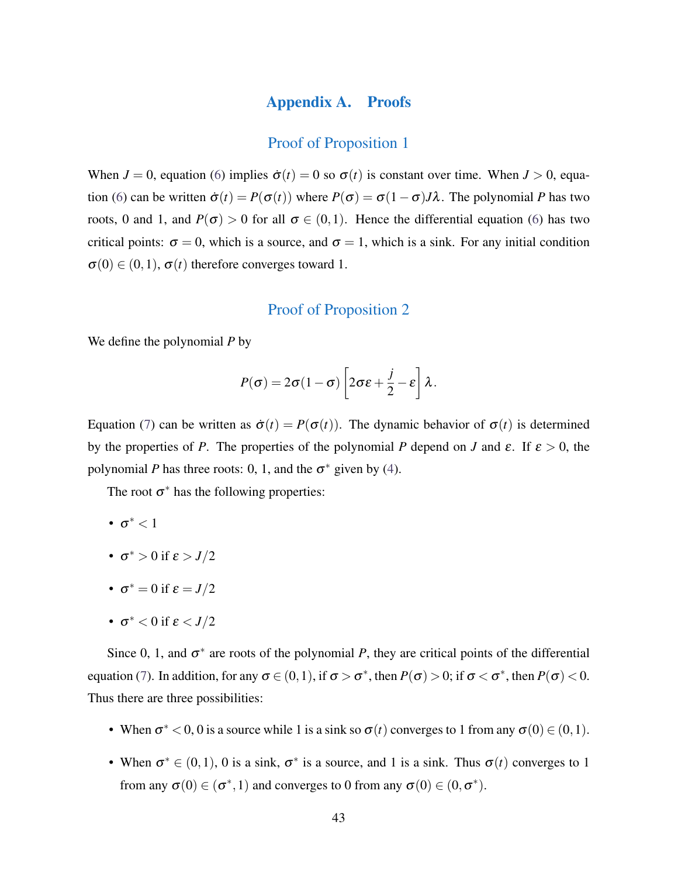# Appendix A. Proofs

## Proof of Proposition 1

When $J = 0$, equation (6) implies $\dot{\sigma}(t) = 0$ so $\sigma(t)$ is constant over time. When $J > 0$, equation (6) can be written $\dot{\sigma}(t) = P(\sigma(t))$ where $P(\sigma) = \sigma(1-\sigma)J\lambda$. The polynomial $P$ has two roots, 0 and 1, and $P(\sigma) > 0$ for all $\sigma \in (0,1)$. Hence the differential equation (6) has two critical points: $\sigma = 0$, which is a source, and $\sigma = 1$, which is a sink. For any initial condition $\sigma(0) \in (0,1)$, $\sigma(t)$ therefore converges toward 1.

## Proof of Proposition 2

We define the polynomial $P$ by

$$P(\sigma) = 2\sigma(1-\sigma)\left[2\sigma\varepsilon + \frac{j}{2} - \varepsilon\right]\lambda.$$

Equation (7) can be written as $\dot{\sigma}(t) = P(\sigma(t))$. The dynamic behavior of $\sigma(t)$ is determined by the properties of $P$. The properties of the polynomial $P$ depend on $J$ and $\varepsilon$. If $\varepsilon > 0$, the polynomial $P$ has three roots: 0, 1, and the $\sigma^*$ given by (4).

The root $\sigma^*$ has the following properties:

- $\sigma^* < 1$
- $\sigma^* > 0$ if $\varepsilon > J/2$
- $\sigma^* = 0$ if $\varepsilon = J/2$
- $\sigma^* < 0$ if $\varepsilon < J/2$

Since 0, 1, and $\sigma^*$ are roots of the polynomial $P$, they are critical points of the differential equation (7). In addition, for any $\sigma \in (0,1)$, if $\sigma > \sigma^*$, then $P(\sigma) > 0$; if $\sigma < \sigma^*$, then $P(\sigma) < 0$. Thus there are three possibilities:

- When $\sigma^* < 0$, 0 is a source while 1 is a sink so $\sigma(t)$ converges to 1 from any $\sigma(0) \in (0,1)$.
- When $\sigma^* \in (0,1)$, 0 is a sink, $\sigma^*$ is a source, and 1 is a sink. Thus $\sigma(t)$ converges to 1 from any $\sigma(0) \in (\sigma^*, 1)$ and converges to 0 from any $\sigma(0) \in (0, \sigma^*)$.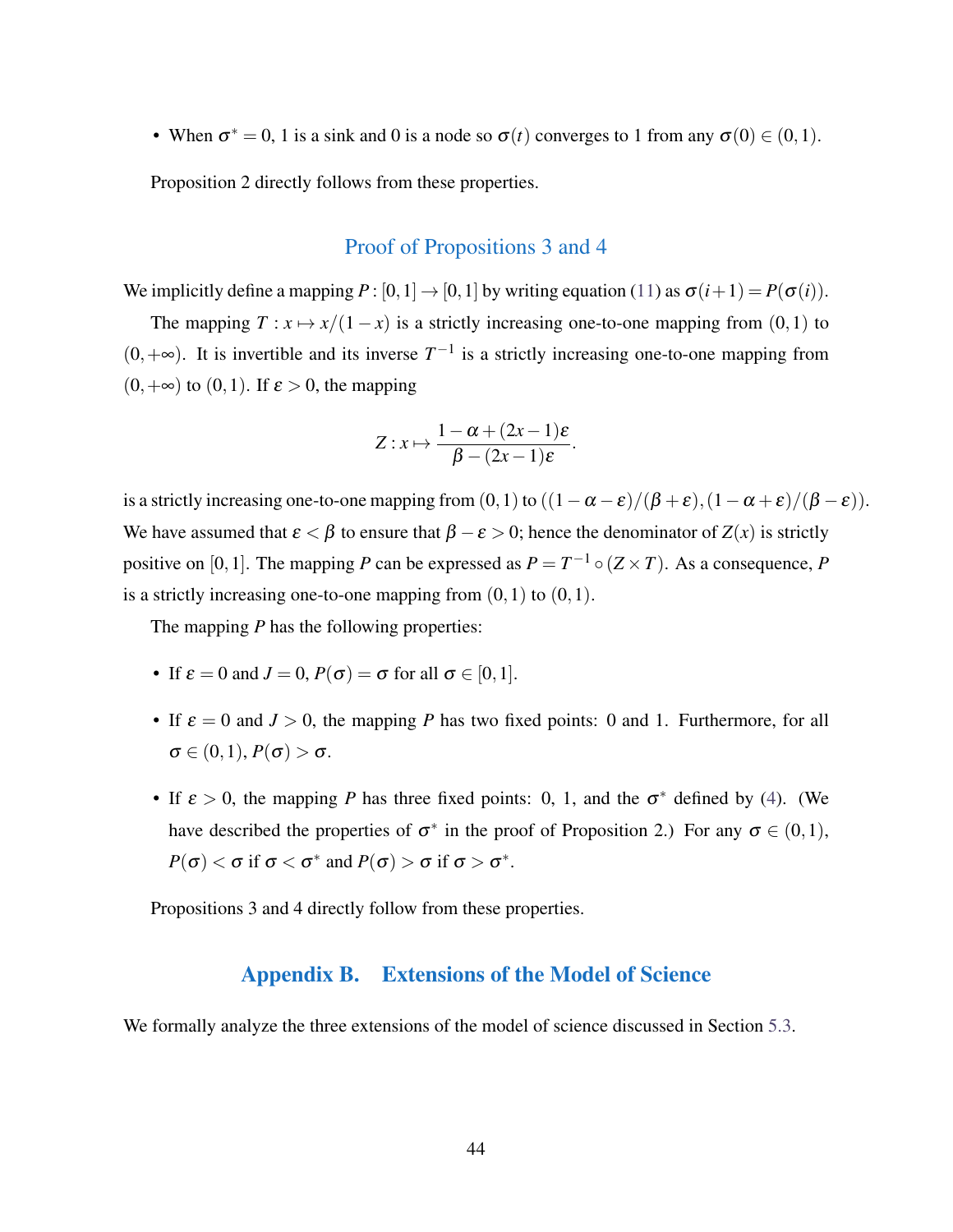- When $\sigma^* = 0$, 1 is a sink and 0 is a node so $\sigma(t)$ converges to 1 from any $\sigma(0) \in (0,1)$.

Proposition 2 directly follows from these properties.

## Proof of Propositions 3 and 4

We implicitly define a mapping $P : [0,1] \to [0,1]$ by writing equation (11) as $\sigma(i+1) = P(\sigma(i))$.

The mapping $T : x \mapsto x/(1-x)$ is a strictly increasing one-to-one mapping from $(0,1)$ to $(0,+\infty)$. It is invertible and its inverse $T^{-1}$ is a strictly increasing one-to-one mapping from $(0,+\infty)$ to $(0,1)$. If $\varepsilon > 0$, the mapping

$$Z : x \mapsto \frac{1-\alpha+(2x-1)\varepsilon}{\beta-(2x-1)\varepsilon}.$$

is a strictly increasing one-to-one mapping from $(0,1)$ to $((1-\alpha-\varepsilon)/(\beta+\varepsilon), (1-\alpha+\varepsilon)/(\beta-\varepsilon))$. We have assumed that $\varepsilon < \beta$ to ensure that $\beta - \varepsilon > 0$; hence the denominator of $Z(x)$ is strictly positive on $[0,1]$. The mapping $P$ can be expressed as $P = T^{-1} \circ (Z \times T)$. As a consequence, $P$ is a strictly increasing one-to-one mapping from $(0,1)$ to $(0,1)$.

The mapping $P$ has the following properties:

- If $\varepsilon = 0$ and $J = 0$, $P(\sigma) = \sigma$ for all $\sigma \in [0,1]$.
- If $\varepsilon = 0$ and $J > 0$, the mapping $P$ has two fixed points: 0 and 1. Furthermore, for all $\sigma \in (0,1)$, $P(\sigma) > \sigma$.
- If $\varepsilon > 0$, the mapping $P$ has three fixed points: 0, 1, and the $\sigma^*$ defined by (4). (We have described the properties of $\sigma^*$ in the proof of Proposition 2.) For any $\sigma \in (0,1)$, $P(\sigma) < \sigma$ if $\sigma < \sigma^*$ and $P(\sigma) > \sigma$ if $\sigma > \sigma^*$.

Propositions 3 and 4 directly follow from these properties.

# Appendix B. Extensions of the Model of Science

We formally analyze the three extensions of the model of science discussed in Section 5.3.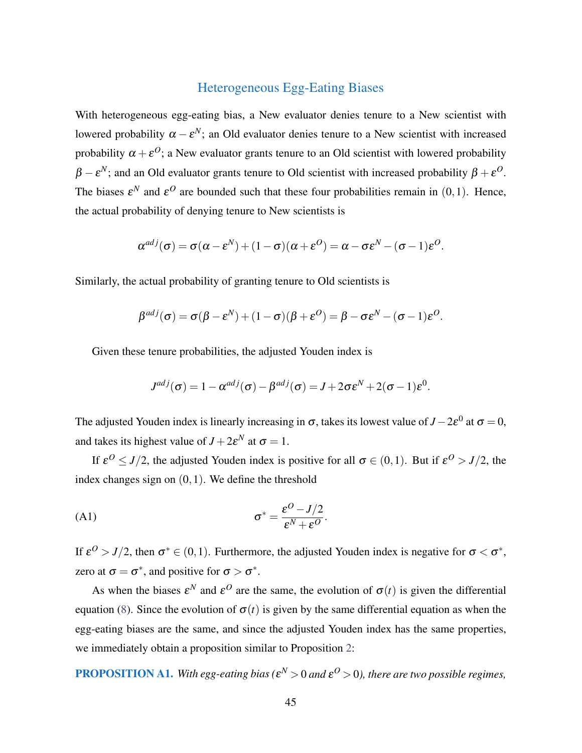## Heterogeneous Egg-Eating Biases

With heterogeneous egg-eating bias, a New evaluator denies tenure to a New scientist with lowered probability $\alpha - \varepsilon^N$; an Old evaluator denies tenure to a New scientist with increased probability $\alpha + \varepsilon^O$; a New evaluator grants tenure to an Old scientist with lowered probability $\beta - \varepsilon^N$; and an Old evaluator grants tenure to Old scientist with increased probability $\beta + \varepsilon^O$. The biases $\varepsilon^N$ and $\varepsilon^O$ are bounded such that these four probabilities remain in $(0,1)$. Hence, the actual probability of denying tenure to New scientists is

$$\alpha^{adj}(\sigma) = \sigma(\alpha - \varepsilon^N) + (1-\sigma)(\alpha + \varepsilon^O) = \alpha - \sigma\varepsilon^N - (\sigma - 1)\varepsilon^O.$$

Similarly, the actual probability of granting tenure to Old scientists is

$$\beta^{adj}(\sigma) = \sigma(\beta - \varepsilon^N) + (1-\sigma)(\beta + \varepsilon^O) = \beta - \sigma\varepsilon^N - (\sigma - 1)\varepsilon^O.$$

Given these tenure probabilities, the adjusted Youden index is

$$J^{adj}(\sigma) = 1 - \alpha^{adj}(\sigma) - \beta^{adj}(\sigma) = J + 2\sigma\varepsilon^N + 2(\sigma - 1)\varepsilon^0.$$

The adjusted Youden index is linearly increasing in $\sigma$, takes its lowest value of $J - 2\varepsilon^0$ at $\sigma = 0$, and takes its highest value of $J + 2\varepsilon^N$ at $\sigma = 1$.

If $\varepsilon^O \leq J/2$, the adjusted Youden index is positive for all $\sigma \in (0,1)$. But if $\varepsilon^O > J/2$, the index changes sign on $(0,1)$. We define the threshold

$$\sigma^* = \frac{\varepsilon^O - J/2}{\varepsilon^N + \varepsilon^O}. \tag{A1}$$

If $\varepsilon^O > J/2$, then $\sigma^* \in (0,1)$. Furthermore, the adjusted Youden index is negative for $\sigma < \sigma^*$, zero at $\sigma = \sigma^*$, and positive for $\sigma > \sigma^*$.

As when the biases $\varepsilon^N$ and $\varepsilon^O$ are the same, the evolution of $\sigma(t)$ is given the differential equation (8). Since the evolution of $\sigma(t)$ is given by the same differential equation as when the egg-eating biases are the same, and since the adjusted Youden index has the same properties, we immediately obtain a proposition similar to Proposition 2:

**PROPOSITION A1.** *With egg-eating bias ($\varepsilon^N > 0$ and $\varepsilon^O > 0$), there are two possible regimes,*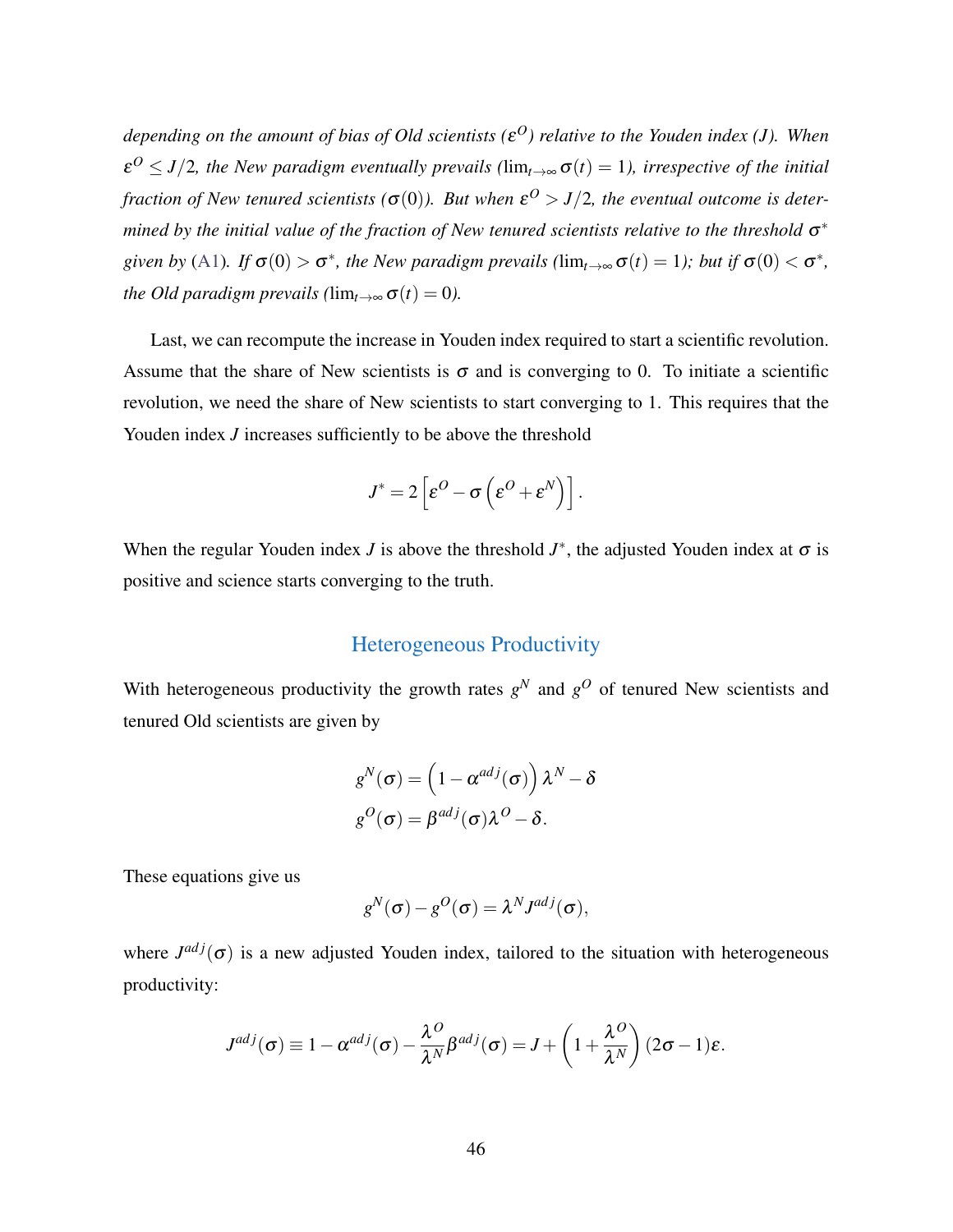*depending on the amount of bias of Old scientists ($\varepsilon^O$) relative to the Youden index ($J$). When $\varepsilon^O \leq J/2$, the New paradigm eventually prevails ($\lim_{t\to\infty} \sigma(t) = 1$), irrespective of the initial fraction of New tenured scientists ($\sigma(0)$). But when $\varepsilon^O > J/2$, the eventual outcome is determined by the initial value of the fraction of New tenured scientists relative to the threshold $\sigma^*$ given by (A1). If $\sigma(0) > \sigma^*$, the New paradigm prevails ($\lim_{t\to\infty} \sigma(t) = 1$); but if $\sigma(0) < \sigma^*$, the Old paradigm prevails ($\lim_{t\to\infty} \sigma(t) = 0$).*

Last, we can recompute the increase in Youden index required to start a scientific revolution. Assume that the share of New scientists is $\sigma$ and is converging to 0. To initiate a scientific revolution, we need the share of New scientists to start converging to 1. This requires that the Youden index $J$ increases sufficiently to be above the threshold

$$J^* = 2\left[\varepsilon^O - \sigma\left(\varepsilon^O + \varepsilon^N\right)\right].$$

When the regular Youden index $J$ is above the threshold $J^*$, the adjusted Youden index at $\sigma$ is positive and science starts converging to the truth.

## Heterogeneous Productivity

With heterogeneous productivity the growth rates $g^N$ and $g^O$ of tenured New scientists and tenured Old scientists are given by

$$g^N(\sigma) = \left(1 - \alpha^{adj}(\sigma)\right)\lambda^N - \delta$$
$$g^O(\sigma) = \beta^{adj}(\sigma)\lambda^O - \delta.$$

These equations give us

$$g^N(\sigma) - g^O(\sigma) = \lambda^N J^{adj}(\sigma),$$

where $J^{adj}(\sigma)$ is a new adjusted Youden index, tailored to the situation with heterogeneous productivity:

$$J^{adj}(\sigma) \equiv 1 - \alpha^{adj}(\sigma) - \frac{\lambda^O}{\lambda^N}\beta^{adj}(\sigma) = J + \left(1 + \frac{\lambda^O}{\lambda^N}\right)(2\sigma - 1)\varepsilon.$$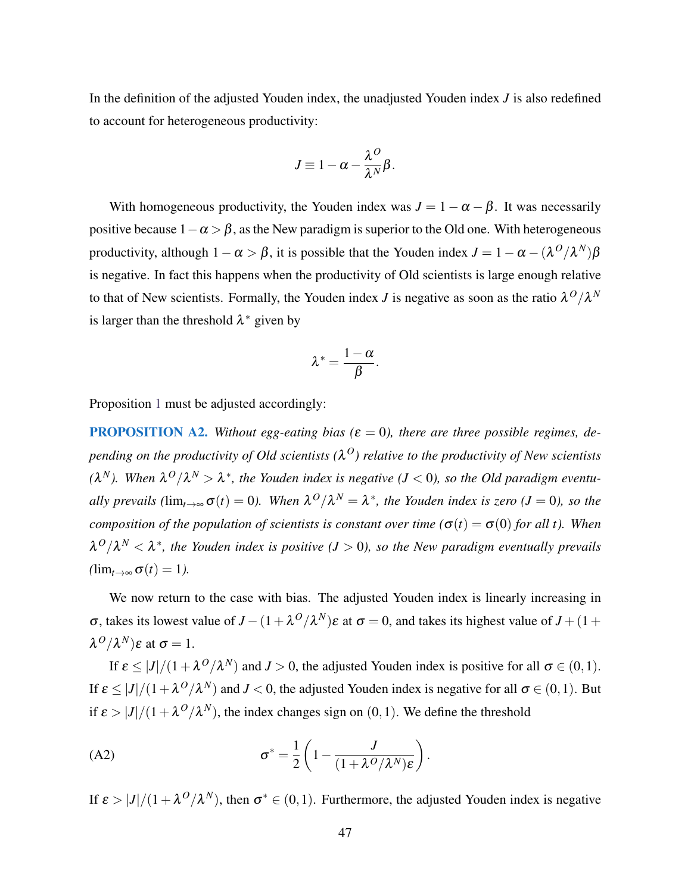In the definition of the adjusted Youden index, the unadjusted Youden index $J$ is also redefined to account for heterogeneous productivity:

$$J \equiv 1 - \alpha - \frac{\lambda^O}{\lambda^N}\beta.$$

With homogeneous productivity, the Youden index was $J = 1 - \alpha - \beta$. It was necessarily positive because $1 - \alpha > \beta$, as the New paradigm is superior to the Old one. With heterogeneous productivity, although $1 - \alpha > \beta$, it is possible that the Youden index $J = 1 - \alpha - (\lambda^O/\lambda^N)\beta$ is negative. In fact this happens when the productivity of Old scientists is large enough relative to that of New scientists. Formally, the Youden index $J$ is negative as soon as the ratio $\lambda^O/\lambda^N$ is larger than the threshold $\lambda^*$ given by

$$\lambda^* = \frac{1-\alpha}{\beta}.$$

Proposition 1 must be adjusted accordingly:

**PROPOSITION A2.** *Without egg-eating bias ($\varepsilon = 0$), there are three possible regimes, depending on the productivity of Old scientists ($\lambda^O$) relative to the productivity of New scientists ($\lambda^N$). When $\lambda^O/\lambda^N > \lambda^*$, the Youden index is negative ($J < 0$), so the Old paradigm eventually prevails ($\lim_{t\to\infty} \sigma(t) = 0$). When $\lambda^O/\lambda^N = \lambda^*$, the Youden index is zero ($J = 0$), so the composition of the population of scientists is constant over time ($\sigma(t) = \sigma(0)$ for all $t$). When $\lambda^O/\lambda^N < \lambda^*$, the Youden index is positive ($J > 0$), so the New paradigm eventually prevails ($\lim_{t\to\infty} \sigma(t) = 1$).*

We now return to the case with bias. The adjusted Youden index is linearly increasing in $\sigma$, takes its lowest value of $J - (1 + \lambda^O/\lambda^N)\varepsilon$ at $\sigma = 0$, and takes its highest value of $J + (1 + \lambda^O/\lambda^N)\varepsilon$ at $\sigma = 1$.

If $\varepsilon \leq |J|/(1 + \lambda^O/\lambda^N)$ and $J > 0$, the adjusted Youden index is positive for all $\sigma \in (0,1)$. If $\varepsilon \leq |J|/(1 + \lambda^O/\lambda^N)$ and $J < 0$, the adjusted Youden index is negative for all $\sigma \in (0,1)$. But if $\varepsilon > |J|/(1 + \lambda^O/\lambda^N)$, the index changes sign on $(0,1)$. We define the threshold

$$\sigma^* = \frac{1}{2}\left(1 - \frac{J}{(1 + \lambda^O/\lambda^N)\varepsilon}\right). \tag{A2}$$

If $\varepsilon > |J|/(1 + \lambda^O/\lambda^N)$, then $\sigma^* \in (0,1)$. Furthermore, the adjusted Youden index is negative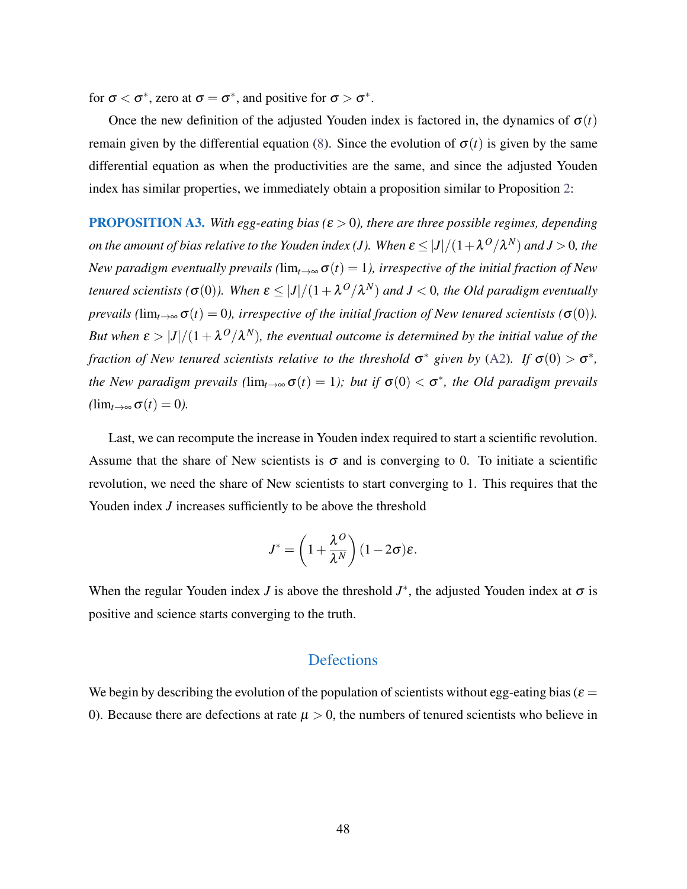for $\sigma < \sigma^*$, zero at $\sigma = \sigma^*$, and positive for $\sigma > \sigma^*$.

Once the new definition of the adjusted Youden index is factored in, the dynamics of $\sigma(t)$ remain given by the differential equation (8). Since the evolution of $\sigma(t)$ is given by the same differential equation as when the productivities are the same, and since the adjusted Youden index has similar properties, we immediately obtain a proposition similar to Proposition 2:

**PROPOSITION A3.** *With egg-eating bias ($\varepsilon > 0$), there are three possible regimes, depending on the amount of bias relative to the Youden index ($J$). When $\varepsilon \leq |J|/(1+\lambda^O/\lambda^N)$ and $J > 0$, the New paradigm eventually prevails ($\lim_{t\to\infty} \sigma(t) = 1$), irrespective of the initial fraction of New tenured scientists ($\sigma(0)$). When $\varepsilon \leq |J|/(1+\lambda^O/\lambda^N)$ and $J < 0$, the Old paradigm eventually prevails ($\lim_{t\to\infty} \sigma(t) = 0$), irrespective of the initial fraction of New tenured scientists ($\sigma(0)$). But when $\varepsilon > |J|/(1+\lambda^O/\lambda^N)$, the eventual outcome is determined by the initial value of the fraction of New tenured scientists relative to the threshold $\sigma^*$ given by (A2). If $\sigma(0) > \sigma^*$, the New paradigm prevails ($\lim_{t\to\infty} \sigma(t) = 1$); but if $\sigma(0) < \sigma^*$, the Old paradigm prevails ($\lim_{t\to\infty} \sigma(t) = 0$).*

Last, we can recompute the increase in Youden index required to start a scientific revolution. Assume that the share of New scientists is $\sigma$ and is converging to 0. To initiate a scientific revolution, we need the share of New scientists to start converging to 1. This requires that the Youden index $J$ increases sufficiently to be above the threshold

$$J^* = \left(1 + \frac{\lambda^O}{\lambda^N}\right)(1 - 2\sigma)\varepsilon.$$

When the regular Youden index $J$ is above the threshold $J^*$, the adjusted Youden index at $\sigma$ is positive and science starts converging to the truth.

## Defections

We begin by describing the evolution of the population of scientists without egg-eating bias ($\varepsilon = 0$). Because there are defections at rate $\mu > 0$, the numbers of tenured scientists who believe in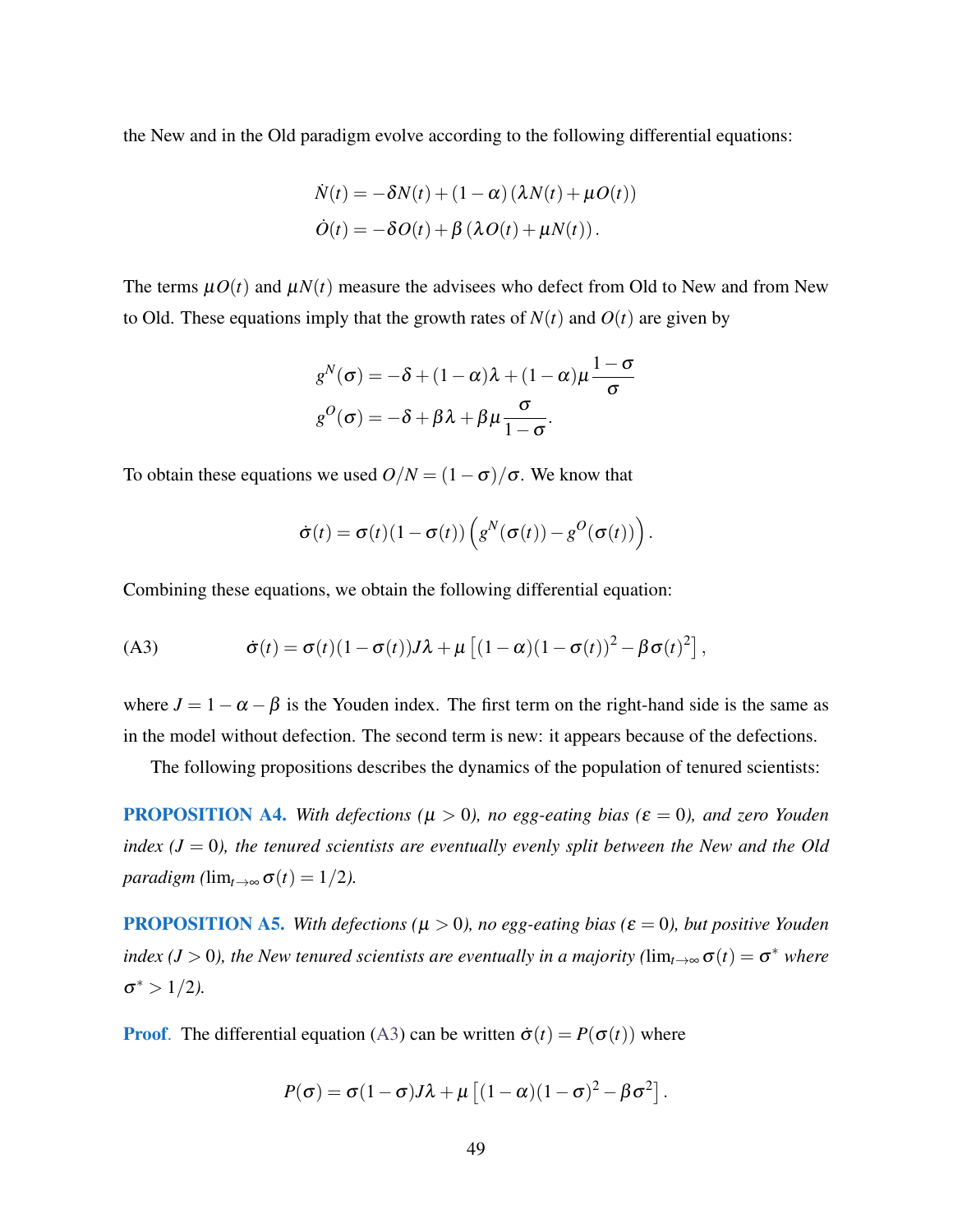the New and in the Old paradigm evolve according to the following differential equations:

$$\dot{N}(t) = -\delta N(t) + (1-\alpha)\left(\lambda N(t) + \mu O(t)\right)$$
$$\dot{O}(t) = -\delta O(t) + \beta\left(\lambda O(t) + \mu N(t)\right).$$

The terms $\mu O(t)$ and $\mu N(t)$ measure the advisees who defect from Old to New and from New to Old. These equations imply that the growth rates of $N(t)$ and $O(t)$ are given by

$$g^N(\sigma) = -\delta + (1-\alpha)\lambda + (1-\alpha)\mu\frac{1-\sigma}{\sigma}$$
$$g^O(\sigma) = -\delta + \beta\lambda + \beta\mu\frac{\sigma}{1-\sigma}.$$

To obtain these equations we used $O/N = (1-\sigma)/\sigma$. We know that

$$\dot{\sigma}(t) = \sigma(t)(1-\sigma(t))\left(g^N(\sigma(t)) - g^O(\sigma(t))\right).$$

Combining these equations, we obtain the following differential equation:

$$\text{(A3)} \qquad \dot{\sigma}(t) = \sigma(t)(1-\sigma(t))J\lambda + \mu\left[(1-\alpha)(1-\sigma(t))^2 - \beta\sigma(t)^2\right],$$

where $J = 1-\alpha-\beta$ is the Youden index. The first term on the right-hand side is the same as in the model without defection. The second term is new: it appears because of the defections.

The following propositions describes the dynamics of the population of tenured scientists:

**PROPOSITION A4.** *With defections ($\mu > 0$), no egg-eating bias ($\varepsilon = 0$), and zero Youden index ($J = 0$), the tenured scientists are eventually evenly split between the New and the Old paradigm ($\lim_{t\to\infty}\sigma(t) = 1/2$).*

**PROPOSITION A5.** *With defections ($\mu > 0$), no egg-eating bias ($\varepsilon = 0$), but positive Youden index ($J > 0$), the New tenured scientists are eventually in a majority ($\lim_{t\to\infty}\sigma(t) = \sigma^*$ where $\sigma^* > 1/2$).*

**Proof.** The differential equation (A3) can be written $\dot{\sigma}(t) = P(\sigma(t))$ where

$$P(\sigma) = \sigma(1-\sigma)J\lambda + \mu\left[(1-\alpha)(1-\sigma)^2 - \beta\sigma^2\right].$$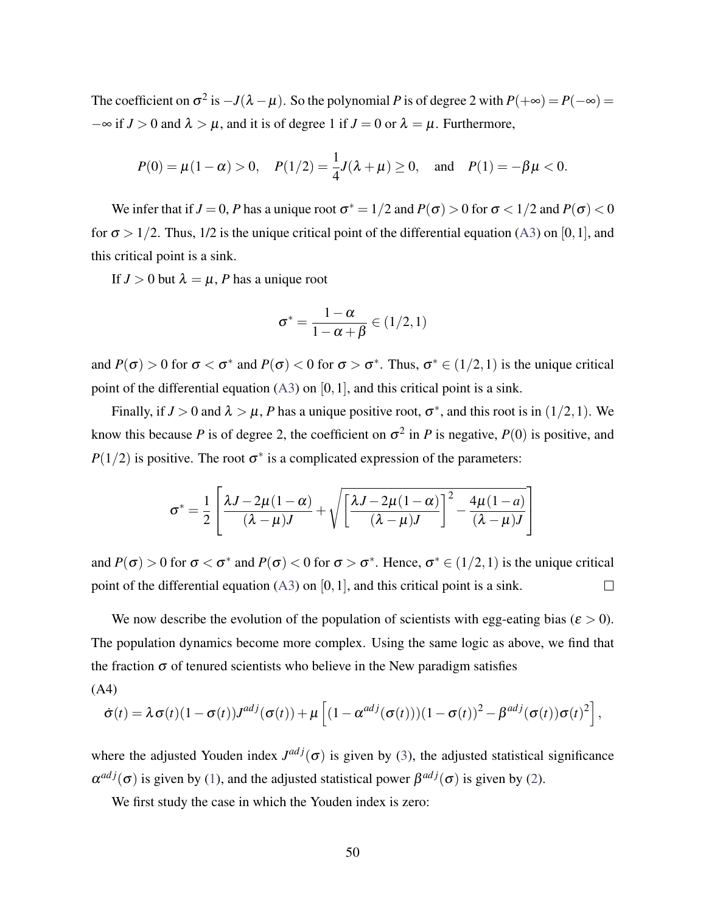The coefficient on $\sigma^2$ is $-J(\lambda - \mu)$. So the polynomial $P$ is of degree 2 with $P(+\infty) = P(-\infty) = -\infty$ if $J > 0$ and $\lambda > \mu$, and it is of degree 1 if $J = 0$ or $\lambda = \mu$. Furthermore,

$$P(0) = \mu(1-\alpha) > 0, \quad P(1/2) = \frac{1}{4}J(\lambda + \mu) \geq 0, \quad \text{and} \quad P(1) = -\beta\mu < 0.$$

We infer that if $J = 0$, $P$ has a unique root $\sigma^* = 1/2$ and $P(\sigma) > 0$ for $\sigma < 1/2$ and $P(\sigma) < 0$ for $\sigma > 1/2$. Thus, 1/2 is the unique critical point of the differential equation (A3) on $[0,1]$, and this critical point is a sink.

If $J > 0$ but $\lambda = \mu$, $P$ has a unique root

$$\sigma^* = \frac{1-\alpha}{1-\alpha+\beta} \in (1/2, 1)$$

and $P(\sigma) > 0$ for $\sigma < \sigma^*$ and $P(\sigma) < 0$ for $\sigma > \sigma^*$. Thus, $\sigma^* \in (1/2,1)$ is the unique critical point of the differential equation (A3) on $[0,1]$, and this critical point is a sink.

Finally, if $J > 0$ and $\lambda > \mu$, $P$ has a unique positive root, $\sigma^*$, and this root is in $(1/2,1)$. We know this because $P$ is of degree 2, the coefficient on $\sigma^2$ in $P$ is negative, $P(0)$ is positive, and $P(1/2)$ is positive. The root $\sigma^*$ is a complicated expression of the parameters:

$$\sigma^* = \frac{1}{2}\left[\frac{\lambda J - 2\mu(1-\alpha)}{(\lambda-\mu)J} + \sqrt{\left[\frac{\lambda J - 2\mu(1-\alpha)}{(\lambda-\mu)J}\right]^2 - \frac{4\mu(1-a)}{(\lambda-\mu)J}}\right]$$

and $P(\sigma) > 0$ for $\sigma < \sigma^*$ and $P(\sigma) < 0$ for $\sigma > \sigma^*$. Hence, $\sigma^* \in (1/2,1)$ is the unique critical point of the differential equation (A3) on $[0,1]$, and this critical point is a sink. $\square$

We now describe the evolution of the population of scientists with egg-eating bias ($\varepsilon > 0$). The population dynamics become more complex. Using the same logic as above, we find that the fraction $\sigma$ of tenured scientists who believe in the New paradigm satisfies

(A4)

$$\dot{\sigma}(t) = \lambda\sigma(t)(1-\sigma(t))J^{adj}(\sigma(t)) + \mu\left[(1-\alpha^{adj}(\sigma(t)))(1-\sigma(t))^2 - \beta^{adj}(\sigma(t))\sigma(t)^2\right],$$

where the adjusted Youden index $J^{adj}(\sigma)$ is given by (3), the adjusted statistical significance $\alpha^{adj}(\sigma)$ is given by (1), and the adjusted statistical power $\beta^{adj}(\sigma)$ is given by (2).

We first study the case in which the Youden index is zero: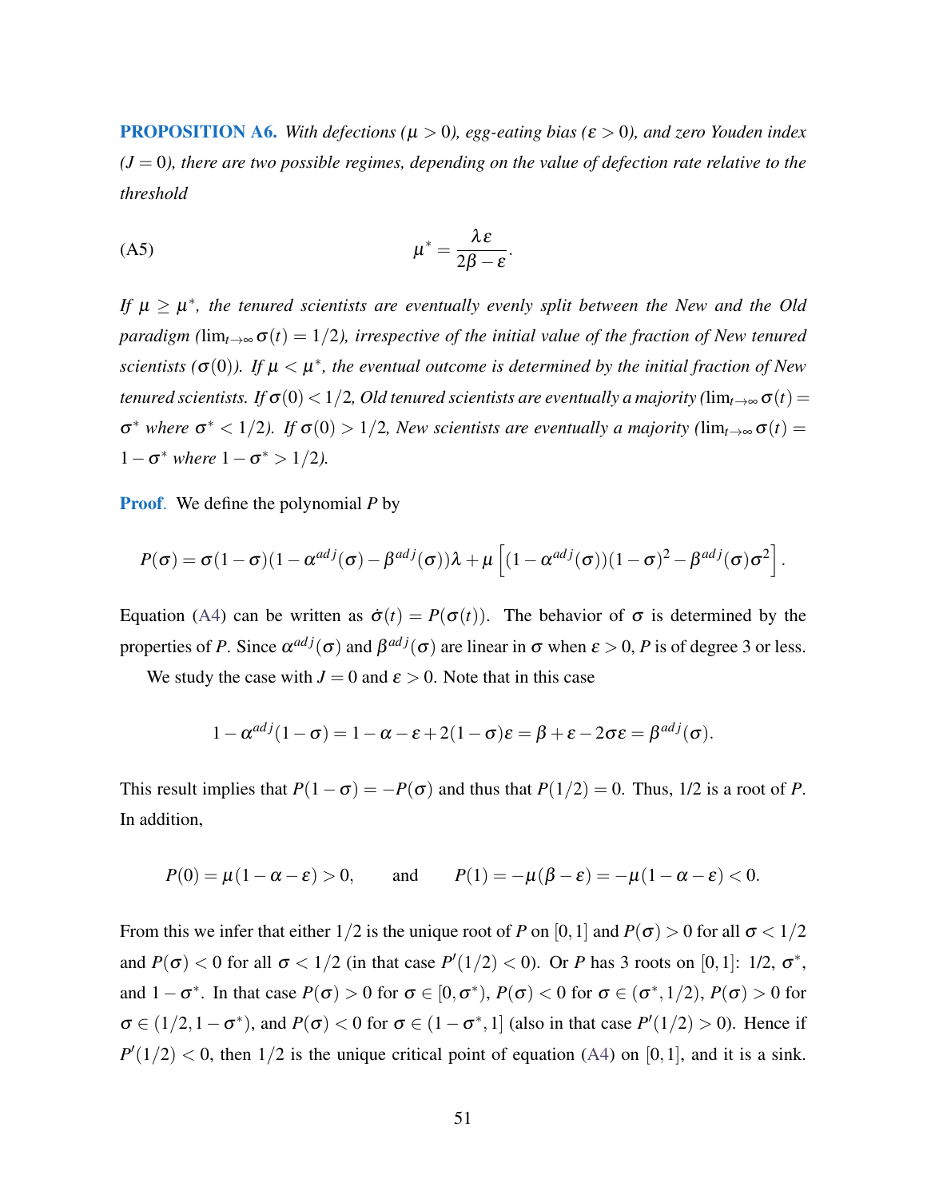**PROPOSITION A6.** *With defections ($\mu > 0$), egg-eating bias ($\varepsilon > 0$), and zero Youden index ($J = 0$), there are two possible regimes, depending on the value of defection rate relative to the threshold*

$$\mu^* = \frac{\lambda \varepsilon}{2\beta - \varepsilon}. \tag{A5}$$

*If $\mu \geq \mu^*$, the tenured scientists are eventually evenly split between the New and the Old paradigm ($\lim_{t\to\infty} \sigma(t) = 1/2$), irrespective of the initial value of the fraction of New tenured scientists ($\sigma(0)$). If $\mu < \mu^*$, the eventual outcome is determined by the initial fraction of New tenured scientists. If $\sigma(0) < 1/2$, Old tenured scientists are eventually a majority ($\lim_{t\to\infty} \sigma(t) = \sigma^*$ where $\sigma^* < 1/2$). If $\sigma(0) > 1/2$, New scientists are eventually a majority ($\lim_{t\to\infty} \sigma(t) = 1 - \sigma^*$ where $1 - \sigma^* > 1/2$).*

**Proof**. We define the polynomial $P$ by

$$P(\sigma) = \sigma(1-\sigma)(1-\alpha^{adj}(\sigma) - \beta^{adj}(\sigma))\lambda + \mu\left[(1-\alpha^{adj}(\sigma))(1-\sigma)^2 - \beta^{adj}(\sigma)\sigma^2\right].$$

Equation (A4) can be written as $\dot{\sigma}(t) = P(\sigma(t))$. The behavior of $\sigma$ is determined by the properties of $P$. Since $\alpha^{adj}(\sigma)$ and $\beta^{adj}(\sigma)$ are linear in $\sigma$ when $\varepsilon > 0$, $P$ is of degree 3 or less.

We study the case with $J = 0$ and $\varepsilon > 0$. Note that in this case

$$1 - \alpha^{adj}(1-\sigma) = 1 - \alpha - \varepsilon + 2(1-\sigma)\varepsilon = \beta + \varepsilon - 2\sigma\varepsilon = \beta^{adj}(\sigma).$$

This result implies that $P(1-\sigma) = -P(\sigma)$ and thus that $P(1/2) = 0$. Thus, 1/2 is a root of $P$. In addition,

$$P(0) = \mu(1-\alpha-\varepsilon) > 0, \qquad \text{and} \qquad P(1) = -\mu(\beta - \varepsilon) = -\mu(1-\alpha-\varepsilon) < 0.$$

From this we infer that either $1/2$ is the unique root of $P$ on $[0,1]$ and $P(\sigma) > 0$ for all $\sigma < 1/2$ and $P(\sigma) < 0$ for all $\sigma < 1/2$ (in that case $P'(1/2) < 0$). Or $P$ has 3 roots on $[0,1]$: 1/2, $\sigma^*$, and $1-\sigma^*$. In that case $P(\sigma) > 0$ for $\sigma \in [0, \sigma^*)$, $P(\sigma) < 0$ for $\sigma \in (\sigma^*, 1/2)$, $P(\sigma) > 0$ for $\sigma \in (1/2, 1-\sigma^*)$, and $P(\sigma) < 0$ for $\sigma \in (1-\sigma^*, 1]$ (also in that case $P'(1/2) > 0$). Hence if $P'(1/2) < 0$, then $1/2$ is the unique critical point of equation (A4) on $[0,1]$, and it is a sink.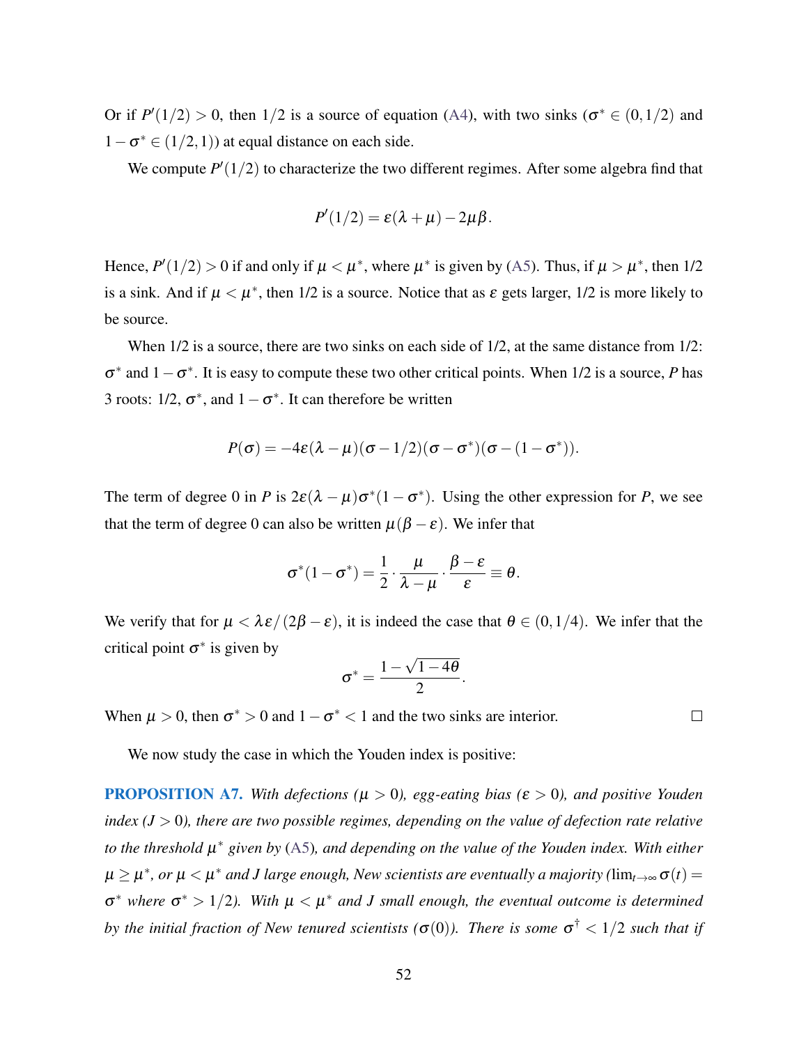Or if $P'(1/2) > 0$, then $1/2$ is a source of equation (A4), with two sinks ($\sigma^* \in (0, 1/2)$ and $1 - \sigma^* \in (1/2, 1)$) at equal distance on each side.

We compute $P'(1/2)$ to characterize the two different regimes. After some algebra find that

$$P'(1/2) = \varepsilon(\lambda + \mu) - 2\mu\beta.$$

Hence, $P'(1/2) > 0$ if and only if $\mu < \mu^*$, where $\mu^*$ is given by (A5). Thus, if $\mu > \mu^*$, then 1/2 is a sink. And if $\mu < \mu^*$, then 1/2 is a source. Notice that as $\varepsilon$ gets larger, 1/2 is more likely to be source.

When 1/2 is a source, there are two sinks on each side of 1/2, at the same distance from 1/2: $\sigma^*$ and $1 - \sigma^*$. It is easy to compute these two other critical points. When 1/2 is a source, $P$ has 3 roots: 1/2, $\sigma^*$, and $1 - \sigma^*$. It can therefore be written

$$P(\sigma) = -4\varepsilon(\lambda - \mu)(\sigma - 1/2)(\sigma - \sigma^*)(\sigma - (1 - \sigma^*)).$$

The term of degree 0 in $P$ is $2\varepsilon(\lambda - \mu)\sigma^*(1 - \sigma^*)$. Using the other expression for $P$, we see that the term of degree 0 can also be written $\mu(\beta - \varepsilon)$. We infer that

$$\sigma^*(1 - \sigma^*) = \frac{1}{2} \cdot \frac{\mu}{\lambda - \mu} \cdot \frac{\beta - \varepsilon}{\varepsilon} \equiv \theta.$$

We verify that for $\mu < \lambda\varepsilon/(2\beta - \varepsilon)$, it is indeed the case that $\theta \in (0, 1/4)$. We infer that the critical point $\sigma^*$ is given by

$$\sigma^* = \frac{1 - \sqrt{1 - 4\theta}}{2}.$$

When $\mu > 0$, then $\sigma^* > 0$ and $1 - \sigma^* < 1$ and the two sinks are interior. □

We now study the case in which the Youden index is positive:

**PROPOSITION A7.** *With defections ($\mu > 0$), egg-eating bias ($\varepsilon > 0$), and positive Youden index ($J > 0$), there are two possible regimes, depending on the value of defection rate relative to the threshold $\mu^*$ given by (A5), and depending on the value of the Youden index. With either $\mu \geq \mu^*$, or $\mu < \mu^*$ and $J$ large enough, New scientists are eventually a majority ($\lim_{t \to \infty} \sigma(t) = \sigma^*$ where $\sigma^* > 1/2$). With $\mu < \mu^*$ and $J$ small enough, the eventual outcome is determined by the initial fraction of New tenured scientists ($\sigma(0)$). There is some $\sigma^\dagger < 1/2$ such that if*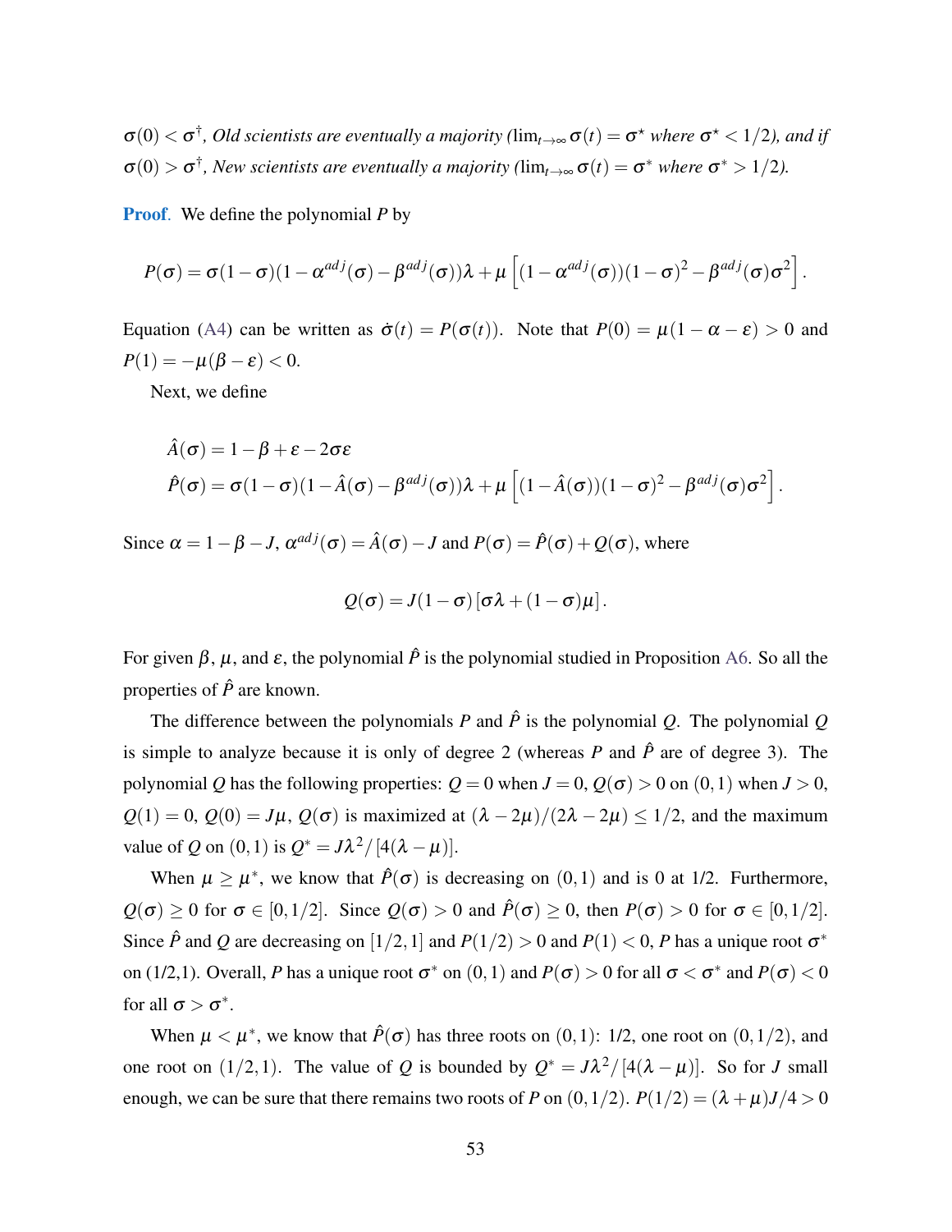$\sigma(0) < \sigma^\dagger$*, Old scientists are eventually a majority (*$\lim_{t\to\infty}\sigma(t) = \sigma^\star$ *where* $\sigma^\star < 1/2$*), and if* $\sigma(0) > \sigma^\dagger$*, New scientists are eventually a majority (*$\lim_{t\to\infty}\sigma(t) = \sigma^*$ *where* $\sigma^* > 1/2$*).*

**Proof.** We define the polynomial $P$ by

$$P(\sigma) = \sigma(1-\sigma)(1-\alpha^{adj}(\sigma)-\beta^{adj}(\sigma))\lambda + \mu\left[(1-\alpha^{adj}(\sigma))(1-\sigma)^2 - \beta^{adj}(\sigma)\sigma^2\right].$$

Equation (A4) can be written as $\dot{\sigma}(t) = P(\sigma(t))$. Note that $P(0) = \mu(1-\alpha-\varepsilon) > 0$ and $P(1) = -\mu(\beta-\varepsilon) < 0$.

Next, we define

$$\hat{A}(\sigma) = 1-\beta+\varepsilon-2\sigma\varepsilon$$
$$\hat{P}(\sigma) = \sigma(1-\sigma)(1-\hat{A}(\sigma)-\beta^{adj}(\sigma))\lambda + \mu\left[(1-\hat{A}(\sigma))(1-\sigma)^2 - \beta^{adj}(\sigma)\sigma^2\right].$$

Since $\alpha = 1-\beta-J$, $\alpha^{adj}(\sigma) = \hat{A}(\sigma) - J$ and $P(\sigma) = \hat{P}(\sigma) + Q(\sigma)$, where

$$Q(\sigma) = J(1-\sigma)\left[\sigma\lambda + (1-\sigma)\mu\right].$$

For given $\beta$, $\mu$, and $\varepsilon$, the polynomial $\hat{P}$ is the polynomial studied in Proposition A6. So all the properties of $\hat{P}$ are known.

The difference between the polynomials $P$ and $\hat{P}$ is the polynomial $Q$. The polynomial $Q$ is simple to analyze because it is only of degree 2 (whereas $P$ and $\hat{P}$ are of degree 3). The polynomial $Q$ has the following properties: $Q = 0$ when $J = 0$, $Q(\sigma) > 0$ on $(0,1)$ when $J > 0$, $Q(1) = 0$, $Q(0) = J\mu$, $Q(\sigma)$ is maximized at $(\lambda-2\mu)/(2\lambda-2\mu) \leq 1/2$, and the maximum value of $Q$ on $(0,1)$ is $Q^* = J\lambda^2/[4(\lambda-\mu)]$.

When $\mu \geq \mu^*$, we know that $\hat{P}(\sigma)$ is decreasing on $(0,1)$ and is 0 at 1/2. Furthermore, $Q(\sigma) \geq 0$ for $\sigma \in [0,1/2]$. Since $Q(\sigma) > 0$ and $\hat{P}(\sigma) \geq 0$, then $P(\sigma) > 0$ for $\sigma \in [0,1/2]$. Since $\hat{P}$ and $Q$ are decreasing on $[1/2,1]$ and $P(1/2) > 0$ and $P(1) < 0$, $P$ has a unique root $\sigma^*$ on (1/2,1). Overall, $P$ has a unique root $\sigma^*$ on $(0,1)$ and $P(\sigma) > 0$ for all $\sigma < \sigma^*$ and $P(\sigma) < 0$ for all $\sigma > \sigma^*$.

When $\mu < \mu^*$, we know that $\hat{P}(\sigma)$ has three roots on $(0,1)$: 1/2, one root on $(0,1/2)$, and one root on $(1/2,1)$. The value of $Q$ is bounded by $Q^* = J\lambda^2/[4(\lambda-\mu)]$. So for $J$ small enough, we can be sure that there remains two roots of $P$ on $(0,1/2)$. $P(1/2) = (\lambda+\mu)J/4 > 0$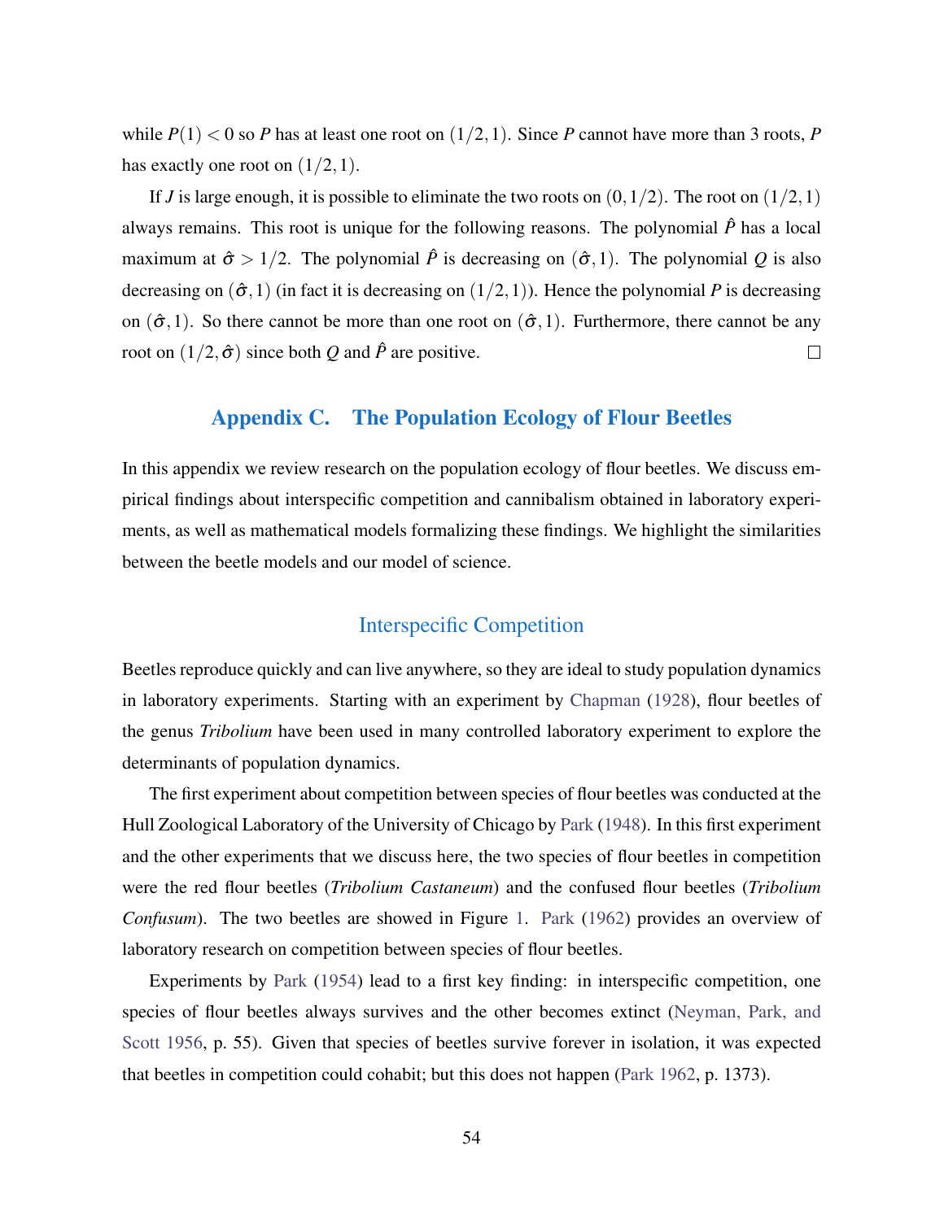while $P(1) < 0$ so $P$ has at least one root on $(1/2, 1)$. Since $P$ cannot have more than 3 roots, $P$ has exactly one root on $(1/2, 1)$.

If $J$ is large enough, it is possible to eliminate the two roots on $(0, 1/2)$. The root on $(1/2, 1)$ always remains. This root is unique for the following reasons. The polynomial $\hat{P}$ has a local maximum at $\hat{\sigma} > 1/2$. The polynomial $\hat{P}$ is decreasing on $(\hat{\sigma}, 1)$. The polynomial $Q$ is also decreasing on $(\hat{\sigma}, 1)$ (in fact it is decreasing on $(1/2, 1)$). Hence the polynomial $P$ is decreasing on $(\hat{\sigma}, 1)$. So there cannot be more than one root on $(\hat{\sigma}, 1)$. Furthermore, there cannot be any root on $(1/2, \hat{\sigma})$ since both $Q$ and $\hat{P}$ are positive. □

## Appendix C. The Population Ecology of Flour Beetles

In this appendix we review research on the population ecology of flour beetles. We discuss empirical findings about interspecific competition and cannibalism obtained in laboratory experiments, as well as mathematical models formalizing these findings. We highlight the similarities between the beetle models and our model of science.

### Interspecific Competition

Beetles reproduce quickly and can live anywhere, so they are ideal to study population dynamics in laboratory experiments. Starting with an experiment by Chapman (1928), flour beetles of the genus *Tribolium* have been used in many controlled laboratory experiment to explore the determinants of population dynamics.

The first experiment about competition between species of flour beetles was conducted at the Hull Zoological Laboratory of the University of Chicago by Park (1948). In this first experiment and the other experiments that we discuss here, the two species of flour beetles in competition were the red flour beetles (*Tribolium Castaneum*) and the confused flour beetles (*Tribolium Confusum*). The two beetles are showed in Figure 1. Park (1962) provides an overview of laboratory research on competition between species of flour beetles.

Experiments by Park (1954) lead to a first key finding: in interspecific competition, one species of flour beetles always survives and the other becomes extinct (Neyman, Park, and Scott 1956, p. 55). Given that species of beetles survive forever in isolation, it was expected that beetles in competition could cohabit; but this does not happen (Park 1962, p. 1373).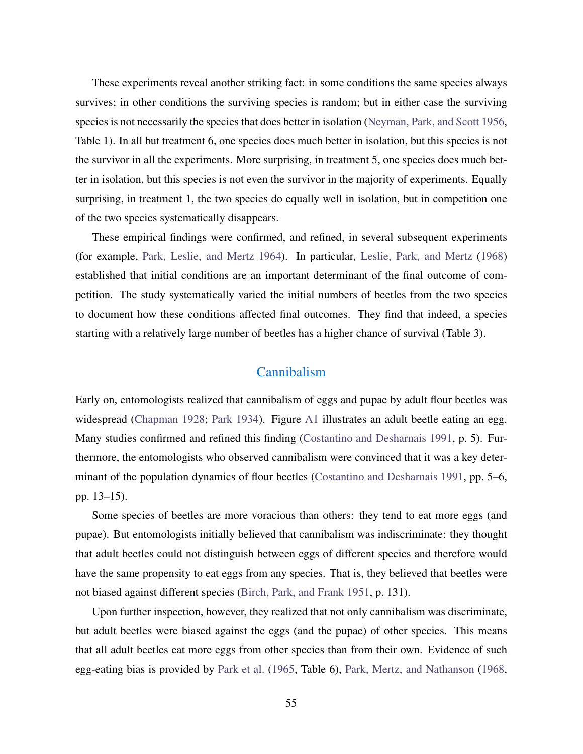These experiments reveal another striking fact: in some conditions the same species always survives; in other conditions the surviving species is random; but in either case the surviving species is not necessarily the species that does better in isolation (Neyman, Park, and Scott 1956, Table 1). In all but treatment 6, one species does much better in isolation, but this species is not the survivor in all the experiments. More surprising, in treatment 5, one species does much better in isolation, but this species is not even the survivor in the majority of experiments. Equally surprising, in treatment 1, the two species do equally well in isolation, but in competition one of the two species systematically disappears.

These empirical findings were confirmed, and refined, in several subsequent experiments (for example, Park, Leslie, and Mertz 1964). In particular, Leslie, Park, and Mertz (1968) established that initial conditions are an important determinant of the final outcome of competition. The study systematically varied the initial numbers of beetles from the two species to document how these conditions affected final outcomes. They find that indeed, a species starting with a relatively large number of beetles has a higher chance of survival (Table 3).

## Cannibalism

Early on, entomologists realized that cannibalism of eggs and pupae by adult flour beetles was widespread (Chapman 1928; Park 1934). Figure A1 illustrates an adult beetle eating an egg. Many studies confirmed and refined this finding (Costantino and Desharnais 1991, p. 5). Furthermore, the entomologists who observed cannibalism were convinced that it was a key determinant of the population dynamics of flour beetles (Costantino and Desharnais 1991, pp. 5–6, pp. 13–15).

Some species of beetles are more voracious than others: they tend to eat more eggs (and pupae). But entomologists initially believed that cannibalism was indiscriminate: they thought that adult beetles could not distinguish between eggs of different species and therefore would have the same propensity to eat eggs from any species. That is, they believed that beetles were not biased against different species (Birch, Park, and Frank 1951, p. 131).

Upon further inspection, however, they realized that not only cannibalism was discriminate, but adult beetles were biased against the eggs (and the pupae) of other species. This means that all adult beetles eat more eggs from other species than from their own. Evidence of such egg-eating bias is provided by Park et al. (1965, Table 6), Park, Mertz, and Nathanson (1968,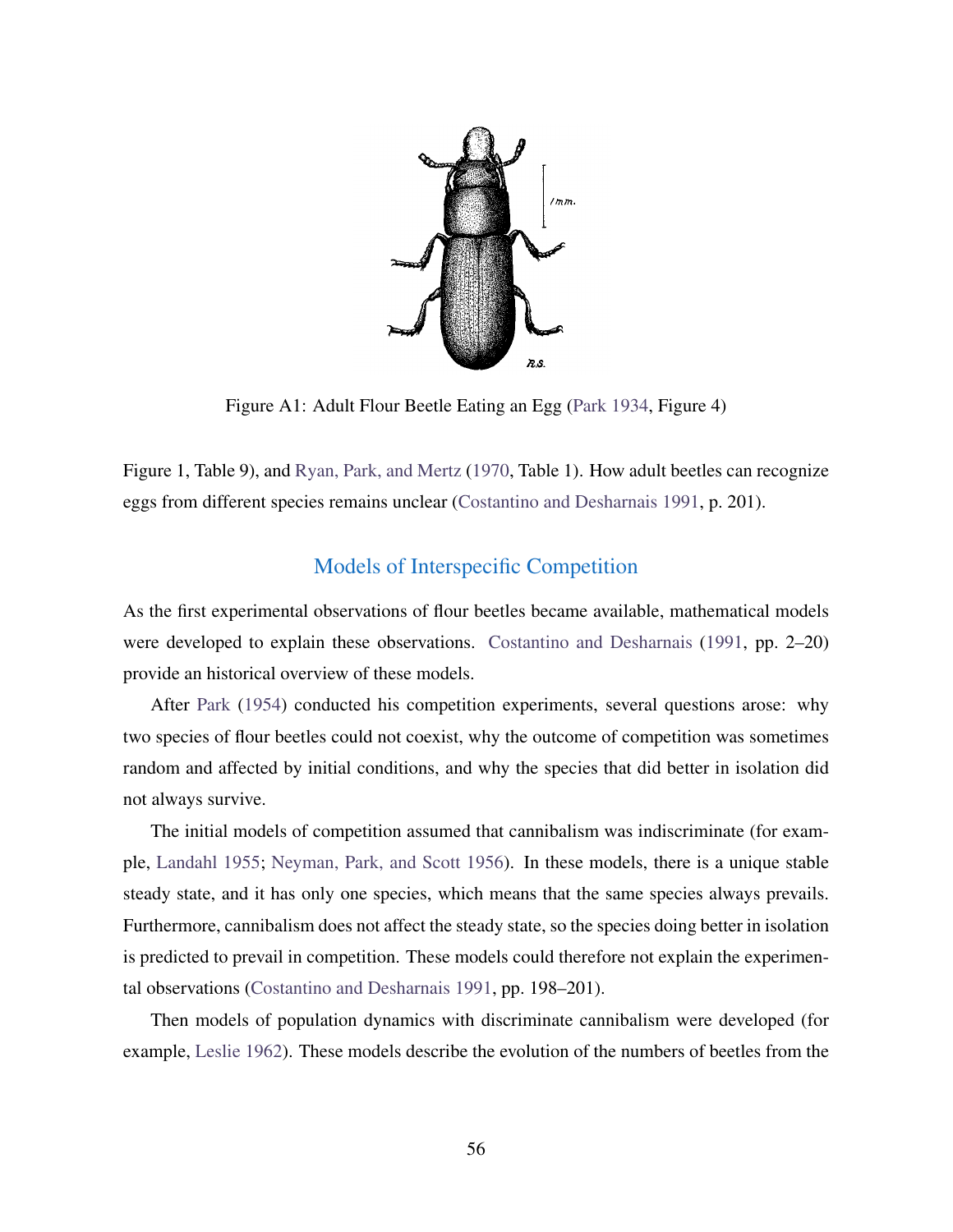Figure A1: Adult Flour Beetle Eating an Egg (Park 1934, Figure 4)

Figure 1, Table 9), and Ryan, Park, and Mertz (1970, Table 1). How adult beetles can recognize eggs from different species remains unclear (Costantino and Desharnais 1991, p. 201).

## Models of Interspecific Competition

As the first experimental observations of flour beetles became available, mathematical models were developed to explain these observations. Costantino and Desharnais (1991, pp. 2–20) provide an historical overview of these models.

After Park (1954) conducted his competition experiments, several questions arose: why two species of flour beetles could not coexist, why the outcome of competition was sometimes random and affected by initial conditions, and why the species that did better in isolation did not always survive.

The initial models of competition assumed that cannibalism was indiscriminate (for example, Landahl 1955; Neyman, Park, and Scott 1956). In these models, there is a unique stable steady state, and it has only one species, which means that the same species always prevails. Furthermore, cannibalism does not affect the steady state, so the species doing better in isolation is predicted to prevail in competition. These models could therefore not explain the experimental observations (Costantino and Desharnais 1991, pp. 198–201).

Then models of population dynamics with discriminate cannibalism were developed (for example, Leslie 1962). These models describe the evolution of the numbers of beetles from the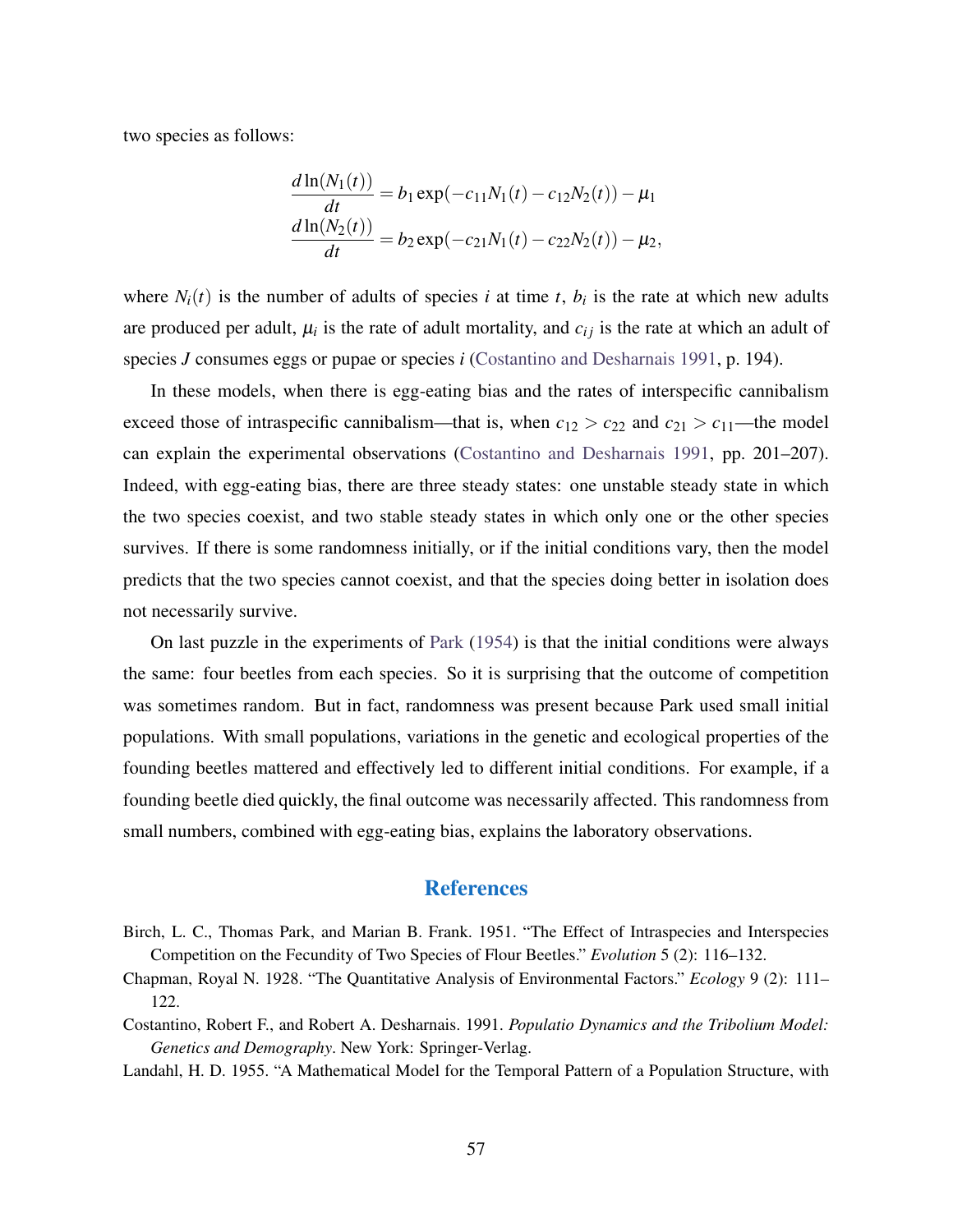two species as follows:

$$
\begin{aligned}
\frac{d\ln(N_1(t))}{dt} &= b_1 \exp(-c_{11}N_1(t) - c_{12}N_2(t)) - \mu_1 \\
\frac{d\ln(N_2(t))}{dt} &= b_2 \exp(-c_{21}N_1(t) - c_{22}N_2(t)) - \mu_2,
\end{aligned}
$$

where $N_i(t)$ is the number of adults of species $i$ at time $t$, $b_i$ is the rate at which new adults are produced per adult, $\mu_i$ is the rate of adult mortality, and $c_{ij}$ is the rate at which an adult of species $J$ consumes eggs or pupae or species $i$ (Costantino and Desharnais 1991, p. 194).

In these models, when there is egg-eating bias and the rates of interspecific cannibalism exceed those of intraspecific cannibalism—that is, when $c_{12} > c_{22}$ and $c_{21} > c_{11}$—the model can explain the experimental observations (Costantino and Desharnais 1991, pp. 201–207). Indeed, with egg-eating bias, there are three steady states: one unstable steady state in which the two species coexist, and two stable steady states in which only one or the other species survives. If there is some randomness initially, or if the initial conditions vary, then the model predicts that the two species cannot coexist, and that the species doing better in isolation does not necessarily survive.

On last puzzle in the experiments of Park (1954) is that the initial conditions were always the same: four beetles from each species. So it is surprising that the outcome of competition was sometimes random. But in fact, randomness was present because Park used small initial populations. With small populations, variations in the genetic and ecological properties of the founding beetles mattered and effectively led to different initial conditions. For example, if a founding beetle died quickly, the final outcome was necessarily affected. This randomness from small numbers, combined with egg-eating bias, explains the laboratory observations.

## References

Birch, L. C., Thomas Park, and Marian B. Frank. 1951. "The Effect of Intraspecies and Interspecies Competition on the Fecundity of Two Species of Flour Beetles." *Evolution* 5 (2): 116–132.

Chapman, Royal N. 1928. "The Quantitative Analysis of Environmental Factors." *Ecology* 9 (2): 111–122.

Costantino, Robert F., and Robert A. Desharnais. 1991. *Populatio Dynamics and the Tribolium Model: Genetics and Demography*. New York: Springer-Verlag.

Landahl, H. D. 1955. "A Mathematical Model for the Temporal Pattern of a Population Structure, with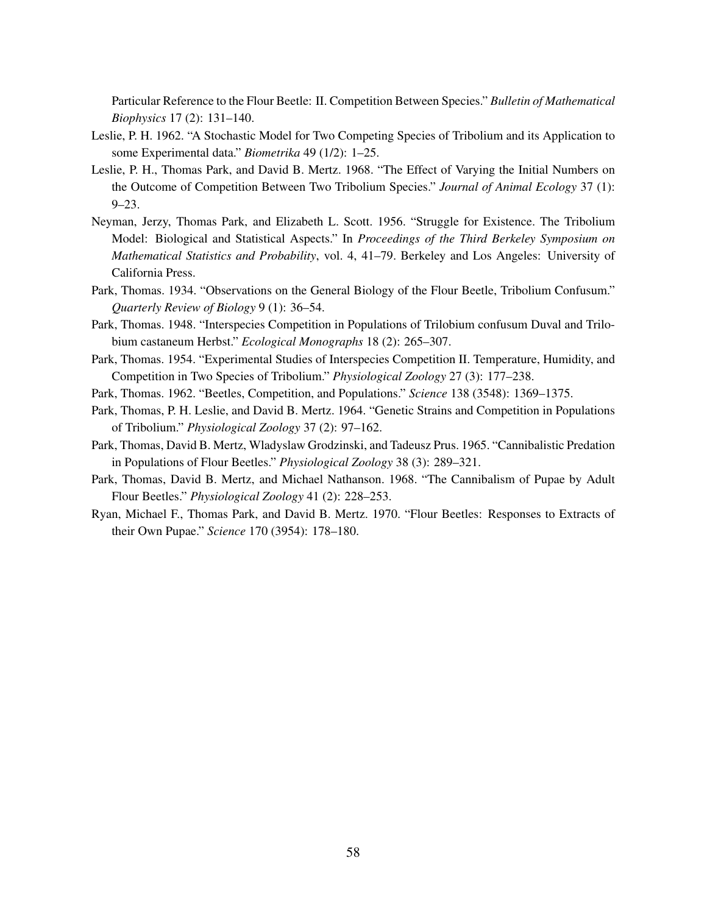Particular Reference to the Flour Beetle: II. Competition Between Species." *Bulletin of Mathematical Biophysics* 17 (2): 131–140.

Leslie, P. H. 1962. "A Stochastic Model for Two Competing Species of Tribolium and its Application to some Experimental data." *Biometrika* 49 (1/2): 1–25.

Leslie, P. H., Thomas Park, and David B. Mertz. 1968. "The Effect of Varying the Initial Numbers on the Outcome of Competition Between Two Tribolium Species." *Journal of Animal Ecology* 37 (1): 9–23.

Neyman, Jerzy, Thomas Park, and Elizabeth L. Scott. 1956. "Struggle for Existence. The Tribolium Model: Biological and Statistical Aspects." In *Proceedings of the Third Berkeley Symposium on Mathematical Statistics and Probability*, vol. 4, 41–79. Berkeley and Los Angeles: University of California Press.

Park, Thomas. 1934. "Observations on the General Biology of the Flour Beetle, Tribolium Confusum." *Quarterly Review of Biology* 9 (1): 36–54.

Park, Thomas. 1948. "Interspecies Competition in Populations of Trilobium confusum Duval and Trilobium castaneum Herbst." *Ecological Monographs* 18 (2): 265–307.

Park, Thomas. 1954. "Experimental Studies of Interspecies Competition II. Temperature, Humidity, and Competition in Two Species of Tribolium." *Physiological Zoology* 27 (3): 177–238.

Park, Thomas. 1962. "Beetles, Competition, and Populations." *Science* 138 (3548): 1369–1375.

Park, Thomas, P. H. Leslie, and David B. Mertz. 1964. "Genetic Strains and Competition in Populations of Tribolium." *Physiological Zoology* 37 (2): 97–162.

Park, Thomas, David B. Mertz, Wladyslaw Grodzinski, and Tadeusz Prus. 1965. "Cannibalistic Predation in Populations of Flour Beetles." *Physiological Zoology* 38 (3): 289–321.

Park, Thomas, David B. Mertz, and Michael Nathanson. 1968. "The Cannibalism of Pupae by Adult Flour Beetles." *Physiological Zoology* 41 (2): 228–253.

Ryan, Michael F., Thomas Park, and David B. Mertz. 1970. "Flour Beetles: Responses to Extracts of their Own Pupae." *Science* 170 (3954): 178–180.